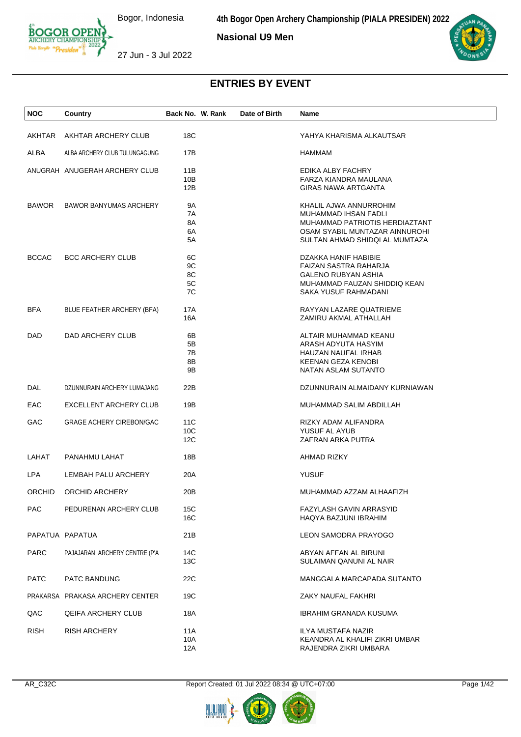# 4th Bogor Open Archery Championship (PIALA PRESIDEN) 2022

Bogor, Indonesia

27 Jun - 3 Jul 2022

**Nasional U9 Men**

## ENTRIES BY EVENT

| NOC | Country | Back No. | W. Rank | Date of Birth | Name |
|---|---|---|---|---|---|
| AKHTAR | AKHTAR ARCHERY CLUB | 18C | | | YAHYA KHARISMA ALKAUTSAR |
| ALBA | ALBA ARCHERY CLUB TULUNGAGUNG | 17B | | | HAMMAM |
| ANUGRAH | ANUGERAH ARCHERY CLUB | 11B | | | EDIKA ALBY FACHRY |
| | | 10B | | | FARZA KIANDRA MAULANA |
| | | 12B | | | GIRAS NAWA ARTGANTA |
| BAWOR | BAWOR BANYUMAS ARCHERY | 9A | | | KHALIL AJWA ANNURROHIM |
| | | 7A | | | MUHAMMAD IHSAN FADLI |
| | | 8A | | | MUHAMMAD PATRIOTIS HERDIAZTANT |
| | | 6A | | | OSAM SYABIL MUNTAZAR AINNUROHI |
| | | 5A | | | SULTAN AHMAD SHIDQI AL MUMTAZA |
| BCCAC | BCC ARCHERY CLUB | 6C | | | DZAKKA HANIF HABIBIE |
| | | 9C | | | FAIZAN SASTRA RAHARJA |
| | | 8C | | | GALENO RUBYAN ASHIA |
| | | 5C | | | MUHAMMAD FAUZAN SHIDDIQ KEAN |
| | | 7C | | | SAKA YUSUF RAHMADANI |
| BFA | BLUE FEATHER ARCHERY (BFA) | 17A | | | RAYYAN LAZARE QUATRIEME |
| | | 16A | | | ZAMIRU AKMAL ATHALLAH |
| DAD | DAD ARCHERY CLUB | 6B | | | ALTAIR MUHAMMAD KEANU |
| | | 5B | | | ARASH ADYUTA HASYIM |
| | | 7B | | | HAUZAN NAUFAL IRHAB |
| | | 8B | | | KEENAN GEZA KENOBI |
| | | 9B | | | NATAN ASLAM SUTANTO |
| DAL | DZUNNURAIN ARCHERY LUMAJANG | 22B | | | DZUNNURAIN ALMAIDANY KURNIAWAN |
| EAC | EXCELLENT ARCHERY CLUB | 19B | | | MUHAMMAD SALIM ABDILLAH |
| GAC | GRAGE ACHERY CIREBON/GAC | 11C | | | RIZKY ADAM ALIFANDRA |
| | | 10C | | | YUSUF AL AYUB |
| | | 12C | | | ZAFRAN ARKA PUTRA |
| LAHAT | PANAHMU LAHAT | 18B | | | AHMAD RIZKY |
| LPA | LEMBAH PALU ARCHERY | 20A | | | YUSUF |
| ORCHID | ORCHID ARCHERY | 20B | | | MUHAMMAD AZZAM ALHAAFIZH |
| PAC | PEDURENAN ARCHERY CLUB | 15C | | | FAZYLASH GAVIN ARRASYID |
| | | 16C | | | HAQYA BAZJUNI IBRAHIM |
| PAPATUA | PAPATUA | 21B | | | LEON SAMODRA PRAYOGO |
| PARC | PAJAJARAN ARCHERY CENTRE (P'A | 14C | | | ABYAN AFFAN AL BIRUNI |
| | | 13C | | | SULAIMAN QANUNI AL NAIR |
| PATC | PATC BANDUNG | 22C | | | MANGGALA MARCAPADA SUTANTO |
| PRAKARSA | PRAKASA ARCHERY CENTER | 19C | | | ZAKY NAUFAL FAKHRI |
| QAC | QEIFA ARCHERY CLUB | 18A | | | IBRAHIM GRANADA KUSUMA |
| RISH | RISH ARCHERY | 11A | | | ILYA MUSTAFA NAZIR |
| | | 10A | | | KEANDRA AL KHALIFI ZIKRI UMBAR |
| | | 12A | | | RAJENDRA ZIKRI UMBARA |

AR_C32C Report Created: 01 Jul 2022 08:34 @ UTC+07:00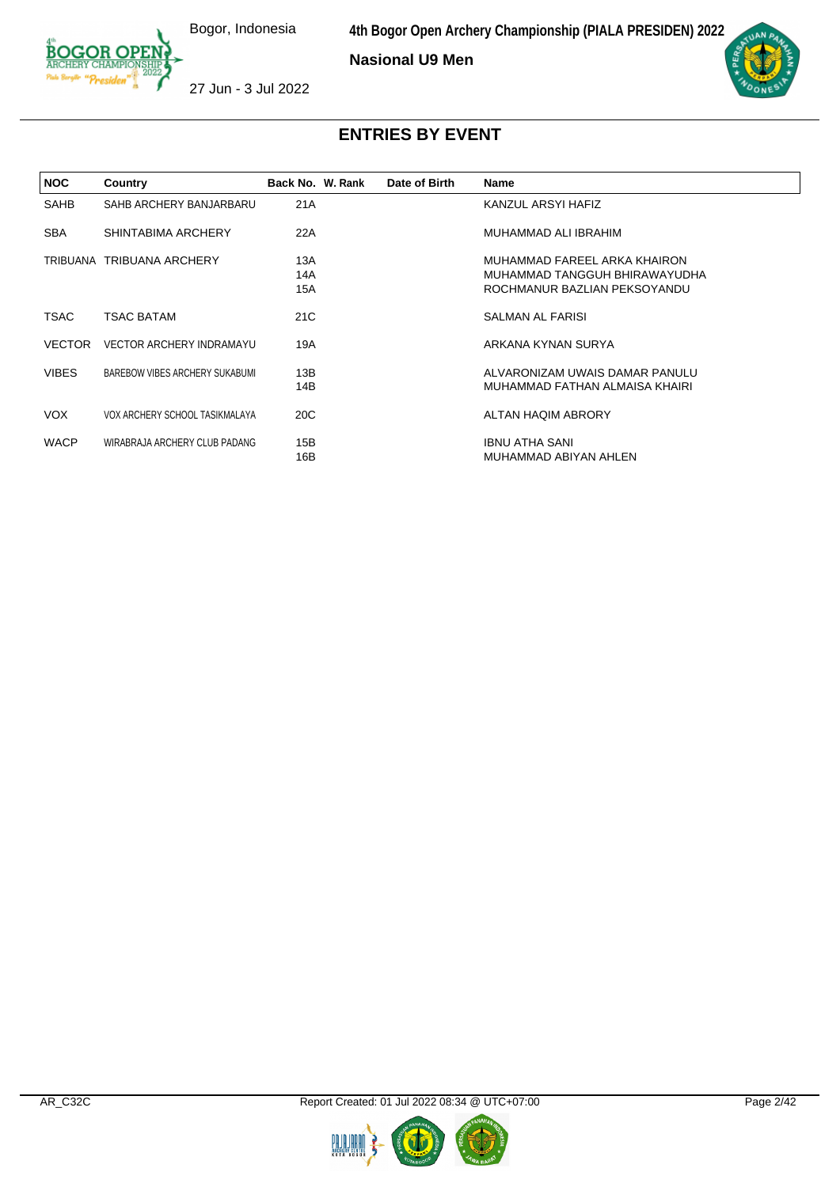## Nasional U9 Men

## ENTRIES BY EVENT

| NOC | Country | Back No. | W. Rank | Date of Birth | Name |
|---|---|---|---|---|---|
| SAHB | SAHB ARCHERY BANJARBARU | 21A | | | KANZUL ARSYI HAFIZ |
| SBA | SHINTABIMA ARCHERY | 22A | | | MUHAMMAD ALI IBRAHIM |
| TRIBUANA | TRIBUANA ARCHERY | 13A | | | MUHAMMAD FAREEL ARKA KHAIRON |
| | | 14A | | | MUHAMMAD TANGGUH BHIRAWAYUDHA |
| | | 15A | | | ROCHMANUR BAZLIAN PEKSOYANDU |
| TSAC | TSAC BATAM | 21C | | | SALMAN AL FARISI |
| VECTOR | VECTOR ARCHERY INDRAMAYU | 19A | | | ARKANA KYNAN SURYA |
| VIBES | BAREBOW VIBES ARCHERY SUKABUMI | 13B | | | ALVARONIZAM UWAIS DAMAR PANULU |
| | | 14B | | | MUHAMMAD FATHAN ALMAISA KHAIRI |
| VOX | VOX ARCHERY SCHOOL TASIKMALAYA | 20C | | | ALTAN HAQIM ABRORY |
| WACP | WIRABRAJA ARCHERY CLUB PADANG | 15B | | | IBNU ATHA SANI |
| | | 16B | | | MUHAMMAD ABIYAN AHLEN |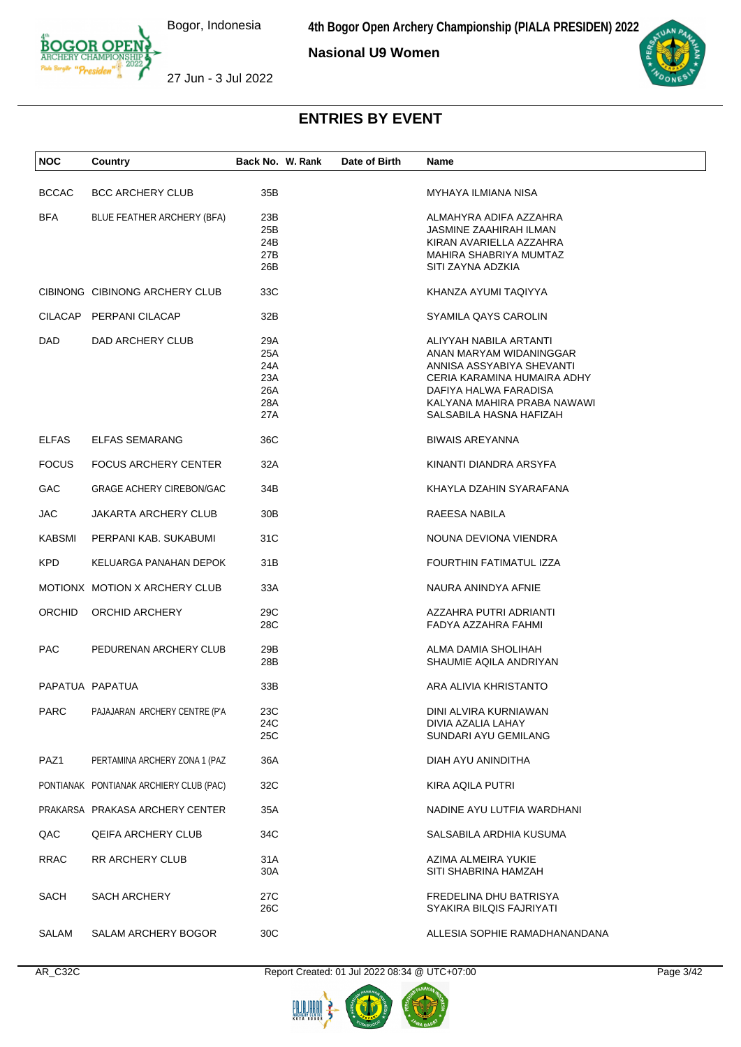## Nasional U9 Women

# ENTRIES BY EVENT

| NOC | Country | Back No. | W. Rank | Date of Birth | Name |
|---|---|---|---|---|---|
| BCCAC | BCC ARCHERY CLUB | 35B | | | MYHAYA ILMIANA NISA |
| BFA | BLUE FEATHER ARCHERY (BFA) | 23B | | | ALMAHYRA ADIFA AZZAHRA |
| | | 25B | | | JASMINE ZAAHIRAH ILMAN |
| | | 24B | | | KIRAN AVARIELLA AZZAHRA |
| | | 27B | | | MAHIRA SHABRIYA MUMTAZ |
| | | 26B | | | SITI ZAYNA ADZKIA |
| CIBINONG | CIBINONG ARCHERY CLUB | 33C | | | KHANZA AYUMI TAQIYYA |
| CILACAP | PERPANI CILACAP | 32B | | | SYAMILA QAYS CAROLIN |
| DAD | DAD ARCHERY CLUB | 29A | | | ALIYYAH NABILA ARTANTI |
| | | 25A | | | ANAN MARYAM WIDANINGGAR |
| | | 24A | | | ANNISA ASSYABIYA SHEVANTI |
| | | 23A | | | CERIA KARAMINA HUMAIRA ADHY |
| | | 26A | | | DAFIYA HALWA FARADISA |
| | | 28A | | | KALYANA MAHIRA PRABA NAWAWI |
| | | 27A | | | SALSABILA HASNA HAFIZAH |
| ELFAS | ELFAS SEMARANG | 36C | | | BIWAIS AREYANNA |
| FOCUS | FOCUS ARCHERY CENTER | 32A | | | KINANTI DIANDRA ARSYFA |
| GAC | GRAGE ACHERY CIREBON/GAC | 34B | | | KHAYLA DZAHIN SYARAFANA |
| JAC | JAKARTA ARCHERY CLUB | 30B | | | RAEESA NABILA |
| KABSMI | PERPANI KAB. SUKABUMI | 31C | | | NOUNA DEVIONA VIENDRA |
| KPD | KELUARGA PANAHAN DEPOK | 31B | | | FOURTHIN FATIMATUL IZZA |
| MOTIONX | MOTION X ARCHERY CLUB | 33A | | | NAURA ANINDYA AFNIE |
| ORCHID | ORCHID ARCHERY | 29C | | | AZZAHRA PUTRI ADRIANTI |
| | | 28C | | | FADYA AZZAHRA FAHMI |
| PAC | PEDURENAN ARCHERY CLUB | 29B | | | ALMA DAMIA SHOLIHAH |
| | | 28B | | | SHAUMIE AQILA ANDRIYAN |
| PAPATUA | PAPATUA | 33B | | | ARA ALIVIA KHRISTANTO |
| PARC | PAJAJARAN ARCHERY CENTRE (P'A | 23C | | | DINI ALVIRA KURNIAWAN |
| | | 24C | | | DIVIA AZALIA LAHAY |
| | | 25C | | | SUNDARI AYU GEMILANG |
| PAZ1 | PERTAMINA ARCHERY ZONA 1 (PAZ | 36A | | | DIAH AYU ANINDITHA |
| PONTIANAK | PONTIANAK ARCHIERY CLUB (PAC) | 32C | | | KIRA AQILA PUTRI |
| PRAKARSA | PRAKASA ARCHERY CENTER | 35A | | | NADINE AYU LUTFIA WARDHANI |
| QAC | QEIFA ARCHERY CLUB | 34C | | | SALSABILA ARDHIA KUSUMA |
| RRAC | RR ARCHERY CLUB | 31A | | | AZIMA ALMEIRA YUKIE |
| | | 30A | | | SITI SHABRINA HAMZAH |
| SACH | SACH ARCHERY | 27C | | | FREDELINA DHU BATRISYA |
| | | 26C | | | SYAKIRA BILQIS FAJRIYATI |
| SALAM | SALAM ARCHERY BOGOR | 30C | | | ALLESIA SOPHIE RAMADHANANDANA |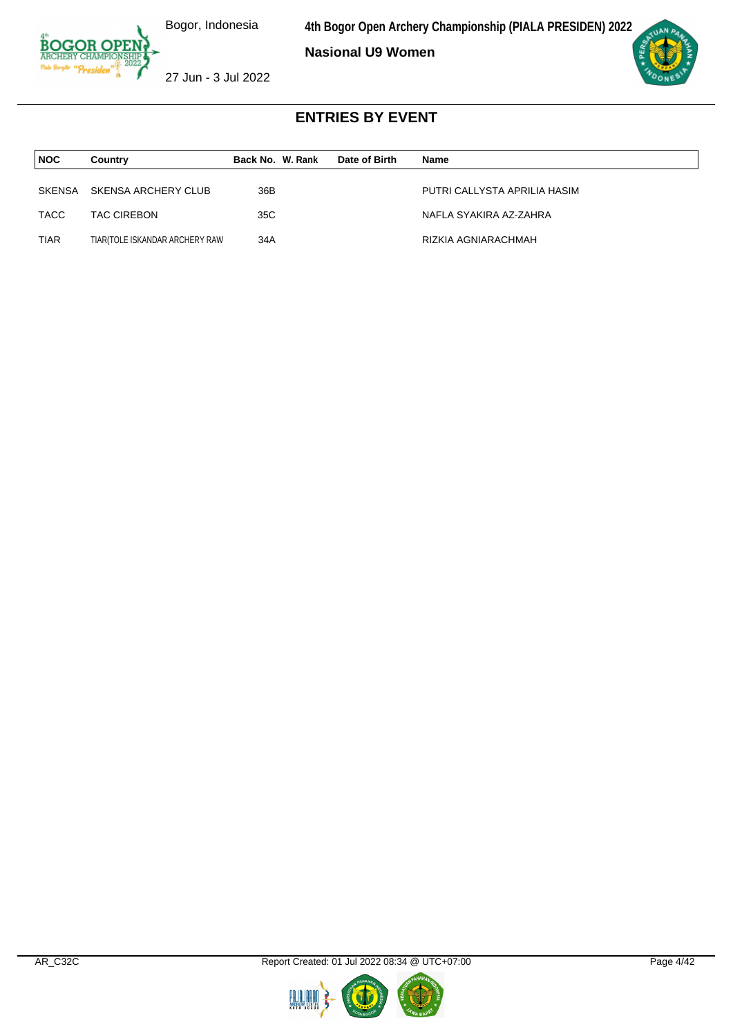# ENTRIES BY EVENT

## Nasional U9 Women

| NOC | Country | Back No. | W. Rank | Date of Birth | Name |
|---|---|---|---|---|---|
| SKENSA | SKENSA ARCHERY CLUB | 36B | | | PUTRI CALLYSTA APRILIA HASIM |
| TACC | TAC CIREBON | 35C | | | NAFLA SYAKIRA AZ-ZAHRA |
| TIAR | TIAR(TOLE ISKANDAR ARCHERY RAW | 34A | | | RIZKIA AGNIARACHMAH |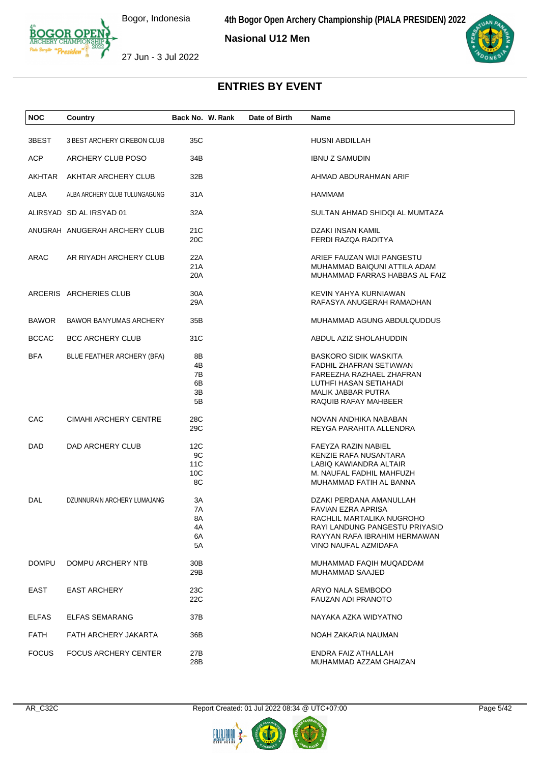**4th Bogor Open Archery Championship (PIALA PRESIDEN) 2022**

**Nasional U12 Men**

Bogor, Indonesia

27 Jun - 3 Jul 2022

## ENTRIES BY EVENT

| NOC | Country | Back No. | W. Rank | Date of Birth | Name |
|---|---|---|---|---|---|
| 3BEST | 3 BEST ARCHERY CIREBON CLUB | 35C | | | HUSNI ABDILLAH |
| ACP | ARCHERY CLUB POSO | 34B | | | IBNU Z SAMUDIN |
| AKHTAR | AKHTAR ARCHERY CLUB | 32B | | | AHMAD ABDURAHMAN ARIF |
| ALBA | ALBA ARCHERY CLUB TULUNGAGUNG | 31A | | | HAMMAM |
| ALIRSYAD | SD AL IRSYAD 01 | 32A | | | SULTAN AHMAD SHIDQI AL MUMTAZA |
| ANUGRAH | ANUGERAH ARCHERY CLUB | 21C | | | DZAKI INSAN KAMIL |
| | | 20C | | | FERDI RAZQA RADITYA |
| ARAC | AR RIYADH ARCHERY CLUB | 22A | | | ARIEF FAUZAN WIJI PANGESTU |
| | | 21A | | | MUHAMMAD BAIQUNI ATTILA ADAM |
| | | 20A | | | MUHAMMAD FARRAS HABBAS AL FAIZ |
| ARCERIS | ARCHERIES CLUB | 30A | | | KEVIN YAHYA KURNIAWAN |
| | | 29A | | | RAFASYA ANUGERAH RAMADHAN |
| BAWOR | BAWOR BANYUMAS ARCHERY | 35B | | | MUHAMMAD AGUNG ABDULQUDDUS |
| BCCAC | BCC ARCHERY CLUB | 31C | | | ABDUL AZIZ SHOLAHUDDIN |
| BFA | BLUE FEATHER ARCHERY (BFA) | 8B | | | BASKORO SIDIK WASKITA |
| | | 4B | | | FADHIL ZHAFRAN SETIAWAN |
| | | 7B | | | FAREEZHA RAZHAEL ZHAFRAN |
| | | 6B | | | LUTHFI HASAN SETIAHADI |
| | | 3B | | | MALIK JABBAR PUTRA |
| | | 5B | | | RAQUIB RAFAY MAHBEER |
| CAC | CIMAHI ARCHERY CENTRE | 28C | | | NOVAN ANDHIKA NABABAN |
| | | 29C | | | REYGA PARAHITA ALLENDRA |
| DAD | DAD ARCHERY CLUB | 12C | | | FAEYZA RAZIN NABIEL |
| | | 9C | | | KENZIE RAFA NUSANTARA |
| | | 11C | | | LABIQ KAWIANDRA ALTAIR |
| | | 10C | | | M. NAUFAL FADHIL MAHFUZH |
| | | 8C | | | MUHAMMAD FATIH AL BANNA |
| DAL | DZUNNURAIN ARCHERY LUMAJANG | 3A | | | DZAKI PERDANA AMANULLAH |
| | | 7A | | | FAVIAN EZRA APRISA |
| | | 8A | | | RACHLIL MARTALIKA NUGROHO |
| | | 4A | | | RAYI LANDUNG PANGESTU PRIYASID |
| | | 6A | | | RAYYAN RAFA IBRAHIM HERMAWAN |
| | | 5A | | | VINO NAUFAL AZMIDAFA |
| DOMPU | DOMPU ARCHERY NTB | 30B | | | MUHAMMAD FAQIH MUQADDAM |
| | | 29B | | | MUHAMMAD SAAJED |
| EAST | EAST ARCHERY | 23C | | | ARYO NALA SEMBODO |
| | | 22C | | | FAUZAN ADI PRANOTO |
| ELFAS | ELFAS SEMARANG | 37B | | | NAYAKA AZKA WIDYATNO |
| FATH | FATH ARCHERY JAKARTA | 36B | | | NOAH ZAKARIA NAUMAN |
| FOCUS | FOCUS ARCHERY CENTER | 27B | | | ENDRA FAIZ ATHALLAH |
| | | 28B | | | MUHAMMAD AZZAM GHAIZAN |

AR_C32C Report Created: 01 Jul 2022 08:34 @ UTC+07:00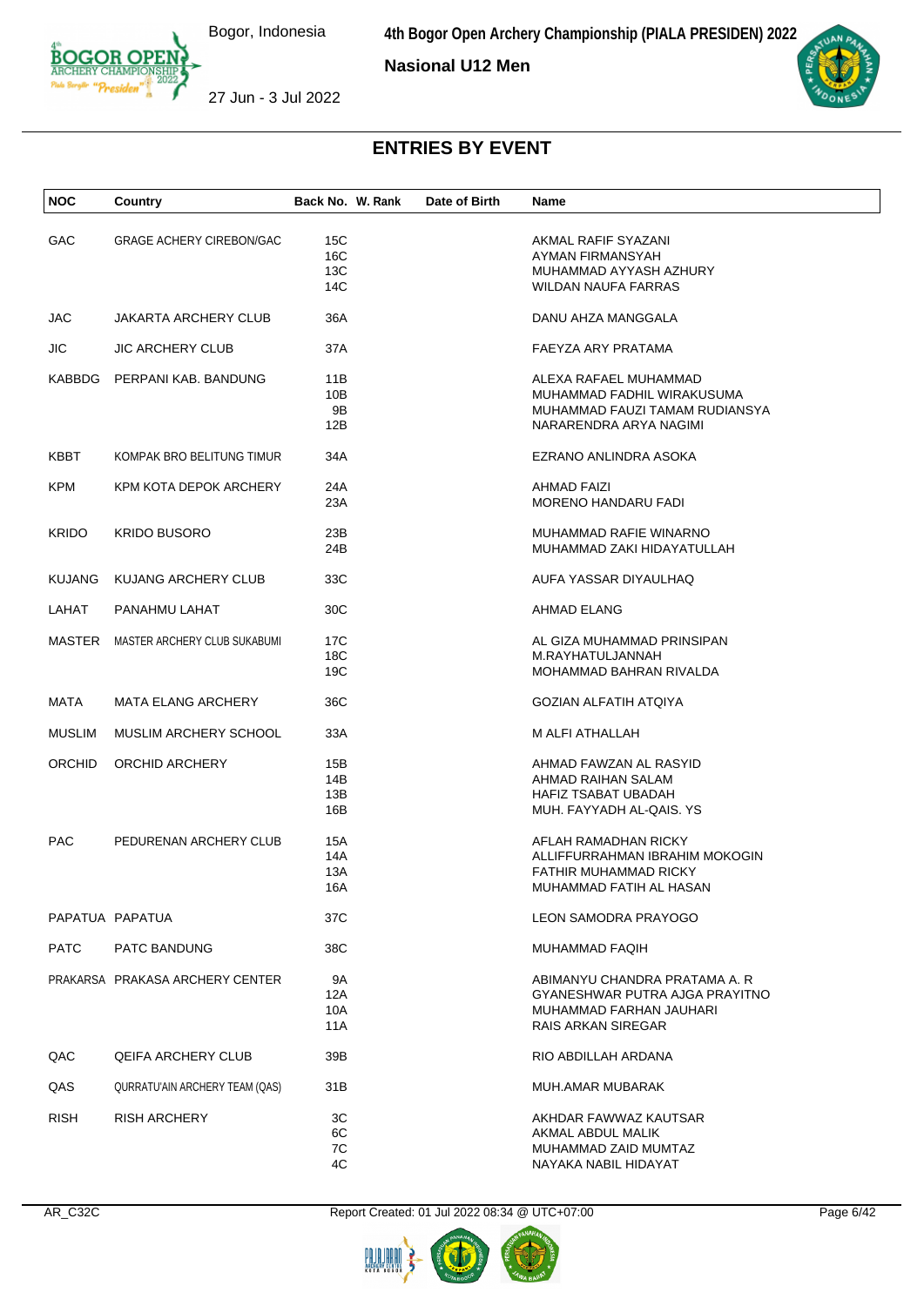## ENTRIES BY EVENT

| NOC | Country | Back No. | W. Rank | Date of Birth | Name |
|---|---|---|---|---|---|
| GAC | GRAGE ACHERY CIREBON/GAC | 15C | | | AKMAL RAFIF SYAZANI |
| | | 16C | | | AYMAN FIRMANSYAH |
| | | 13C | | | MUHAMMAD AYYASH AZHURY |
| | | 14C | | | WILDAN NAUFA FARRAS |
| JAC | JAKARTA ARCHERY CLUB | 36A | | | DANU AHZA MANGGALA |
| JIC | JIC ARCHERY CLUB | 37A | | | FAEYZA ARY PRATAMA |
| KABBDG | PERPANI KAB. BANDUNG | 11B | | | ALEXA RAFAEL MUHAMMAD |
| | | 10B | | | MUHAMMAD FADHIL WIRAKUSUMA |
| | | 9B | | | MUHAMMAD FAUZI TAMAM RUDIANSYA |
| | | 12B | | | NARARENDRA ARYA NAGIMI |
| KBBT | KOMPAK BRO BELITUNG TIMUR | 34A | | | EZRANO ANLINDRA ASOKA |
| KPM | KPM KOTA DEPOK ARCHERY | 24A | | | AHMAD FAIZI |
| | | 23A | | | MORENO HANDARU FADI |
| KRIDO | KRIDO BUSORO | 23B | | | MUHAMMAD RAFIE WINARNO |
| | | 24B | | | MUHAMMAD ZAKI HIDAYATULLAH |
| KUJANG | KUJANG ARCHERY CLUB | 33C | | | AUFA YASSAR DIYAULHAQ |
| LAHAT | PANAHMU LAHAT | 30C | | | AHMAD ELANG |
| MASTER | MASTER ARCHERY CLUB SUKABUMI | 17C | | | AL GIZA MUHAMMAD PRINSIPAN |
| | | 18C | | | M.RAYHATULJANNAH |
| | | 19C | | | MOHAMMAD BAHRAN RIVALDA |
| MATA | MATA ELANG ARCHERY | 36C | | | GOZIAN ALFATIH ATQIYA |
| MUSLIM | MUSLIM ARCHERY SCHOOL | 33A | | | M ALFI ATHALLAH |
| ORCHID | ORCHID ARCHERY | 15B | | | AHMAD FAWZAN AL RASYID |
| | | 14B | | | AHMAD RAIHAN SALAM |
| | | 13B | | | HAFIZ TSABAT UBADAH |
| | | 16B | | | MUH. FAYYADH AL-QAIS. YS |
| PAC | PEDURENAN ARCHERY CLUB | 15A | | | AFLAH RAMADHAN RICKY |
| | | 14A | | | ALLIFFURRAHMAN IBRAHIM MOKOGIN |
| | | 13A | | | FATHIR MUHAMMAD RICKY |
| | | 16A | | | MUHAMMAD FATIH AL HASAN |
| PAPATUA | PAPATUA | 37C | | | LEON SAMODRA PRAYOGO |
| PATC | PATC BANDUNG | 38C | | | MUHAMMAD FAQIH |
| PRAKARSA | PRAKASA ARCHERY CENTER | 9A | | | ABIMANYU CHANDRA PRATAMA A. R |
| | | 12A | | | GYANESHWAR PUTRA AJGA PRAYITNO |
| | | 10A | | | MUHAMMAD FARHAN JAUHARI |
| | | 11A | | | RAIS ARKAN SIREGAR |
| QAC | QEIFA ARCHERY CLUB | 39B | | | RIO ABDILLAH ARDANA |
| QAS | QURRATU'AIN ARCHERY TEAM (QAS) | 31B | | | MUH.AMAR MUBARAK |
| RISH | RISH ARCHERY | 3C | | | AKHDAR FAWWAZ KAUTSAR |
| | | 6C | | | AKMAL ABDUL MALIK |
| | | 7C | | | MUHAMMAD ZAID MUMTAZ |
| | | 4C | | | NAYAKA NABIL HIDAYAT |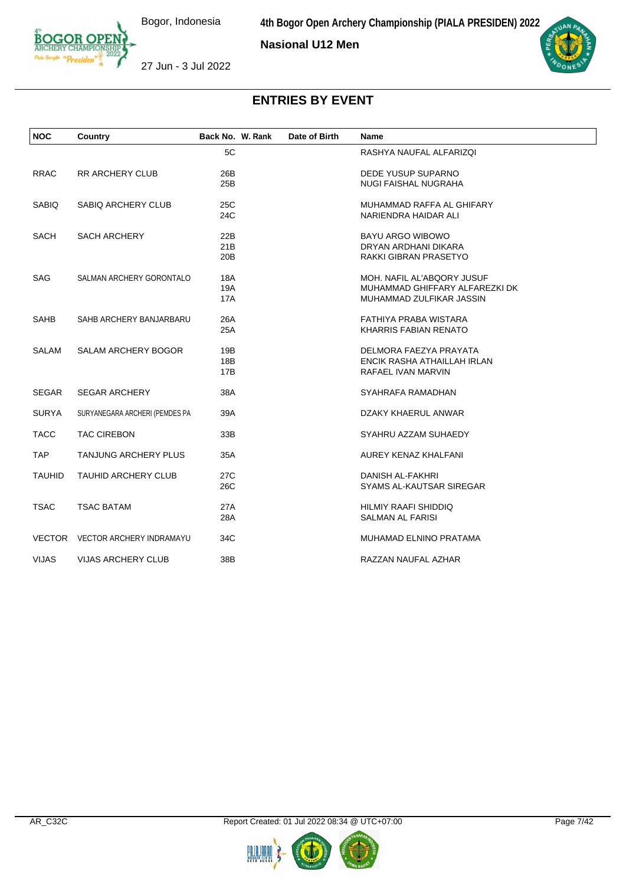## ENTRIES BY EVENT

Nasional U12 Men

| NOC | Country | Back No. | W. Rank | Date of Birth | Name |
|---|---|---|---|---|---|
| | | 5C | | | RASHYA NAUFAL ALFARIZQI |
| RRAC | RR ARCHERY CLUB | 26B | | | DEDE YUSUP SUPARNO |
| | | 25B | | | NUGI FAISHAL NUGRAHA |
| SABIQ | SABIQ ARCHERY CLUB | 25C | | | MUHAMMAD RAFFA AL GHIFARY |
| | | 24C | | | NARIENDRA HAIDAR ALI |
| SACH | SACH ARCHERY | 22B | | | BAYU ARGO WIBOWO |
| | | 21B | | | DRYAN ARDHANI DIKARA |
| | | 20B | | | RAKKI GIBRAN PRASETYO |
| SAG | SALMAN ARCHERY GORONTALO | 18A | | | MOH. NAFIL AL'ABQORY JUSUF |
| | | 19A | | | MUHAMMAD GHIFFARY ALFAREZKI DK |
| | | 17A | | | MUHAMMAD ZULFIKAR JASSIN |
| SAHB | SAHB ARCHERY BANJARBARU | 26A | | | FATHIYA PRABA WISTARA |
| | | 25A | | | KHARRIS FABIAN RENATO |
| SALAM | SALAM ARCHERY BOGOR | 19B | | | DELMORA FAEZYA PRAYATA |
| | | 18B | | | ENCIK RASHA ATHAILLAH IRLAN |
| | | 17B | | | RAFAEL IVAN MARVIN |
| SEGAR | SEGAR ARCHERY | 38A | | | SYAHRAFA RAMADHAN |
| SURYA | SURYANEGARA ARCHERI (PEMDES PA | 39A | | | DZAKY KHAERUL ANWAR |
| TACC | TAC CIREBON | 33B | | | SYAHRU AZZAM SUHAEDY |
| TAP | TANJUNG ARCHERY PLUS | 35A | | | AUREY KENAZ KHALFANI |
| TAUHID | TAUHID ARCHERY CLUB | 27C | | | DANISH AL-FAKHRI |
| | | 26C | | | SYAMS AL-KAUTSAR SIREGAR |
| TSAC | TSAC BATAM | 27A | | | HILMIY RAAFI SHIDDIQ |
| | | 28A | | | SALMAN AL FARISI |
| VECTOR | VECTOR ARCHERY INDRAMAYU | 34C | | | MUHAMAD ELNINO PRATAMA |
| VIJAS | VIJAS ARCHERY CLUB | 38B | | | RAZZAN NAUFAL AZHAR |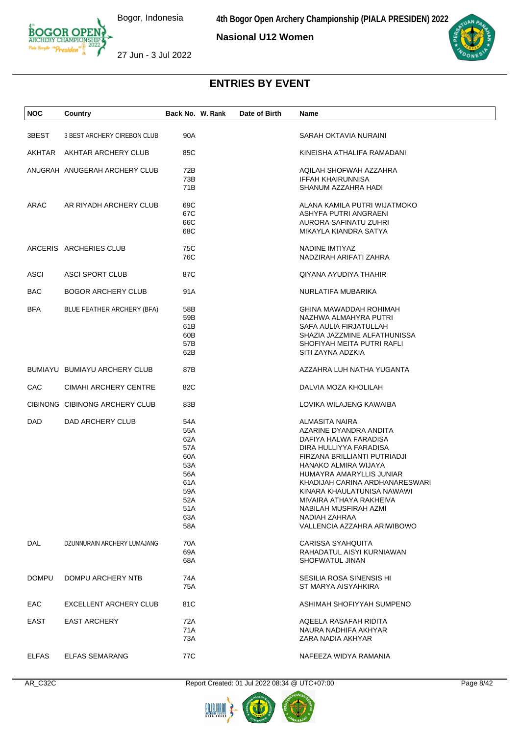# 4th Bogor Open Archery Championship (PIALA PRESIDEN) 2022

Bogor, Indonesia

27 Jun - 3 Jul 2022

**Nasional U12 Women**

## ENTRIES BY EVENT

| NOC | Country | Back No. | W. Rank | Date of Birth | Name |
|---|---|---|---|---|---|
| 3BEST | 3 BEST ARCHERY CIREBON CLUB | 90A | | | SARAH OKTAVIA NURAINI |
| AKHTAR | AKHTAR ARCHERY CLUB | 85C | | | KINEISHA ATHALIFA RAMADANI |
| ANUGRAH | ANUGERAH ARCHERY CLUB | 72B | | | AQILAH SHOFWAH AZZAHRA |
| | | 73B | | | IFFAH KHAIRUNNISA |
| | | 71B | | | SHANUM AZZAHRA HADI |
| ARAC | AR RIYADH ARCHERY CLUB | 69C | | | ALANA KAMILA PUTRI WIJATMOKO |
| | | 67C | | | ASHYFA PUTRI ANGRAENI |
| | | 66C | | | AURORA SAFINATU ZUHRI |
| | | 68C | | | MIKAYLA KIANDRA SATYA |
| ARCERIS | ARCHERIES CLUB | 75C | | | NADINE IMTIYAZ |
| | | 76C | | | NADZIRAH ARIFATI ZAHRA |
| ASCI | ASCI SPORT CLUB | 87C | | | QIYANA AYUDIYA THAHIR |
| BAC | BOGOR ARCHERY CLUB | 91A | | | NURLATIFA MUBARIKA |
| BFA | BLUE FEATHER ARCHERY (BFA) | 58B | | | GHINA MAWADDAH ROHIMAH |
| | | 59B | | | NAZHWA ALMAHYRA PUTRI |
| | | 61B | | | SAFA AULIA FIRJATULLAH |
| | | 60B | | | SHAZIA JAZZMINE ALFATHUNISSA |
| | | 57B | | | SHOFIYAH MEITA PUTRI RAFLI |
| | | 62B | | | SITI ZAYNA ADZKIA |
| BUMIAYU | BUMIAYU ARCHERY CLUB | 87B | | | AZZAHRA LUH NATHA YUGANTA |
| CAC | CIMAHI ARCHERY CENTRE | 82C | | | DALVIA MOZA KHOLILAH |
| CIBINONG | CIBINONG ARCHERY CLUB | 83B | | | LOVIKA WILAJENG KAWAIBA |
| DAD | DAD ARCHERY CLUB | 54A | | | ALMASITA NAIRA |
| | | 55A | | | AZARINE DYANDRA ANDITA |
| | | 62A | | | DAFIYA HALWA FARADISA |
| | | 57A | | | DIRA HULLIYYA FARADISA |
| | | 60A | | | FIRZANA BRILLIANTI PUTRIADJI |
| | | 53A | | | HANAKO ALMIRA WIJAYA |
| | | 56A | | | HUMAYRA AMARYLLIS JUNIAR |
| | | 61A | | | KHADIJAH CARINA ARDHANARESWARI |
| | | 59A | | | KINARA KHAULATUNISA NAWAWI |
| | | 52A | | | MIVAIRA ATHAYA RAKHEIVA |
| | | 51A | | | NABILAH MUSFIRAH AZMI |
| | | 63A | | | NADIAH ZAHRAA |
| | | 58A | | | VALLENCIA AZZAHRA ARIWIBOWO |
| DAL | DZUNNURAIN ARCHERY LUMAJANG | 70A | | | CARISSA SYAHQUITA |
| | | 69A | | | RAHADATUL AISYI KURNIAWAN |
| | | 68A | | | SHOFWATUL JINAN |
| DOMPU | DOMPU ARCHERY NTB | 74A | | | SESILIA ROSA SINENSIS HI |
| | | 75A | | | ST MARYA AISYAHKIRA |
| EAC | EXCELLENT ARCHERY CLUB | 81C | | | ASHIMAH SHOFIYYAH SUMPENO |
| EAST | EAST ARCHERY | 72A | | | AQEELA RASAFAH RIDITA |
| | | 71A | | | NAURA NADHIFA AKHYAR |
| | | 73A | | | ZARA NADIA AKHYAR |
| ELFAS | ELFAS SEMARANG | 77C | | | NAFEEZA WIDYA RAMANIA |

AR_C32C Report Created: 01 Jul 2022 08:34 @ UTC+07:00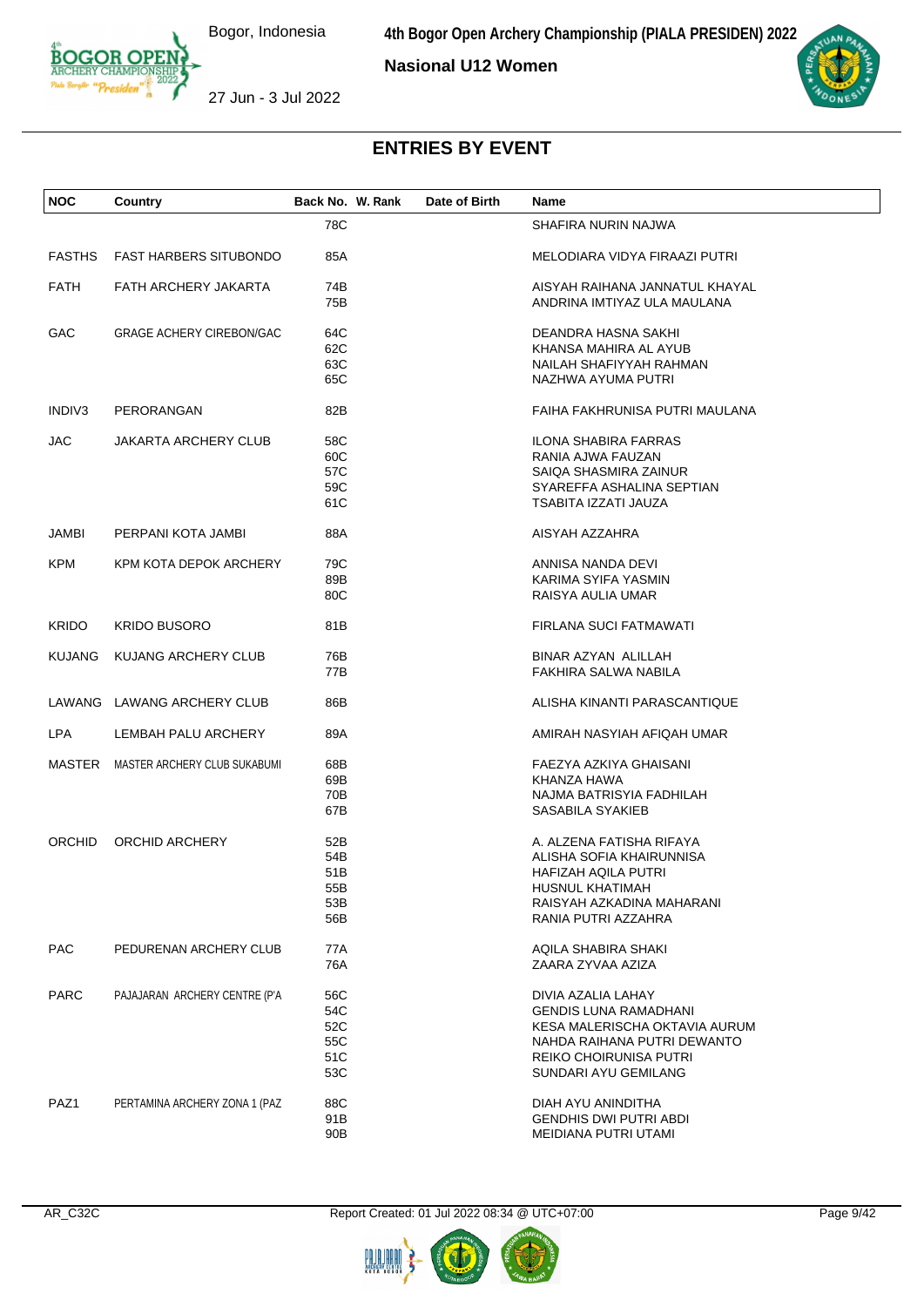## ENTRIES BY EVENT

| NOC | Country | Back No. | W. Rank | Date of Birth | Name |
|---|---|---|---|---|---|
| | | 78C | | | SHAFIRA NURIN NAJWA |
| FASTHS | FAST HARBERS SITUBONDO | 85A | | | MELODIARA VIDYA FIRAAZI PUTRI |
| FATH | FATH ARCHERY JAKARTA | 74B | | | AISYAH RAIHANA JANNATUL KHAYAL |
| | | 75B | | | ANDRINA IMTIYAZ ULA MAULANA |
| GAC | GRAGE ACHERY CIREBON/GAC | 64C | | | DEANDRA HASNA SAKHI |
| | | 62C | | | KHANSA MAHIRA AL AYUB |
| | | 63C | | | NAILAH SHAFIYYAH RAHMAN |
| | | 65C | | | NAZHWA AYUMA PUTRI |
| INDIV3 | PERORANGAN | 82B | | | FAIHA FAKHRUNISA PUTRI MAULANA |
| JAC | JAKARTA ARCHERY CLUB | 58C | | | ILONA SHABIRA FARRAS |
| | | 60C | | | RANIA AJWA FAUZAN |
| | | 57C | | | SAIQA SHASMIRA ZAINUR |
| | | 59C | | | SYAREFFA ASHALINA SEPTIAN |
| | | 61C | | | TSABITA IZZATI JAUZA |
| JAMBI | PERPANI KOTA JAMBI | 88A | | | AISYAH AZZAHRA |
| KPM | KPM KOTA DEPOK ARCHERY | 79C | | | ANNISA NANDA DEVI |
| | | 89B | | | KARIMA SYIFA YASMIN |
| | | 80C | | | RAISYA AULIA UMAR |
| KRIDO | KRIDO BUSORO | 81B | | | FIRLANA SUCI FATMAWATI |
| KUJANG | KUJANG ARCHERY CLUB | 76B | | | BINAR AZYAN ALILLAH |
| | | 77B | | | FAKHIRA SALWA NABILA |
| LAWANG | LAWANG ARCHERY CLUB | 86B | | | ALISHA KINANTI PARASCANTIQUE |
| LPA | LEMBAH PALU ARCHERY | 89A | | | AMIRAH NASYIAH AFIQAH UMAR |
| MASTER | MASTER ARCHERY CLUB SUKABUMI | 68B | | | FAEZYA AZKIYA GHAISANI |
| | | 69B | | | KHANZA HAWA |
| | | 70B | | | NAJMA BATRISYIA FADHILAH |
| | | 67B | | | SASABILA SYAKIEB |
| ORCHID | ORCHID ARCHERY | 52B | | | A. ALZENA FATISHA RIFAYA |
| | | 54B | | | ALISHA SOFIA KHAIRUNNISA |
| | | 51B | | | HAFIZAH AQILA PUTRI |
| | | 55B | | | HUSNUL KHATIMAH |
| | | 53B | | | RAISYAH AZKADINA MAHARANI |
| | | 56B | | | RANIA PUTRI AZZAHRA |
| PAC | PEDURENAN ARCHERY CLUB | 77A | | | AQILA SHABIRA SHAKI |
| | | 76A | | | ZAARA ZYVAA AZIZA |
| PARC | PAJAJARAN ARCHERY CENTRE (P'A | 56C | | | DIVIA AZALIA LAHAY |
| | | 54C | | | GENDIS LUNA RAMADHANI |
| | | 52C | | | KESA MALERISCHA OKTAVIA AURUM |
| | | 55C | | | NAHDA RAIHANA PUTRI DEWANTO |
| | | 51C | | | REIKO CHOIRUNISA PUTRI |
| | | 53C | | | SUNDARI AYU GEMILANG |
| PAZ1 | PERTAMINA ARCHERY ZONA 1 (PAZ | 88C | | | DIAH AYU ANINDITHA |
| | | 91B | | | GENDHIS DWI PUTRI ABDI |
| | | 90B | | | MEIDIANA PUTRI UTAMI |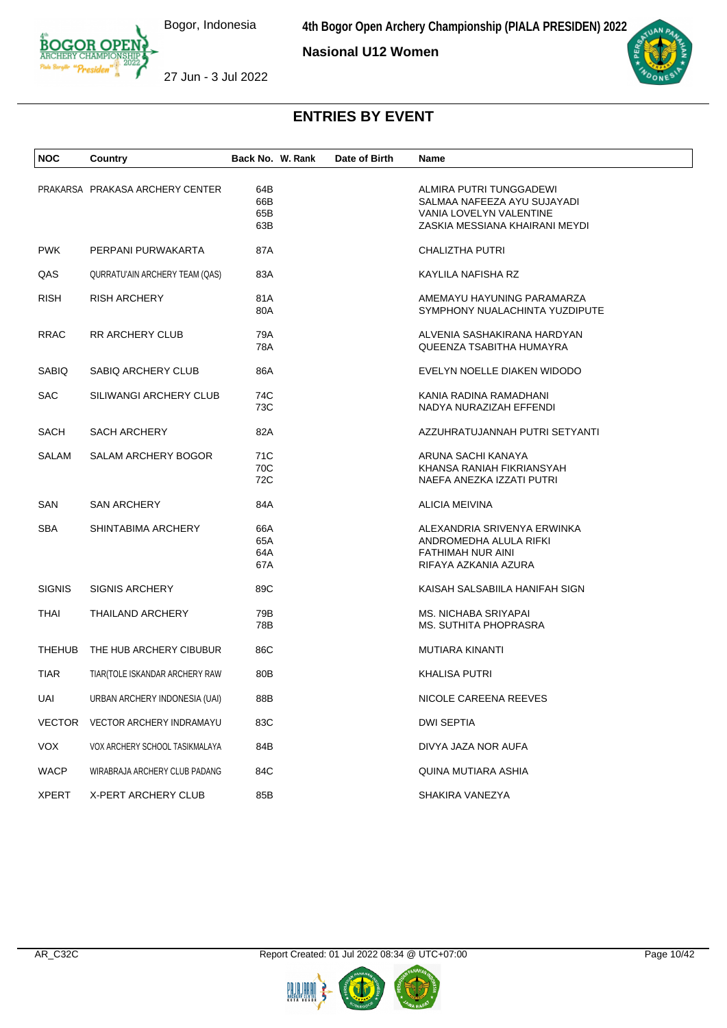# ENTRIES BY EVENT

| NOC | Country | Back No. | W. Rank | Date of Birth | Name |
|---|---|---|---|---|---|
| PRAKARSA | PRAKASA ARCHERY CENTER | 64B | | | ALMIRA PUTRI TUNGGADEWI |
| | | 66B | | | SALMAA NAFEEZA AYU SUJAYADI |
| | | 65B | | | VANIA LOVELYN VALENTINE |
| | | 63B | | | ZASKIA MESSIANA KHAIRANI MEYDI |
| PWK | PERPANI PURWAKARTA | 87A | | | CHALIZTHA PUTRI |
| QAS | QURRATU'AIN ARCHERY TEAM (QAS) | 83A | | | KAYLILA NAFISHA RZ |
| RISH | RISH ARCHERY | 81A | | | AMEMAYU HAYUNING PARAMARZA |
| | | 80A | | | SYMPHONY NUALACHINTA YUZDIPUTE |
| RRAC | RR ARCHERY CLUB | 79A | | | ALVENIA SASHAKIRANA HARDYAN |
| | | 78A | | | QUEENZA TSABITHA HUMAYRA |
| SABIQ | SABIQ ARCHERY CLUB | 86A | | | EVELYN NOELLE DIAKEN WIDODO |
| SAC | SILIWANGI ARCHERY CLUB | 74C | | | KANIA RADINA RAMADHANI |
| | | 73C | | | NADYA NURAZIZAH EFFENDI |
| SACH | SACH ARCHERY | 82A | | | AZZUHRATUJANNAH PUTRI SETYANTI |
| SALAM | SALAM ARCHERY BOGOR | 71C | | | ARUNA SACHI KANAYA |
| | | 70C | | | KHANSA RANIAH FIKRIANSYAH |
| | | 72C | | | NAEFA ANEZKA IZZATI PUTRI |
| SAN | SAN ARCHERY | 84A | | | ALICIA MEIVINA |
| SBA | SHINTABIMA ARCHERY | 66A | | | ALEXANDRIA SRIVENYA ERWINKA |
| | | 65A | | | ANDROMEDHA ALULA RIFKI |
| | | 64A | | | FATHIMAH NUR AINI |
| | | 67A | | | RIFAYA AZKANIA AZURA |
| SIGNIS | SIGNIS ARCHERY | 89C | | | KAISAH SALSABIILA HANIFAH SIGN |
| THAI | THAILAND ARCHERY | 79B | | | MS. NICHABA SRIYAPAI |
| | | 78B | | | MS. SUTHITA PHOPRASRA |
| THEHUB | THE HUB ARCHERY CIBUBUR | 86C | | | MUTIARA KINANTI |
| TIAR | TIAR(TOLE ISKANDAR ARCHERY RAW | 80B | | | KHALISA PUTRI |
| UAI | URBAN ARCHERY INDONESIA (UAI) | 88B | | | NICOLE CAREENA REEVES |
| VECTOR | VECTOR ARCHERY INDRAMAYU | 83C | | | DWI SEPTIA |
| VOX | VOX ARCHERY SCHOOL TASIKMALAYA | 84B | | | DIVYA JAZA NOR AUFA |
| WACP | WIRABRAJA ARCHERY CLUB PADANG | 84C | | | QUINA MUTIARA ASHIA |
| XPERT | X-PERT ARCHERY CLUB | 85B | | | SHAKIRA VANEZYA |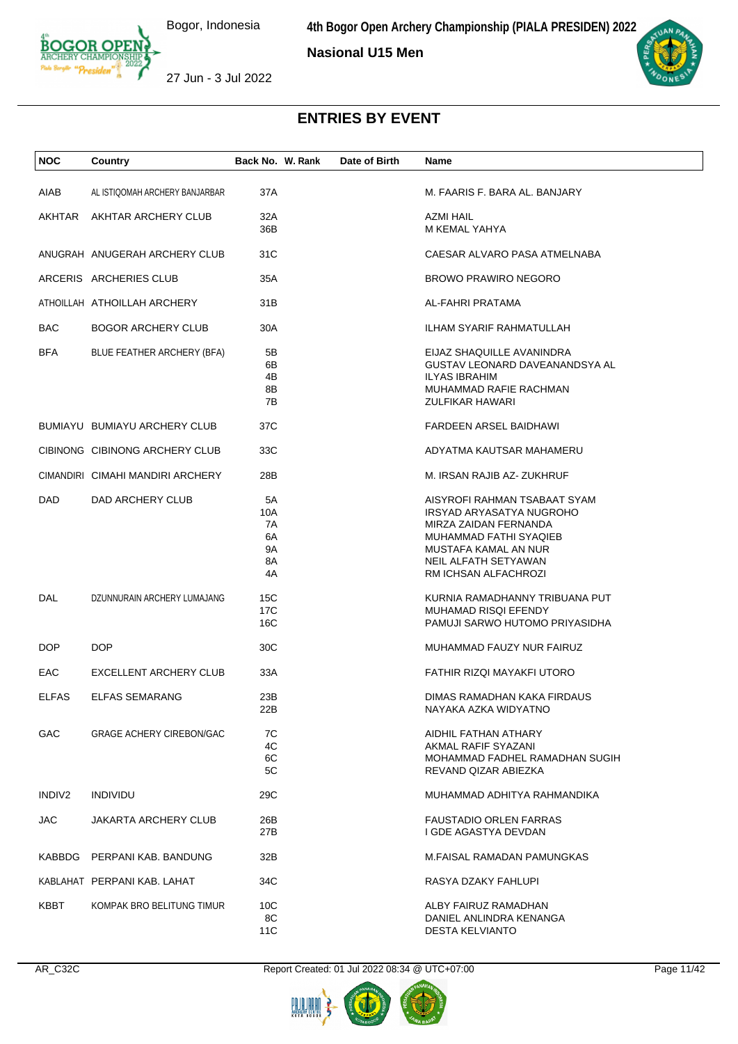# 4th Bogor Open Archery Championship (PIALA PRESIDEN) 2022

Bogor, Indonesia

27 Jun - 3 Jul 2022

**Nasional U15 Men**

## ENTRIES BY EVENT

| NOC | Country | Back No. | W. Rank | Date of Birth | Name |
|---|---|---|---|---|---|
| AIAB | AL ISTIQOMAH ARCHERY BANJARBAR | 37A | | | M. FAARIS F. BARA AL. BANJARY |
| AKHTAR | AKHTAR ARCHERY CLUB | 32A | | | AZMI HAIL |
| | | 36B | | | M KEMAL YAHYA |
| ANUGRAH | ANUGERAH ARCHERY CLUB | 31C | | | CAESAR ALVARO PASA ATMELNABA |
| ARCERIS | ARCHERIES CLUB | 35A | | | BROWO PRAWIRO NEGORO |
| ATHOILLAH | ATHOILLAH ARCHERY | 31B | | | AL-FAHRI PRATAMA |
| BAC | BOGOR ARCHERY CLUB | 30A | | | ILHAM SYARIF RAHMATULLAH |
| BFA | BLUE FEATHER ARCHERY (BFA) | 5B | | | EIJAZ SHAQUILLE AVANINDRA |
| | | 6B | | | GUSTAV LEONARD DAVEANANDSYA AL |
| | | 4B | | | ILYAS IBRAHIM |
| | | 8B | | | MUHAMMAD RAFIE RACHMAN |
| | | 7B | | | ZULFIKAR HAWARI |
| BUMIAYU | BUMIAYU ARCHERY CLUB | 37C | | | FARDEEN ARSEL BAIDHAWI |
| CIBINONG | CIBINONG ARCHERY CLUB | 33C | | | ADYATMA KAUTSAR MAHAMERU |
| CIMANDIRI | CIMAHI MANDIRI ARCHERY | 28B | | | M. IRSAN RAJIB AZ- ZUKHRUF |
| DAD | DAD ARCHERY CLUB | 5A | | | AISYROFI RAHMAN TSABAAT SYAM |
| | | 10A | | | IRSYAD ARYASATYA NUGROHO |
| | | 7A | | | MIRZA ZAIDAN FERNANDA |
| | | 6A | | | MUHAMMAD FATHI SYAQIEB |
| | | 9A | | | MUSTAFA KAMAL AN NUR |
| | | 8A | | | NEIL ALFATH SETYAWAN |
| | | 4A | | | RM ICHSAN ALFACHROZI |
| DAL | DZUNNURAIN ARCHERY LUMAJANG | 15C | | | KURNIA RAMADHANNY TRIBUANA PUT |
| | | 17C | | | MUHAMAD RISQI EFENDY |
| | | 16C | | | PAMUJI SARWO HUTOMO PRIYASIDHA |
| DOP | DOP | 30C | | | MUHAMMAD FAUZY NUR FAIRUZ |
| EAC | EXCELLENT ARCHERY CLUB | 33A | | | FATHIR RIZQI MAYAKFI UTORO |
| ELFAS | ELFAS SEMARANG | 23B | | | DIMAS RAMADHAN KAKA FIRDAUS |
| | | 22B | | | NAYAKA AZKA WIDYATNO |
| GAC | GRAGE ACHERY CIREBON/GAC | 7C | | | AIDHIL FATHAN ATHARY |
| | | 4C | | | AKMAL RAFIF SYAZANI |
| | | 6C | | | MOHAMMAD FADHEL RAMADHAN SUGIH |
| | | 5C | | | REVAND QIZAR ABIEZKA |
| INDIV2 | INDIVIDU | 29C | | | MUHAMMAD ADHITYA RAHMANDIKA |
| JAC | JAKARTA ARCHERY CLUB | 26B | | | FAUSTADIO ORLEN FARRAS |
| | | 27B | | | I GDE AGASTYA DEVDAN |
| KABBDG | PERPANI KAB. BANDUNG | 32B | | | M.FAISAL RAMADAN PAMUNGKAS |
| KABLAHAT | PERPANI KAB. LAHAT | 34C | | | RASYA DZAKY FAHLUPI |
| KBBT | KOMPAK BRO BELITUNG TIMUR | 10C | | | ALBY FAIRUZ RAMADHAN |
| | | 8C | | | DANIEL ANLINDRA KENANGA |
| | | 11C | | | DESTA KELVIANTO |

AR_C32C    Report Created: 01 Jul 2022 08:34 @ UTC+07:00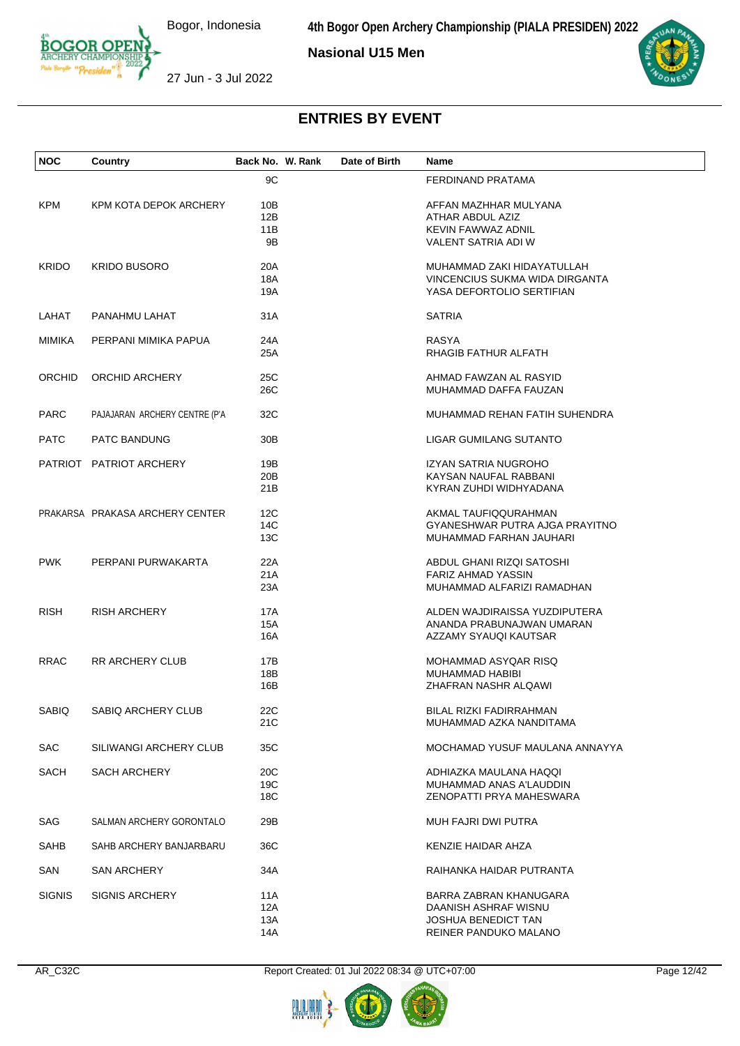## ENTRIES BY EVENT

| NOC | Country | Back No. | W. Rank | Date of Birth | Name |
|---|---|---|---|---|---|
| | | 9C | | | FERDINAND PRATAMA |
| KPM | KPM KOTA DEPOK ARCHERY | 10B | | | AFFAN MAZHHAR MULYANA |
| | | 12B | | | ATHAR ABDUL AZIZ |
| | | 11B | | | KEVIN FAWWAZ ADNIL |
| | | 9B | | | VALENT SATRIA ADI W |
| KRIDO | KRIDO BUSORO | 20A | | | MUHAMMAD ZAKI HIDAYATULLAH |
| | | 18A | | | VINCENCIUS SUKMA WIDA DIRGANTA |
| | | 19A | | | YASA DEFORTOLIO SERTIFIAN |
| LAHAT | PANAHMU LAHAT | 31A | | | SATRIA |
| MIMIKA | PERPANI MIMIKA PAPUA | 24A | | | RASYA |
| | | 25A | | | RHAGIB FATHUR ALFATH |
| ORCHID | ORCHID ARCHERY | 25C | | | AHMAD FAWZAN AL RASYID |
| | | 26C | | | MUHAMMAD DAFFA FAUZAN |
| PARC | PAJAJARAN ARCHERY CENTRE (P'A | 32C | | | MUHAMMAD REHAN FATIH SUHENDRA |
| PATC | PATC BANDUNG | 30B | | | LIGAR GUMILANG SUTANTO |
| PATRIOT | PATRIOT ARCHERY | 19B | | | IZYAN SATRIA NUGROHO |
| | | 20B | | | KAYSAN NAUFAL RABBANI |
| | | 21B | | | KYRAN ZUHDI WIDHYADANA |
| PRAKARSA | PRAKASA ARCHERY CENTER | 12C | | | AKMAL TAUFIQQURAHMAN |
| | | 14C | | | GYANESHWAR PUTRA AJGA PRAYITNO |
| | | 13C | | | MUHAMMAD FARHAN JAUHARI |
| PWK | PERPANI PURWAKARTA | 22A | | | ABDUL GHANI RIZQI SATOSHI |
| | | 21A | | | FARIZ AHMAD YASSIN |
| | | 23A | | | MUHAMMAD ALFARIZI RAMADHAN |
| RISH | RISH ARCHERY | 17A | | | ALDEN WAJDIRAISSA YUZDIPUTERA |
| | | 15A | | | ANANDA PRABUNAJWAN UMARAN |
| | | 16A | | | AZZAMY SYAUQI KAUTSAR |
| RRAC | RR ARCHERY CLUB | 17B | | | MOHAMMAD ASYQAR RISQ |
| | | 18B | | | MUHAMMAD HABIBI |
| | | 16B | | | ZHAFRAN NASHR ALQAWI |
| SABIQ | SABIQ ARCHERY CLUB | 22C | | | BILAL RIZKI FADIRRAHMAN |
| | | 21C | | | MUHAMMAD AZKA NANDITAMA |
| SAC | SILIWANGI ARCHERY CLUB | 35C | | | MOCHAMAD YUSUF MAULANA ANNAYYA |
| SACH | SACH ARCHERY | 20C | | | ADHIAZKA MAULANA HAQQI |
| | | 19C | | | MUHAMMAD ANAS A'LAUDDIN |
| | | 18C | | | ZENOPATTI PRYA MAHESWARA |
| SAG | SALMAN ARCHERY GORONTALO | 29B | | | MUH FAJRI DWI PUTRA |
| SAHB | SAHB ARCHERY BANJARBARU | 36C | | | KENZIE HAIDAR AHZA |
| SAN | SAN ARCHERY | 34A | | | RAIHANKA HAIDAR PUTRANTA |
| SIGNIS | SIGNIS ARCHERY | 11A | | | BARRA ZABRAN KHANUGARA |
| | | 12A | | | DAANISH ASHRAF WISNU |
| | | 13A | | | JOSHUA BENEDICT TAN |
| | | 14A | | | REINER PANDUKO MALANO |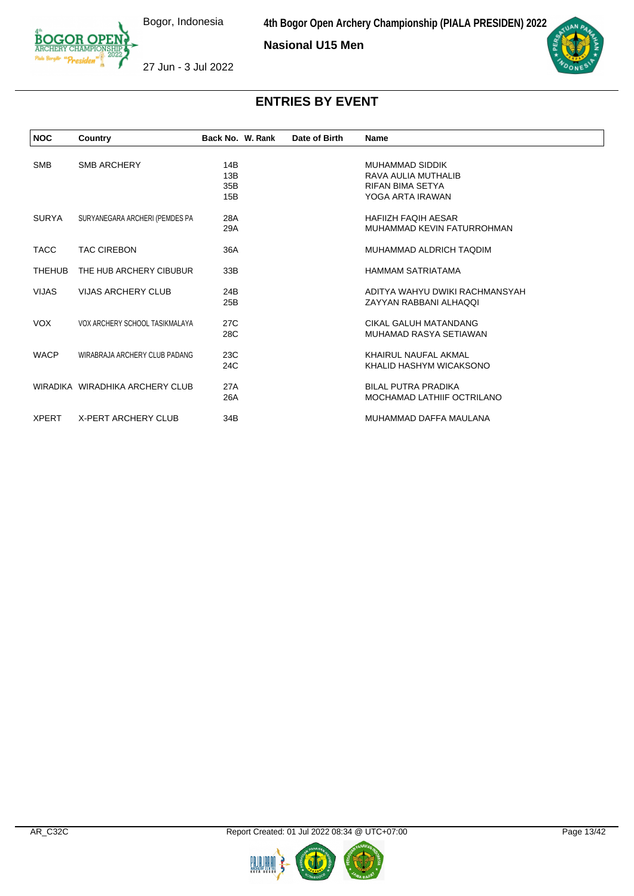## Nasional U15 Men

## ENTRIES BY EVENT

| NOC | Country | Back No. | W. Rank | Date of Birth | Name |
|---|---|---|---|---|---|
| SMB | SMB ARCHERY | 14B | | | MUHAMMAD SIDDIK |
| | | 13B | | | RAVA AULIA MUTHALIB |
| | | 35B | | | RIFAN BIMA SETYA |
| | | 15B | | | YOGA ARTA IRAWAN |
| SURYA | SURYANEGARA ARCHERI (PEMDES PA | 28A | | | HAFIIZH FAQIH AESAR |
| | | 29A | | | MUHAMMAD KEVIN FATURROHMAN |
| TACC | TAC CIREBON | 36A | | | MUHAMMAD ALDRICH TAQDIM |
| THEHUB | THE HUB ARCHERY CIBUBUR | 33B | | | HAMMAM SATRIATAMA |
| VIJAS | VIJAS ARCHERY CLUB | 24B | | | ADITYA WAHYU DWIKI RACHMANSYAH |
| | | 25B | | | ZAYYAN RABBANI ALHAQQI |
| VOX | VOX ARCHERY SCHOOL TASIKMALAYA | 27C | | | CIKAL GALUH MATANDANG |
| | | 28C | | | MUHAMAD RASYA SETIAWAN |
| WACP | WIRABRAJA ARCHERY CLUB PADANG | 23C | | | KHAIRUL NAUFAL AKMAL |
| | | 24C | | | KHALID HASHYM WICAKSONO |
| WIRADIKA | WIRADHIKA ARCHERY CLUB | 27A | | | BILAL PUTRA PRADIKA |
| | | 26A | | | MOCHAMAD LATHIIF OCTRILANO |
| XPERT | X-PERT ARCHERY CLUB | 34B | | | MUHAMMAD DAFFA MAULANA |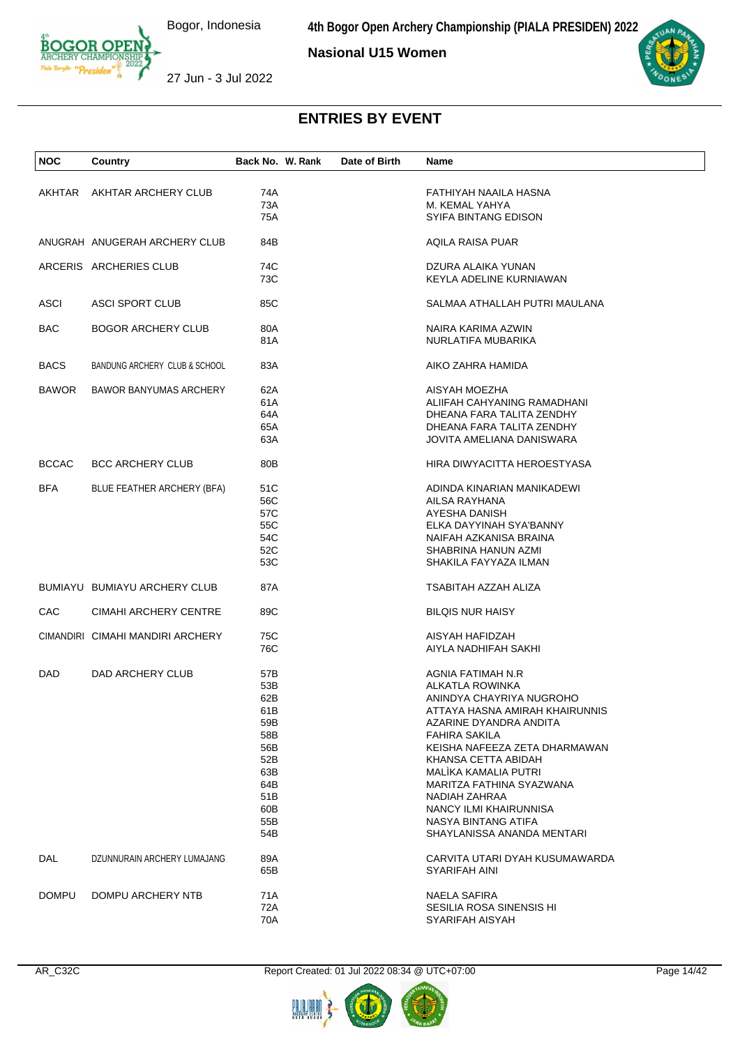# ENTRIES BY EVENT

Bogor, Indonesia
27 Jun - 3 Jul 2022

**4th Bogor Open Archery Championship (PIALA PRESIDEN) 2022**

**Nasional U15 Women**

| NOC | Country | Back No. | W. Rank | Date of Birth | Name |
|---|---|---|---|---|---|
| AKHTAR | AKHTAR ARCHERY CLUB | 74A | | | FATHIYAH NAAILA HASNA |
| | | 73A | | | M. KEMAL YAHYA |
| | | 75A | | | SYIFA BINTANG EDISON |
| ANUGRAH | ANUGERAH ARCHERY CLUB | 84B | | | AQILA RAISA PUAR |
| ARCERIS | ARCHERIES CLUB | 74C | | | DZURA ALAIKA YUNAN |
| | | 73C | | | KEYLA ADELINE KURNIAWAN |
| ASCI | ASCI SPORT CLUB | 85C | | | SALMAA ATHALLAH PUTRI MAULANA |
| BAC | BOGOR ARCHERY CLUB | 80A | | | NAIRA KARIMA AZWIN |
| | | 81A | | | NURLATIFA MUBARIKA |
| BACS | BANDUNG ARCHERY CLUB & SCHOOL | 83A | | | AIKO ZAHRA HAMIDA |
| BAWOR | BAWOR BANYUMAS ARCHERY | 62A | | | AISYAH MOEZHA |
| | | 61A | | | ALIIFAH CAHYANING RAMADHANI |
| | | 64A | | | DHEANA FARA TALITA ZENDHY |
| | | 65A | | | DHEANA FARA TALITA ZENDHY |
| | | 63A | | | JOVITA AMELIANA DANISWARA |
| BCCAC | BCC ARCHERY CLUB | 80B | | | HIRA DIWYACITTA HEROESTYASA |
| BFA | BLUE FEATHER ARCHERY (BFA) | 51C | | | ADINDA KINARIAN MANIKADEWI |
| | | 56C | | | AILSA RAYHANA |
| | | 57C | | | AYESHA DANISH |
| | | 55C | | | ELKA DAYYINAH SYA'BANNY |
| | | 54C | | | NAIFAH AZKANISA BRAINA |
| | | 52C | | | SHABRINA HANUN AZMI |
| | | 53C | | | SHAKILA FAYYAZA ILMAN |
| BUMIAYU | BUMIAYU ARCHERY CLUB | 87A | | | TSABITAH AZZAH ALIZA |
| CAC | CIMAHI ARCHERY CENTRE | 89C | | | BILQIS NUR HAISY |
| CIMANDIRI | CIMAHI MANDIRI ARCHERY | 75C | | | AISYAH HAFIDZAH |
| | | 76C | | | AIYLA NADHIFAH SAKHI |
| DAD | DAD ARCHERY CLUB | 57B | | | AGNIA FATIMAH N.R |
| | | 53B | | | ALKATLA ROWINKA |
| | | 62B | | | ANINDYA CHAYRIYA NUGROHO |
| | | 61B | | | ATTAYA HASNA AMIRAH KHAIRUNNIS |
| | | 59B | | | AZARINE DYANDRA ANDITA |
| | | 58B | | | FAHIRA SAKILA |
| | | 56B | | | KEISHA NAFEEZA ZETA DHARMAWAN |
| | | 52B | | | KHANSA CETTA ABIDAH |
| | | 63B | | | MALÌKA KAMALIA PUTRI |
| | | 64B | | | MARITZA FATHINA SYAZWANA |
| | | 51B | | | NADIAH ZAHRAA |
| | | 60B | | | NANCY ILMI KHAIRUNNISA |
| | | 55B | | | NASYA BINTANG ATIFA |
| | | 54B | | | SHAYLANISSA ANANDA MENTARI |
| DAL | DZUNNURAIN ARCHERY LUMAJANG | 89A | | | CARVITA UTARI DYAH KUSUMAWARDA |
| | | 65B | | | SYARIFAH AINI |
| DOMPU | DOMPU ARCHERY NTB | 71A | | | NAELA SAFIRA |
| | | 72A | | | SESILIA ROSA SINENSIS HI |
| | | 70A | | | SYARIFAH AISYAH |

AR_C32C Report Created: 01 Jul 2022 08:34 @ UTC+07:00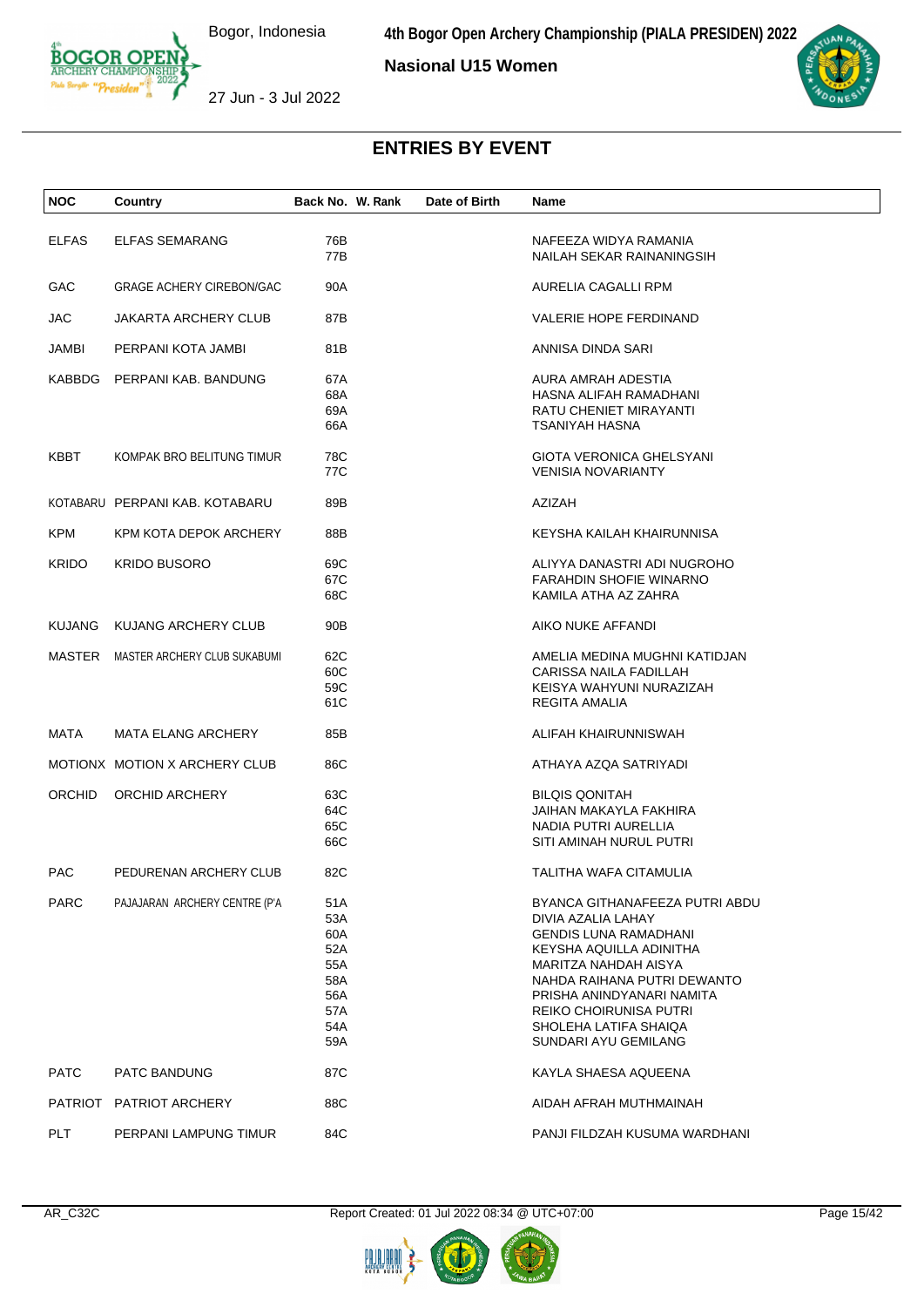**Nasional U15 Women**

## ENTRIES BY EVENT

| NOC | Country | Back No. | W. Rank | Date of Birth | Name |
|---|---|---|---|---|---|
| ELFAS | ELFAS SEMARANG | 76B | | | NAFEEZA WIDYA RAMANIA |
| | | 77B | | | NAILAH SEKAR RAINANINGSIH |
| GAC | GRAGE ACHERY CIREBON/GAC | 90A | | | AURELIA CAGALLI RPM |
| JAC | JAKARTA ARCHERY CLUB | 87B | | | VALERIE HOPE FERDINAND |
| JAMBI | PERPANI KOTA JAMBI | 81B | | | ANNISA DINDA SARI |
| KABBDG | PERPANI KAB. BANDUNG | 67A | | | AURA AMRAH ADESTIA |
| | | 68A | | | HASNA ALIFAH RAMADHANI |
| | | 69A | | | RATU CHENIET MIRAYANTI |
| | | 66A | | | TSANIYAH HASNA |
| KBBT | KOMPAK BRO BELITUNG TIMUR | 78C | | | GIOTA VERONICA GHELSYANI |
| | | 77C | | | VENISIA NOVARIANTY |
| KOTABARU | PERPANI KAB. KOTABARU | 89B | | | AZIZAH |
| KPM | KPM KOTA DEPOK ARCHERY | 88B | | | KEYSHA KAILAH KHAIRUNNISA |
| KRIDO | KRIDO BUSORO | 69C | | | ALIYYA DANASTRI ADI NUGROHO |
| | | 67C | | | FARAHDIN SHOFIE WINARNO |
| | | 68C | | | KAMILA ATHA AZ ZAHRA |
| KUJANG | KUJANG ARCHERY CLUB | 90B | | | AIKO NUKE AFFANDI |
| MASTER | MASTER ARCHERY CLUB SUKABUMI | 62C | | | AMELIA MEDINA MUGHNI KATIDJAN |
| | | 60C | | | CARISSA NAILA FADILLAH |
| | | 59C | | | KEISYA WAHYUNI NURAZIZAH |
| | | 61C | | | REGITA AMALIA |
| MATA | MATA ELANG ARCHERY | 85B | | | ALIFAH KHAIRUNNISWAH |
| MOTIONX | MOTION X ARCHERY CLUB | 86C | | | ATHAYA AZQA SATRIYADI |
| ORCHID | ORCHID ARCHERY | 63C | | | BILQIS QONITAH |
| | | 64C | | | JAIHAN MAKAYLA FAKHIRA |
| | | 65C | | | NADIA PUTRI AURELLIA |
| | | 66C | | | SITI AMINAH NURUL PUTRI |
| PAC | PEDURENAN ARCHERY CLUB | 82C | | | TALITHA WAFA CITAMULIA |
| PARC | PAJAJARAN ARCHERY CENTRE (P'A | 51A | | | BYANCA GITHANAFEEZA PUTRI ABDU |
| | | 53A | | | DIVIA AZALIA LAHAY |
| | | 60A | | | GENDIS LUNA RAMADHANI |
| | | 52A | | | KEYSHA AQUILLA ADINITHA |
| | | 55A | | | MARITZA NAHDAH AISYA |
| | | 58A | | | NAHDA RAIHANA PUTRI DEWANTO |
| | | 56A | | | PRISHA ANINDYANARI NAMITA |
| | | 57A | | | REIKO CHOIRUNISA PUTRI |
| | | 54A | | | SHOLEHA LATIFA SHAIQA |
| | | 59A | | | SUNDARI AYU GEMILANG |
| PATC | PATC BANDUNG | 87C | | | KAYLA SHAESA AQUEENA |
| PATRIOT | PATRIOT ARCHERY | 88C | | | AIDAH AFRAH MUTHMAINAH |
| PLT | PERPANI LAMPUNG TIMUR | 84C | | | PANJI FILDZAH KUSUMA WARDHANI |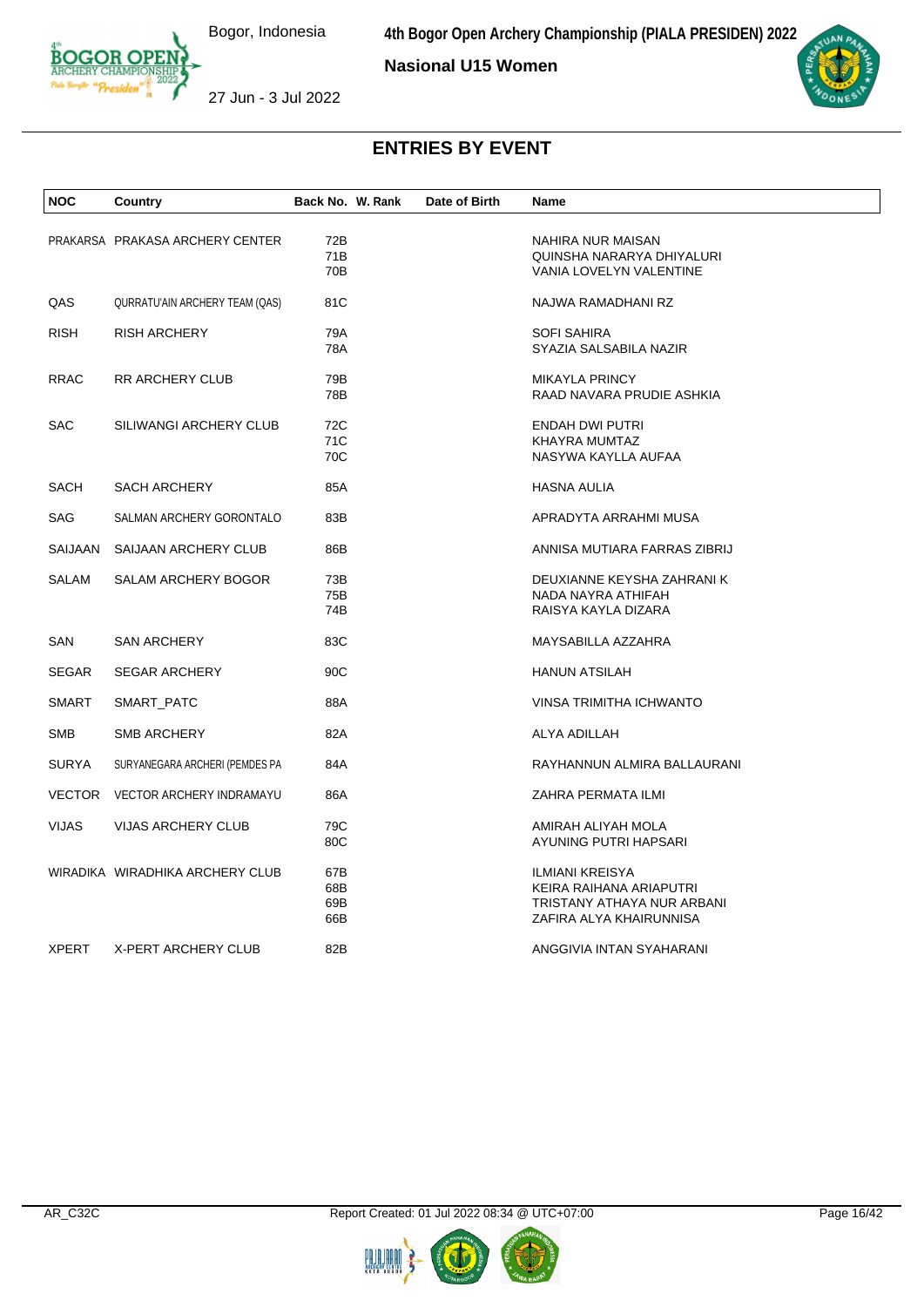## Nasional U15 Women

# ENTRIES BY EVENT

| NOC | Country | Back No. | W. Rank | Date of Birth | Name |
|---|---|---|---|---|---|
| PRAKARSA | PRAKASA ARCHERY CENTER | 72B | | | NAHIRA NUR MAISAN |
| | | 71B | | | QUINSHA NARARYA DHIYALURI |
| | | 70B | | | VANIA LOVELYN VALENTINE |
| QAS | QURRATU'AIN ARCHERY TEAM (QAS) | 81C | | | NAJWA RAMADHANI RZ |
| RISH | RISH ARCHERY | 79A | | | SOFI SAHIRA |
| | | 78A | | | SYAZIA SALSABILA NAZIR |
| RRAC | RR ARCHERY CLUB | 79B | | | MIKAYLA PRINCY |
| | | 78B | | | RAAD NAVARA PRUDIE ASHKIA |
| SAC | SILIWANGI ARCHERY CLUB | 72C | | | ENDAH DWI PUTRI |
| | | 71C | | | KHAYRA MUMTAZ |
| | | 70C | | | NASYWA KAYLLA AUFAA |
| SACH | SACH ARCHERY | 85A | | | HASNA AULIA |
| SAG | SALMAN ARCHERY GORONTALO | 83B | | | APRADYTA ARRAHMI MUSA |
| SAIJAAN | SAIJAAN ARCHERY CLUB | 86B | | | ANNISA MUTIARA FARRAS ZIBRIJ |
| SALAM | SALAM ARCHERY BOGOR | 73B | | | DEUXIANNE KEYSHA ZAHRANI K |
| | | 75B | | | NADA NAYRA ATHIFAH |
| | | 74B | | | RAISYA KAYLA DIZARA |
| SAN | SAN ARCHERY | 83C | | | MAYSABILLA AZZAHRA |
| SEGAR | SEGAR ARCHERY | 90C | | | HANUN ATSILAH |
| SMART | SMART_PATC | 88A | | | VINSA TRIMITHA ICHWANTO |
| SMB | SMB ARCHERY | 82A | | | ALYA ADILLAH |
| SURYA | SURYANEGARA ARCHERI (PEMDES PA | 84A | | | RAYHANNUN ALMIRA BALLAURANI |
| VECTOR | VECTOR ARCHERY INDRAMAYU | 86A | | | ZAHRA PERMATA ILMI |
| VIJAS | VIJAS ARCHERY CLUB | 79C | | | AMIRAH ALIYAH MOLA |
| | | 80C | | | AYUNING PUTRI HAPSARI |
| WIRADIKA | WIRADHIKA ARCHERY CLUB | 67B | | | ILMIANI KREISYA |
| | | 68B | | | KEIRA RAIHANA ARIAPUTRI |
| | | 69B | | | TRISTANY ATHAYA NUR ARBANI |
| | | 66B | | | ZAFIRA ALYA KHAIRUNNISA |
| XPERT | X-PERT ARCHERY CLUB | 82B | | | ANGGIVIA INTAN SYAHARANI |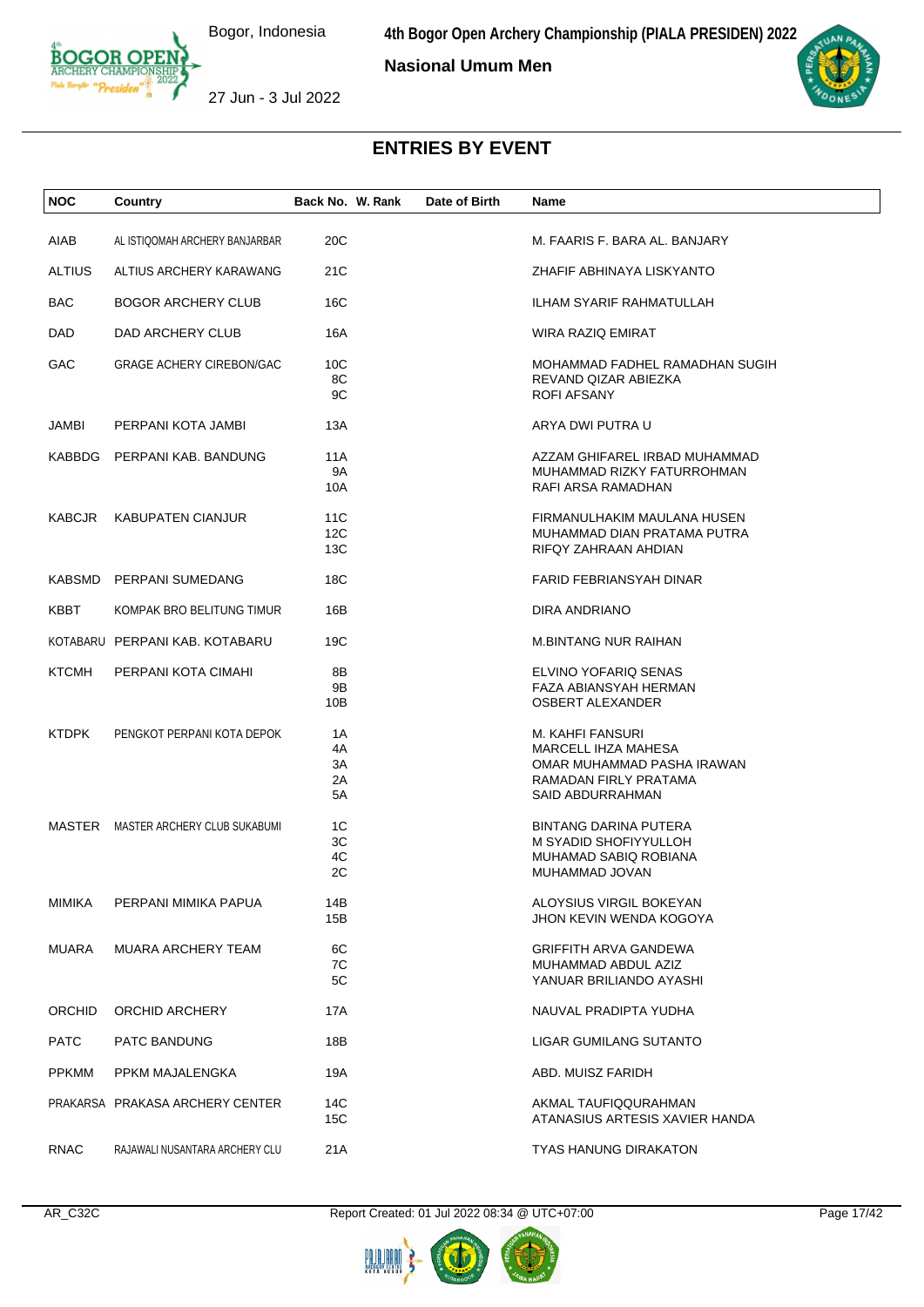# ENTRIES BY EVENT

Nasional Umum Men

| NOC | Country | Back No. | W. Rank | Date of Birth | Name |
|---|---|---|---|---|---|
| AIAB | AL ISTIQOMAH ARCHERY BANJARBAR | 20C | | | M. FAARIS F. BARA AL. BANJARY |
| ALTIUS | ALTIUS ARCHERY KARAWANG | 21C | | | ZHAFIF ABHINAYA LISKYANTO |
| BAC | BOGOR ARCHERY CLUB | 16C | | | ILHAM SYARIF RAHMATULLAH |
| DAD | DAD ARCHERY CLUB | 16A | | | WIRA RAZIQ EMIRAT |
| GAC | GRAGE ACHERY CIREBON/GAC | 10C | | | MOHAMMAD FADHEL RAMADHAN SUGIH |
| | | 8C | | | REVAND QIZAR ABIEZKA |
| | | 9C | | | ROFI AFSANY |
| JAMBI | PERPANI KOTA JAMBI | 13A | | | ARYA DWI PUTRA U |
| KABBDG | PERPANI KAB. BANDUNG | 11A | | | AZZAM GHIFAREL IRBAD MUHAMMAD |
| | | 9A | | | MUHAMMAD RIZKY FATURROHMAN |
| | | 10A | | | RAFI ARSA RAMADHAN |
| KABCJR | KABUPATEN CIANJUR | 11C | | | FIRMANULHAKIM MAULANA HUSEN |
| | | 12C | | | MUHAMMAD DIAN PRATAMA PUTRA |
| | | 13C | | | RIFQY ZAHRAAN AHDIAN |
| KABSMD | PERPANI SUMEDANG | 18C | | | FARID FEBRIANSYAH DINAR |
| KBBT | KOMPAK BRO BELITUNG TIMUR | 16B | | | DIRA ANDRIANO |
| KOTABARU | PERPANI KAB. KOTABARU | 19C | | | M.BINTANG NUR RAIHAN |
| KTCMH | PERPANI KOTA CIMAHI | 8B | | | ELVINO YOFARIQ SENAS |
| | | 9B | | | FAZA ABIANSYAH HERMAN |
| | | 10B | | | OSBERT ALEXANDER |
| KTDPK | PENGKOT PERPANI KOTA DEPOK | 1A | | | M. KAHFI FANSURI |
| | | 4A | | | MARCELL IHZA MAHESA |
| | | 3A | | | OMAR MUHAMMAD PASHA IRAWAN |
| | | 2A | | | RAMADAN FIRLY PRATAMA |
| | | 5A | | | SAID ABDURRAHMAN |
| MASTER | MASTER ARCHERY CLUB SUKABUMI | 1C | | | BINTANG DARINA PUTERA |
| | | 3C | | | M SYADID SHOFIYYULLOH |
| | | 4C | | | MUHAMAD SABIQ ROBIANA |
| | | 2C | | | MUHAMMAD JOVAN |
| MIMIKA | PERPANI MIMIKA PAPUA | 14B | | | ALOYSIUS VIRGIL BOKEYAN |
| | | 15B | | | JHON KEVIN WENDA KOGOYA |
| MUARA | MUARA ARCHERY TEAM | 6C | | | GRIFFITH ARVA GANDEWA |
| | | 7C | | | MUHAMMAD ABDUL AZIZ |
| | | 5C | | | YANUAR BRILIANDO AYASHI |
| ORCHID | ORCHID ARCHERY | 17A | | | NAUVAL PRADIPTA YUDHA |
| PATC | PATC BANDUNG | 18B | | | LIGAR GUMILANG SUTANTO |
| PPKMM | PPKM MAJALENGKA | 19A | | | ABD. MUISZ FARIDH |
| PRAKARSA | PRAKASA ARCHERY CENTER | 14C | | | AKMAL TAUFIQQURAHMAN |
| | | 15C | | | ATANASIUS ARTESIS XAVIER HANDA |
| RNAC | RAJAWALI NUSANTARA ARCHERY CLU | 21A | | | TYAS HANUNG DIRAKATON |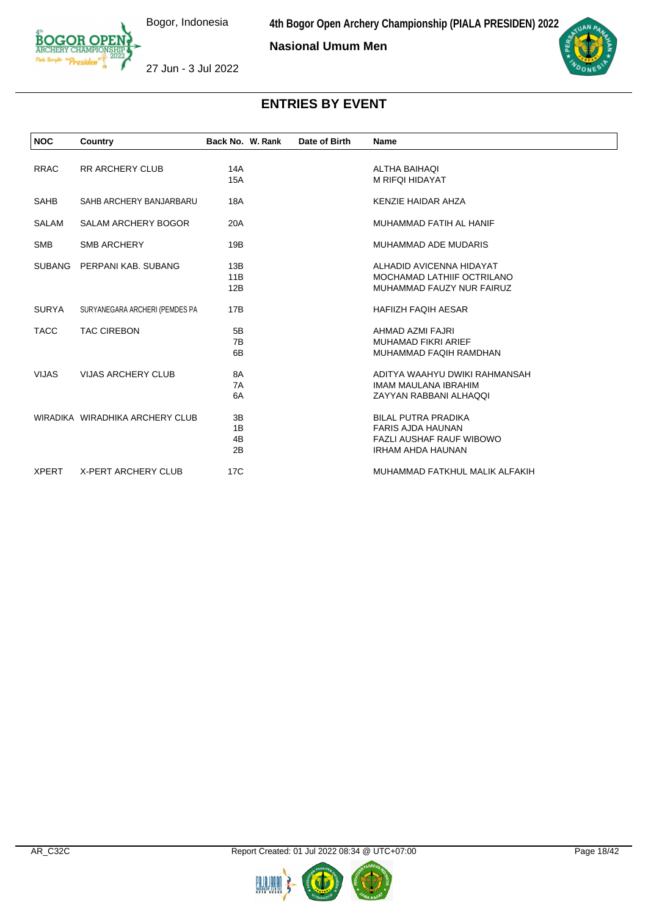# ENTRIES BY EVENT

| NOC | Country | Back No. | W. Rank | Date of Birth | Name |
|---|---|---|---|---|---|
| RRAC | RR ARCHERY CLUB | 14A | | | ALTHA BAIHAQI |
| | | 15A | | | M RIFQI HIDAYAT |
| SAHB | SAHB ARCHERY BANJARBARU | 18A | | | KENZIE HAIDAR AHZA |
| SALAM | SALAM ARCHERY BOGOR | 20A | | | MUHAMMAD FATIH AL HANIF |
| SMB | SMB ARCHERY | 19B | | | MUHAMMAD ADE MUDARIS |
| SUBANG | PERPANI KAB. SUBANG | 13B | | | ALHADID AVICENNA HIDAYAT |
| | | 11B | | | MOCHAMAD LATHIIF OCTRILANO |
| | | 12B | | | MUHAMMAD FAUZY NUR FAIRUZ |
| SURYA | SURYANEGARA ARCHERI (PEMDES PA | 17B | | | HAFIIZH FAQIH AESAR |
| TACC | TAC CIREBON | 5B | | | AHMAD AZMI FAJRI |
| | | 7B | | | MUHAMAD FIKRI ARIEF |
| | | 6B | | | MUHAMMAD FAQIH RAMDHAN |
| VIJAS | VIJAS ARCHERY CLUB | 8A | | | ADITYA WAAHYU DWIKI RAHMANSAH |
| | | 7A | | | IMAM MAULANA IBRAHIM |
| | | 6A | | | ZAYYAN RABBANI ALHAQQI |
| WIRADIKA | WIRADHIKA ARCHERY CLUB | 3B | | | BILAL PUTRA PRADIKA |
| | | 1B | | | FARIS AJDA HAUNAN |
| | | 4B | | | FAZLI AUSHAF RAUF WIBOWO |
| | | 2B | | | IRHAM AHDA HAUNAN |
| XPERT | X-PERT ARCHERY CLUB | 17C | | | MUHAMMAD FATKHUL MALIK ALFAKIH |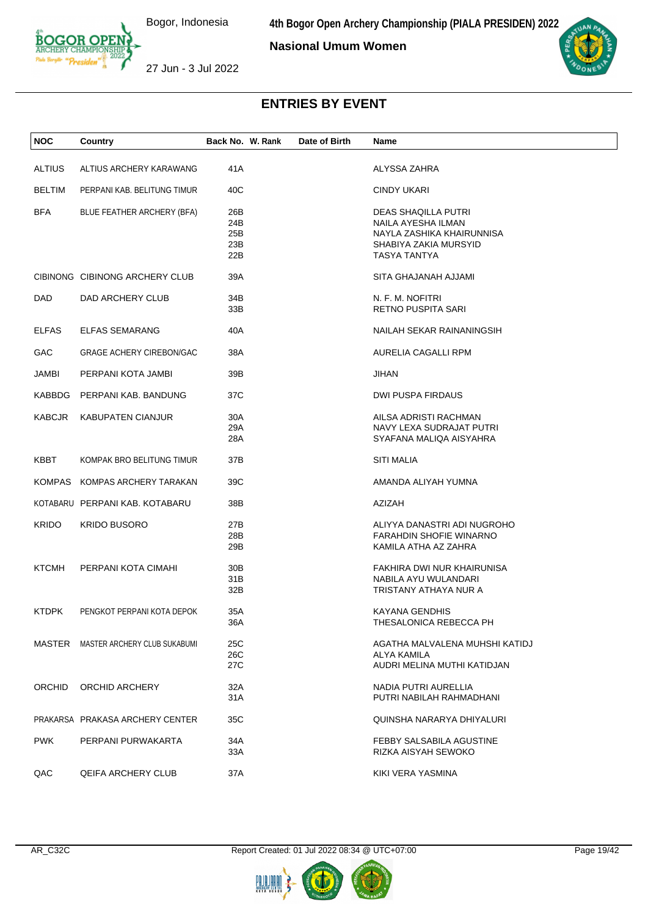# ENTRIES BY EVENT

**Nasional Umum Women**

| NOC | Country | Back No. | W. Rank | Date of Birth | Name |
|---|---|---|---|---|---|
| ALTIUS | ALTIUS ARCHERY KARAWANG | 41A | | | ALYSSA ZAHRA |
| BELTIM | PERPANI KAB. BELITUNG TIMUR | 40C | | | CINDY UKARI |
| BFA | BLUE FEATHER ARCHERY (BFA) | 26B | | | DEAS SHAQILLA PUTRI |
| | | 24B | | | NAILA AYESHA ILMAN |
| | | 25B | | | NAYLA ZASHIKA KHAIRUNNISA |
| | | 23B | | | SHABIYA ZAKIA MURSYID |
| | | 22B | | | TASYA TANTYA |
| CIBINONG | CIBINONG ARCHERY CLUB | 39A | | | SITA GHAJANAH AJJAMI |
| DAD | DAD ARCHERY CLUB | 34B | | | N. F. M. NOFITRI |
| | | 33B | | | RETNO PUSPITA SARI |
| ELFAS | ELFAS SEMARANG | 40A | | | NAILAH SEKAR RAINANINGSIH |
| GAC | GRAGE ACHERY CIREBON/GAC | 38A | | | AURELIA CAGALLI RPM |
| JAMBI | PERPANI KOTA JAMBI | 39B | | | JIHAN |
| KABBDG | PERPANI KAB. BANDUNG | 37C | | | DWI PUSPA FIRDAUS |
| KABCJR | KABUPATEN CIANJUR | 30A | | | AILSA ADRISTI RACHMAN |
| | | 29A | | | NAVY LEXA SUDRAJAT PUTRI |
| | | 28A | | | SYAFANA MALIQA AISYAHRA |
| KBBT | KOMPAK BRO BELITUNG TIMUR | 37B | | | SITI MALIA |
| KOMPAS | KOMPAS ARCHERY TARAKAN | 39C | | | AMANDA ALIYAH YUMNA |
| KOTABARU | PERPANI KAB. KOTABARU | 38B | | | AZIZAH |
| KRIDO | KRIDO BUSORO | 27B | | | ALIYYA DANASTRI ADI NUGROHO |
| | | 28B | | | FARAHDIN SHOFIE WINARNO |
| | | 29B | | | KAMILA ATHA AZ ZAHRA |
| KTCMH | PERPANI KOTA CIMAHI | 30B | | | FAKHIRA DWI NUR KHAIRUNISA |
| | | 31B | | | NABILA AYU WULANDARI |
| | | 32B | | | TRISTANY ATHAYA NUR A |
| KTDPK | PENGKOT PERPANI KOTA DEPOK | 35A | | | KAYANA GENDHIS |
| | | 36A | | | THESALONICA REBECCA PH |
| MASTER | MASTER ARCHERY CLUB SUKABUMI | 25C | | | AGATHA MALVALENA MUHSHI KATIDJ |
| | | 26C | | | ALYA KAMILA |
| | | 27C | | | AUDRI MELINA MUTHI KATIDJAN |
| ORCHID | ORCHID ARCHERY | 32A | | | NADIA PUTRI AURELLIA |
| | | 31A | | | PUTRI NABILAH RAHMADHANI |
| PRAKARSA | PRAKASA ARCHERY CENTER | 35C | | | QUINSHA NARARYA DHIYALURI |
| PWK | PERPANI PURWAKARTA | 34A | | | FEBBY SALSABILA AGUSTINE |
| | | 33A | | | RIZKA AISYAH SEWOKO |
| QAC | QEIFA ARCHERY CLUB | 37A | | | KIKI VERA YASMINA |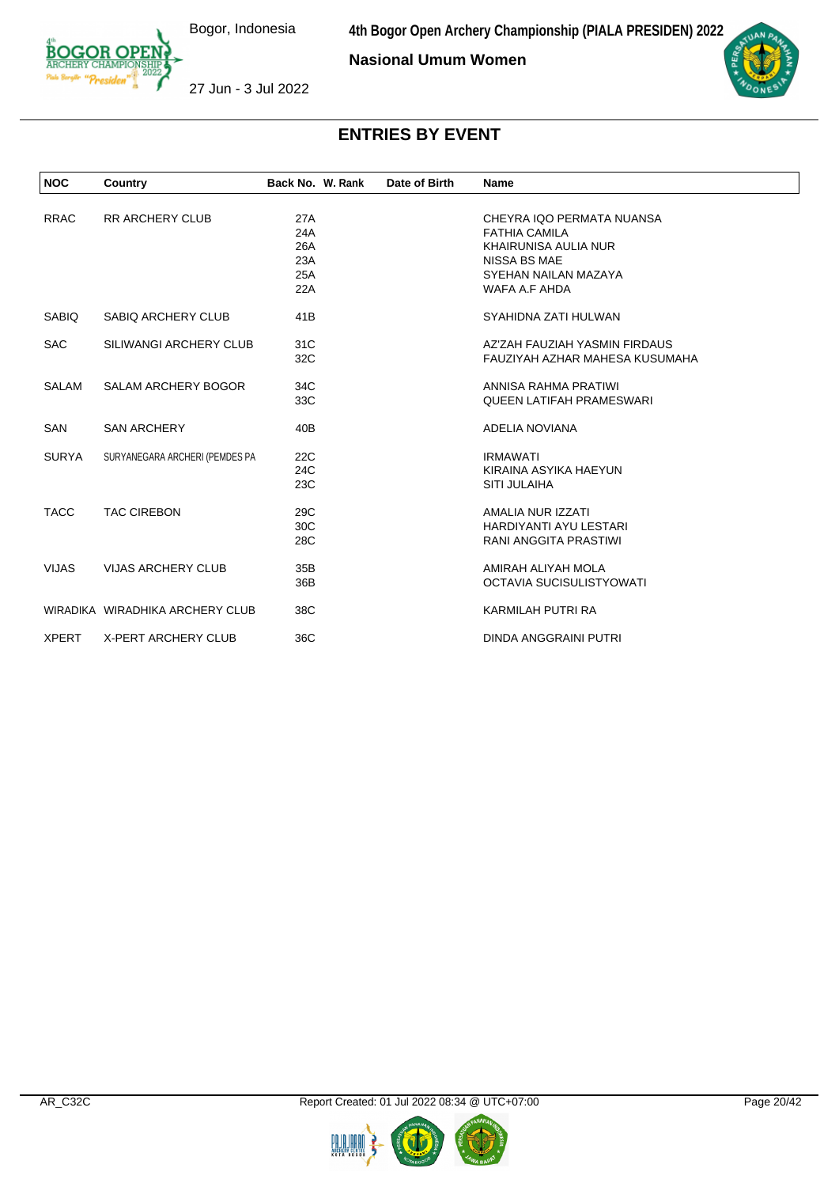## ENTRIES BY EVENT

| NOC | Country | Back No. | W. Rank | Date of Birth | Name |
|---|---|---|---|---|---|
| RRAC | RR ARCHERY CLUB | 27A | | | CHEYRA IQO PERMATA NUANSA |
| | | 24A | | | FATHIA CAMILA |
| | | 26A | | | KHAIRUNISA AULIA NUR |
| | | 23A | | | NISSA BS MAE |
| | | 25A | | | SYEHAN NAILAN MAZAYA |
| | | 22A | | | WAFA A.F AHDA |
| SABIQ | SABIQ ARCHERY CLUB | 41B | | | SYAHIDNA ZATI HULWAN |
| SAC | SILIWANGI ARCHERY CLUB | 31C | | | AZ'ZAH FAUZIAH YASMIN FIRDAUS |
| | | 32C | | | FAUZIYAH AZHAR MAHESA KUSUMAHA |
| SALAM | SALAM ARCHERY BOGOR | 34C | | | ANNISA RAHMA PRATIWI |
| | | 33C | | | QUEEN LATIFAH PRAMESWARI |
| SAN | SAN ARCHERY | 40B | | | ADELIA NOVIANA |
| SURYA | SURYANEGARA ARCHERI (PEMDES PA | 22C | | | IRMAWATI |
| | | 24C | | | KIRAINA ASYIKA HAEYUN |
| | | 23C | | | SITI JULAIHA |
| TACC | TAC CIREBON | 29C | | | AMALIA NUR IZZATI |
| | | 30C | | | HARDIYANTI AYU LESTARI |
| | | 28C | | | RANI ANGGITA PRASTIWI |
| VIJAS | VIJAS ARCHERY CLUB | 35B | | | AMIRAH ALIYAH MOLA |
| | | 36B | | | OCTAVIA SUCISULISTYOWATI |
| WIRADIKA | WIRADHIKA ARCHERY CLUB | 38C | | | KARMILAH PUTRI RA |
| XPERT | X-PERT ARCHERY CLUB | 36C | | | DINDA ANGGRAINI PUTRI |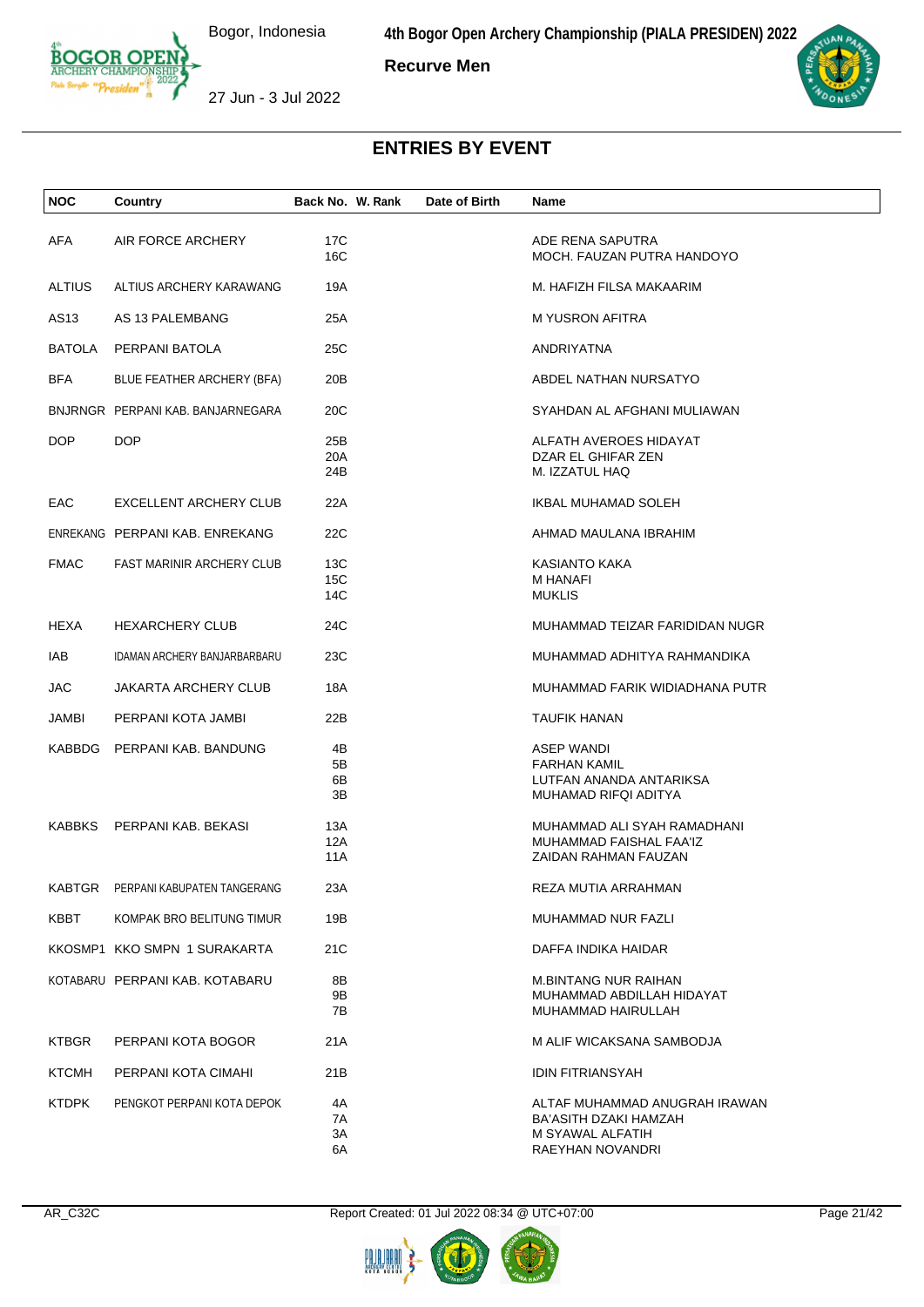# ENTRIES BY EVENT

**Recurve Men**

| NOC | Country | Back No. | W. Rank | Date of Birth | Name |
|---|---|---|---|---|---|
| AFA | AIR FORCE ARCHERY | 17C | | | ADE RENA SAPUTRA |
| | | 16C | | | MOCH. FAUZAN PUTRA HANDOYO |
| ALTIUS | ALTIUS ARCHERY KARAWANG | 19A | | | M. HAFIZH FILSA MAKAARIM |
| AS13 | AS 13 PALEMBANG | 25A | | | M YUSRON AFITRA |
| BATOLA | PERPANI BATOLA | 25C | | | ANDRIYATNA |
| BFA | BLUE FEATHER ARCHERY (BFA) | 20B | | | ABDEL NATHAN NURSATYO |
| BNJRNGR | PERPANI KAB. BANJARNEGARA | 20C | | | SYAHDAN AL AFGHANI MULIAWAN |
| DOP | DOP | 25B | | | ALFATH AVEROES HIDAYAT |
| | | 20A | | | DZAR EL GHIFAR ZEN |
| | | 24B | | | M. IZZATUL HAQ |
| EAC | EXCELLENT ARCHERY CLUB | 22A | | | IKBAL MUHAMAD SOLEH |
| ENREKANG | PERPANI KAB. ENREKANG | 22C | | | AHMAD MAULANA IBRAHIM |
| FMAC | FAST MARINIR ARCHERY CLUB | 13C | | | KASIANTO KAKA |
| | | 15C | | | M HANAFI |
| | | 14C | | | MUKLIS |
| HEXA | HEXARCHERY CLUB | 24C | | | MUHAMMAD TEIZAR FARIDIDAN NUGR |
| IAB | IDAMAN ARCHERY BANJARBARBARU | 23C | | | MUHAMMAD ADHITYA RAHMANDIKA |
| JAC | JAKARTA ARCHERY CLUB | 18A | | | MUHAMMAD FARIK WIDIADHANA PUTR |
| JAMBI | PERPANI KOTA JAMBI | 22B | | | TAUFIK HANAN |
| KABBDG | PERPANI KAB. BANDUNG | 4B | | | ASEP WANDI |
| | | 5B | | | FARHAN KAMIL |
| | | 6B | | | LUTFAN ANANDA ANTARIKSA |
| | | 3B | | | MUHAMAD RIFQI ADITYA |
| KABBKS | PERPANI KAB. BEKASI | 13A | | | MUHAMMAD ALI SYAH RAMADHANI |
| | | 12A | | | MUHAMMAD FAISHAL FAA'IZ |
| | | 11A | | | ZAIDAN RAHMAN FAUZAN |
| KABTGR | PERPANI KABUPATEN TANGERANG | 23A | | | REZA MUTIA ARRAHMAN |
| KBBT | KOMPAK BRO BELITUNG TIMUR | 19B | | | MUHAMMAD NUR FAZLI |
| KKOSMP1 | KKO SMPN 1 SURAKARTA | 21C | | | DAFFA INDIKA HAIDAR |
| KOTABARU | PERPANI KAB. KOTABARU | 8B | | | M.BINTANG NUR RAIHAN |
| | | 9B | | | MUHAMMAD ABDILLAH HIDAYAT |
| | | 7B | | | MUHAMMAD HAIRULLAH |
| KTBGR | PERPANI KOTA BOGOR | 21A | | | M ALIF WICAKSANA SAMBODJA |
| KTCMH | PERPANI KOTA CIMAHI | 21B | | | IDIN FITRIANSYAH |
| KTDPK | PENGKOT PERPANI KOTA DEPOK | 4A | | | ALTAF MUHAMMAD ANUGRAH IRAWAN |
| | | 7A | | | BA'ASITH DZAKI HAMZAH |
| | | 3A | | | M SYAWAL ALFATIH |
| | | 6A | | | RAEYHAN NOVANDRI |

AR_C32C    Report Created: 01 Jul 2022 08:34 @ UTC+07:00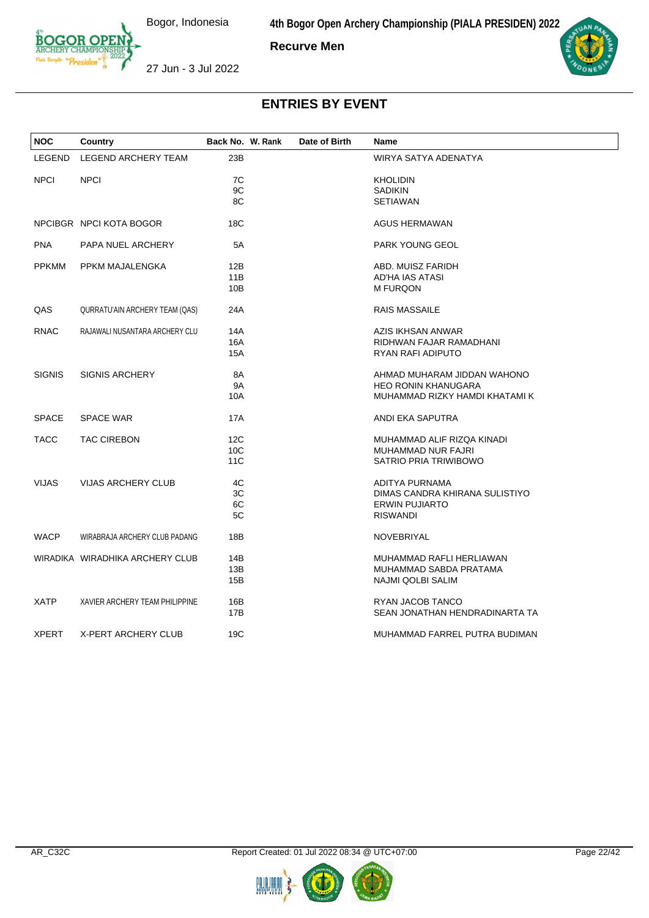## ENTRIES BY EVENT

Recurve Men

| NOC | Country | Back No. | W. Rank | Date of Birth | Name |
|---|---|---|---|---|---|
| LEGEND | LEGEND ARCHERY TEAM | 23B | | | WIRYA SATYA ADENATYA |
| NPCI | NPCI | 7C | | | KHOLIDIN |
| | | 9C | | | SADIKIN |
| | | 8C | | | SETIAWAN |
| NPCIBGR | NPCI KOTA BOGOR | 18C | | | AGUS HERMAWAN |
| PNA | PAPA NUEL ARCHERY | 5A | | | PARK YOUNG GEOL |
| PPKMM | PPKM MAJALENGKA | 12B | | | ABD. MUISZ FARIDH |
| | | 11B | | | AD'HA IAS ATASI |
| | | 10B | | | M FURQON |
| QAS | QURRATU'AIN ARCHERY TEAM (QAS) | 24A | | | RAIS MASSAILE |
| RNAC | RAJAWALI NUSANTARA ARCHERY CLU | 14A | | | AZIS IKHSAN ANWAR |
| | | 16A | | | RIDHWAN FAJAR RAMADHANI |
| | | 15A | | | RYAN RAFI ADIPUTO |
| SIGNIS | SIGNIS ARCHERY | 8A | | | AHMAD MUHARAM JIDDAN WAHONO |
| | | 9A | | | HEO RONIN KHANUGARA |
| | | 10A | | | MUHAMMAD RIZKY HAMDI KHATAMI K |
| SPACE | SPACE WAR | 17A | | | ANDI EKA SAPUTRA |
| TACC | TAC CIREBON | 12C | | | MUHAMMAD ALIF RIZQA KINADI |
| | | 10C | | | MUHAMMAD NUR FAJRI |
| | | 11C | | | SATRIO PRIA TRIWIBOWO |
| VIJAS | VIJAS ARCHERY CLUB | 4C | | | ADITYA PURNAMA |
| | | 3C | | | DIMAS CANDRA KHIRANA SULISTIYO |
| | | 6C | | | ERWIN PUJIARTO |
| | | 5C | | | RISWANDI |
| WACP | WIRABRAJA ARCHERY CLUB PADANG | 18B | | | NOVEBRIYAL |
| WIRADIKA | WIRADHIKA ARCHERY CLUB | 14B | | | MUHAMMAD RAFLI HERLIAWAN |
| | | 13B | | | MUHAMMAD SABDA PRATAMA |
| | | 15B | | | NAJMI QOLBI SALIM |
| XATP | XAVIER ARCHERY TEAM PHILIPPINE | 16B | | | RYAN JACOB TANCO |
| | | 17B | | | SEAN JONATHAN HENDRADINARTA TA |
| XPERT | X-PERT ARCHERY CLUB | 19C | | | MUHAMMAD FARREL PUTRA BUDIMAN |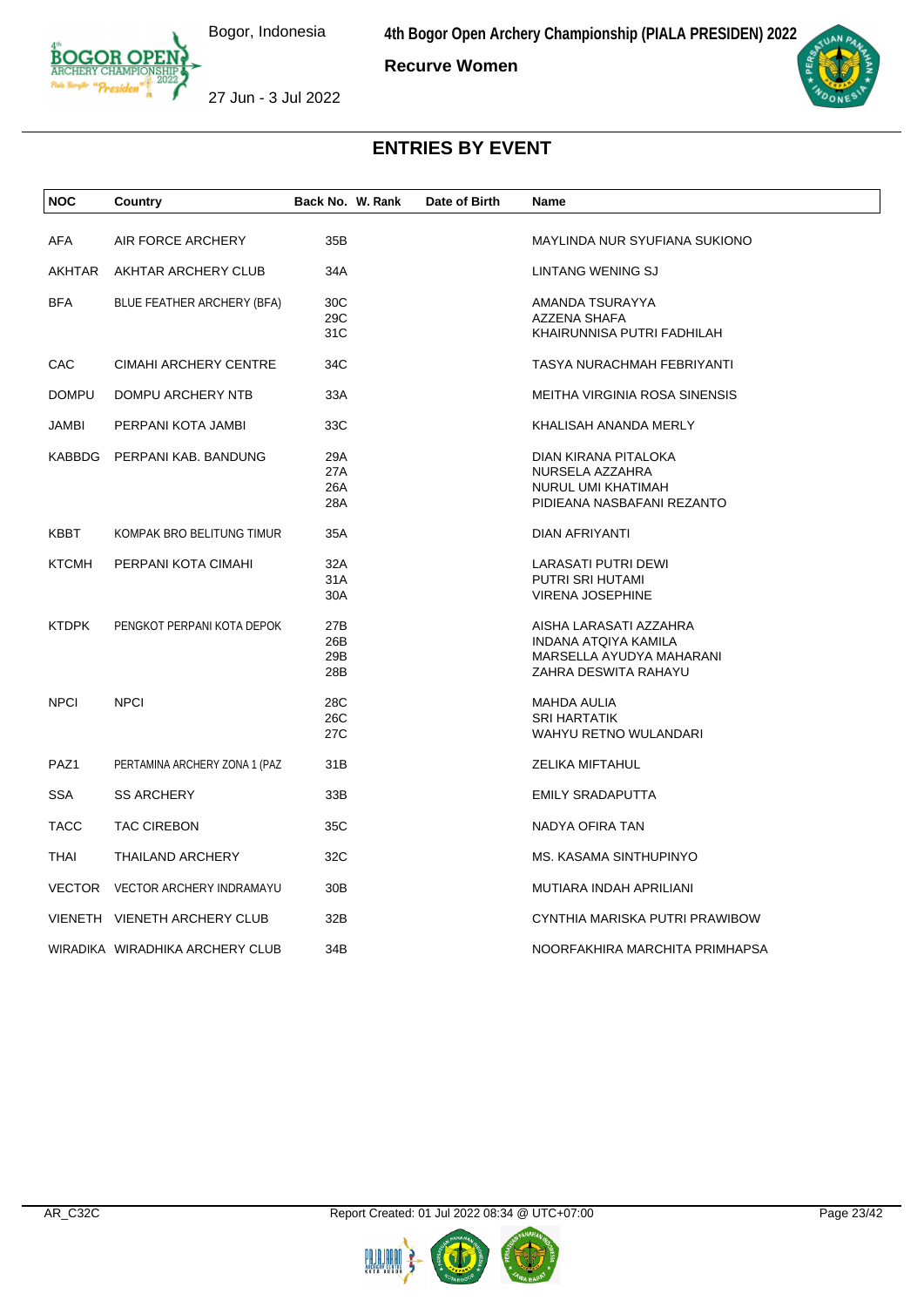## ENTRIES BY EVENT

**Recurve Women**

| NOC | Country | Back No. | W. Rank | Date of Birth | Name |
|---|---|---|---|---|---|
| AFA | AIR FORCE ARCHERY | 35B | | | MAYLINDA NUR SYUFIANA SUKIONO |
| AKHTAR | AKHTAR ARCHERY CLUB | 34A | | | LINTANG WENING SJ |
| BFA | BLUE FEATHER ARCHERY (BFA) | 30C | | | AMANDA TSURAYYA |
| | | 29C | | | AZZENA SHAFA |
| | | 31C | | | KHAIRUNNISA PUTRI FADHILAH |
| CAC | CIMAHI ARCHERY CENTRE | 34C | | | TASYA NURACHMAH FEBRIYANTI |
| DOMPU | DOMPU ARCHERY NTB | 33A | | | MEITHA VIRGINIA ROSA SINENSIS |
| JAMBI | PERPANI KOTA JAMBI | 33C | | | KHALISAH ANANDA MERLY |
| KABBDG | PERPANI KAB. BANDUNG | 29A | | | DIAN KIRANA PITALOKA |
| | | 27A | | | NURSELA AZZAHRA |
| | | 26A | | | NURUL UMI KHATIMAH |
| | | 28A | | | PIDIEANA NASBAFANI REZANTO |
| KBBT | KOMPAK BRO BELITUNG TIMUR | 35A | | | DIAN AFRIYANTI |
| KTCMH | PERPANI KOTA CIMAHI | 32A | | | LARASATI PUTRI DEWI |
| | | 31A | | | PUTRI SRI HUTAMI |
| | | 30A | | | VIRENA JOSEPHINE |
| KTDPK | PENGKOT PERPANI KOTA DEPOK | 27B | | | AISHA LARASATI AZZAHRA |
| | | 26B | | | INDANA ATQIYA KAMILA |
| | | 29B | | | MARSELLA AYUDYA MAHARANI |
| | | 28B | | | ZAHRA DESWITA RAHAYU |
| NPCI | NPCI | 28C | | | MAHDA AULIA |
| | | 26C | | | SRI HARTATIK |
| | | 27C | | | WAHYU RETNO WULANDARI |
| PAZ1 | PERTAMINA ARCHERY ZONA 1 (PAZ | 31B | | | ZELIKA MIFTAHUL |
| SSA | SS ARCHERY | 33B | | | EMILY SRADAPUTTA |
| TACC | TAC CIREBON | 35C | | | NADYA OFIRA TAN |
| THAI | THAILAND ARCHERY | 32C | | | MS. KASAMA SINTHUPINYO |
| VECTOR | VECTOR ARCHERY INDRAMAYU | 30B | | | MUTIARA INDAH APRILIANI |
| VIENETH | VIENETH ARCHERY CLUB | 32B | | | CYNTHIA MARISKA PUTRI PRAWIBOW |
| WIRADIKA | WIRADHIKA ARCHERY CLUB | 34B | | | NOORFAKHIRA MARCHITA PRIMHAPSA |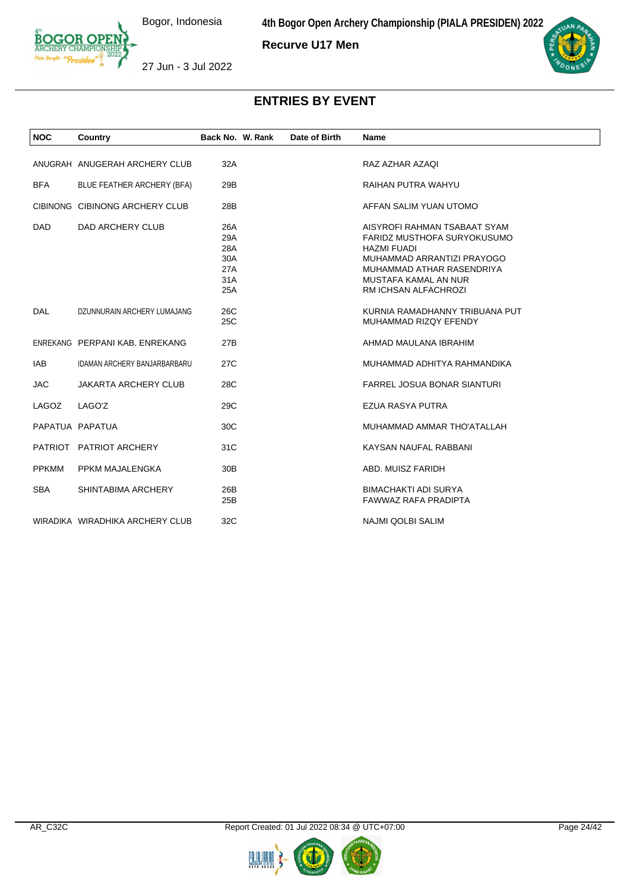# ENTRIES BY EVENT

**4th Bogor Open Archery Championship (PIALA PRESIDEN) 2022**

**Recurve U17 Men**

Bogor, Indonesia

27 Jun - 3 Jul 2022

| NOC | Country | Back No. | W. Rank | Date of Birth | Name |
|---|---|---|---|---|---|
| ANUGRAH | ANUGERAH ARCHERY CLUB | 32A | | | RAZ AZHAR AZAQI |
| BFA | BLUE FEATHER ARCHERY (BFA) | 29B | | | RAIHAN PUTRA WAHYU |
| CIBINONG | CIBINONG ARCHERY CLUB | 28B | | | AFFAN SALIM YUAN UTOMO |
| DAD | DAD ARCHERY CLUB | 26A | | | AISYROFI RAHMAN TSABAAT SYAM |
| | | 29A | | | FARIDZ MUSTHOFA SURYOKUSUMO |
| | | 28A | | | HAZMI FUADI |
| | | 30A | | | MUHAMMAD ARRANTIZI PRAYOGO |
| | | 27A | | | MUHAMMAD ATHAR RASENDRIYA |
| | | 31A | | | MUSTAFA KAMAL AN NUR |
| | | 25A | | | RM ICHSAN ALFACHROZI |
| DAL | DZUNNURAIN ARCHERY LUMAJANG | 26C | | | KURNIA RAMADHANNY TRIBUANA PUT |
| | | 25C | | | MUHAMMAD RIZQY EFENDY |
| ENREKANG | PERPANI KAB. ENREKANG | 27B | | | AHMAD MAULANA IBRAHIM |
| IAB | IDAMAN ARCHERY BANJARBARBARU | 27C | | | MUHAMMAD ADHITYA RAHMANDIKA |
| JAC | JAKARTA ARCHERY CLUB | 28C | | | FARREL JOSUA BONAR SIANTURI |
| LAGOZ | LAGO'Z | 29C | | | EZUA RASYA PUTRA |
| PAPATUA | PAPATUA | 30C | | | MUHAMMAD AMMAR THO'ATALLAH |
| PATRIOT | PATRIOT ARCHERY | 31C | | | KAYSAN NAUFAL RABBANI |
| PPKMM | PPKM MAJALENGKA | 30B | | | ABD. MUISZ FARIDH |
| SBA | SHINTABIMA ARCHERY | 26B | | | BIMACHAKTI ADI SURYA |
| | | 25B | | | FAWWAZ RAFA PRADIPTA |
| WIRADIKA | WIRADHIKA ARCHERY CLUB | 32C | | | NAJMI QOLBI SALIM |

AR_C32C

Report Created: 01 Jul 2022 08:34 @ UTC+07:00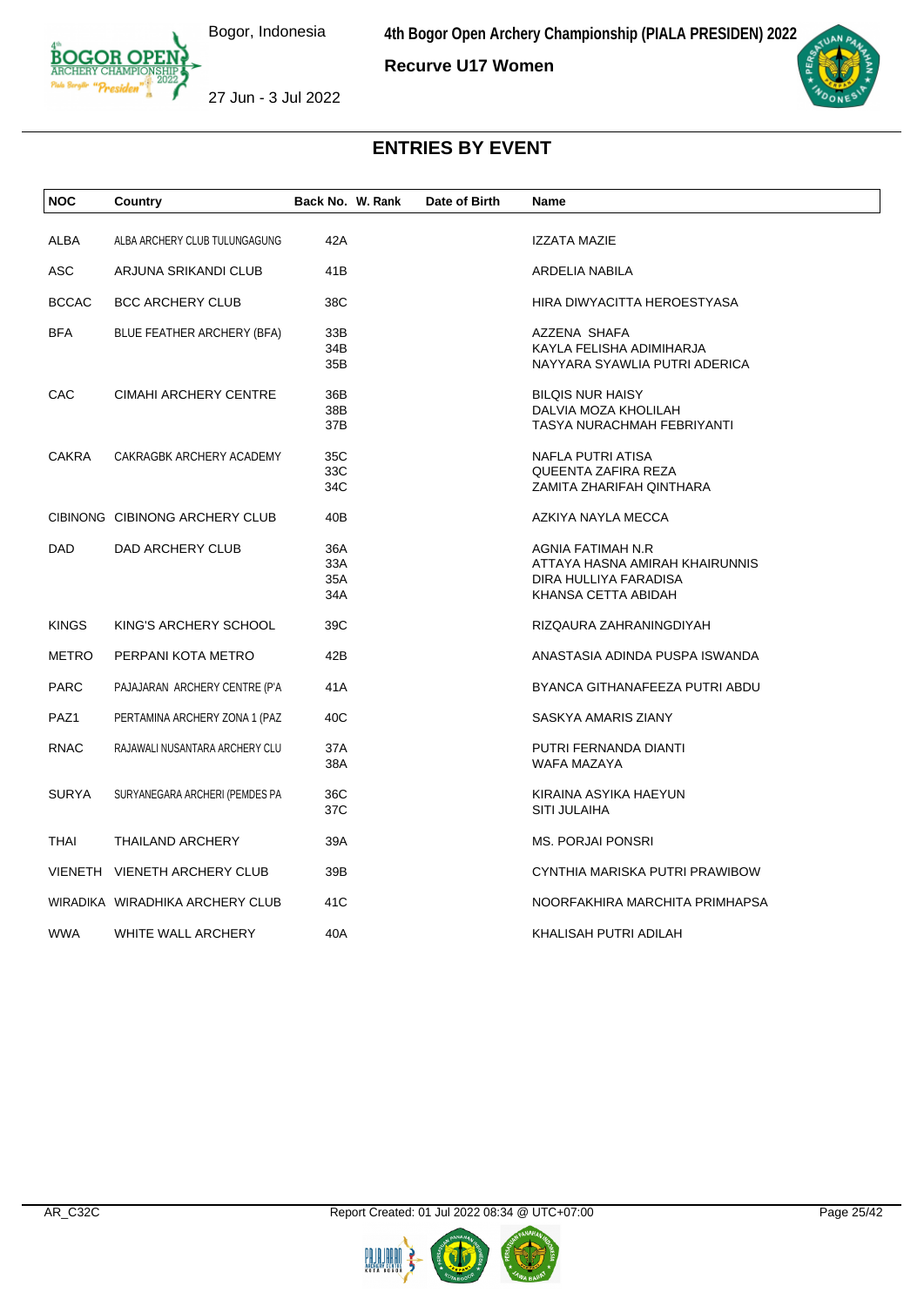Recurve U17 Women

## ENTRIES BY EVENT

| NOC | Country | Back No. | W. Rank | Date of Birth | Name |
|---|---|---|---|---|---|
| ALBA | ALBA ARCHERY CLUB TULUNGAGUNG | 42A | | | IZZATA MAZIE |
| ASC | ARJUNA SRIKANDI CLUB | 41B | | | ARDELIA NABILA |
| BCCAC | BCC ARCHERY CLUB | 38C | | | HIRA DIWYACITTA HEROESTYASA |
| BFA | BLUE FEATHER ARCHERY (BFA) | 33B | | | AZZENA SHAFA |
| | | 34B | | | KAYLA FELISHA ADIMIHARJA |
| | | 35B | | | NAYYARA SYAWLIA PUTRI ADERICA |
| CAC | CIMAHI ARCHERY CENTRE | 36B | | | BILQIS NUR HAISY |
| | | 38B | | | DALVIA MOZA KHOLILAH |
| | | 37B | | | TASYA NURACHMAH FEBRIYANTI |
| CAKRA | CAKRAGBK ARCHERY ACADEMY | 35C | | | NAFLA PUTRI ATISA |
| | | 33C | | | QUEENTA ZAFIRA REZA |
| | | 34C | | | ZAMITA ZHARIFAH QINTHARA |
| CIBINONG | CIBINONG ARCHERY CLUB | 40B | | | AZKIYA NAYLA MECCA |
| DAD | DAD ARCHERY CLUB | 36A | | | AGNIA FATIMAH N.R |
| | | 33A | | | ATTAYA HASNA AMIRAH KHAIRUNNIS |
| | | 35A | | | DIRA HULLIYA FARADISA |
| | | 34A | | | KHANSA CETTA ABIDAH |
| KINGS | KING'S ARCHERY SCHOOL | 39C | | | RIZQAURA ZAHRANINGDIYAH |
| METRO | PERPANI KOTA METRO | 42B | | | ANASTASIA ADINDA PUSPA ISWANDA |
| PARC | PAJAJARAN ARCHERY CENTRE (P'A | 41A | | | BYANCA GITHANAFEEZA PUTRI ABDU |
| PAZ1 | PERTAMINA ARCHERY ZONA 1 (PAZ | 40C | | | SASKYA AMARIS ZIANY |
| RNAC | RAJAWALI NUSANTARA ARCHERY CLU | 37A | | | PUTRI FERNANDA DIANTI |
| | | 38A | | | WAFA MAZAYA |
| SURYA | SURYANEGARA ARCHERI (PEMDES PA | 36C | | | KIRAINA ASYIKA HAEYUN |
| | | 37C | | | SITI JULAIHA |
| THAI | THAILAND ARCHERY | 39A | | | MS. PORJAI PONSRI |
| VIENETH | VIENETH ARCHERY CLUB | 39B | | | CYNTHIA MARISKA PUTRI PRAWIBOW |
| WIRADIKA | WIRADHIKA ARCHERY CLUB | 41C | | | NOORFAKHIRA MARCHITA PRIMHAPSA |
| WWA | WHITE WALL ARCHERY | 40A | | | KHALISAH PUTRI ADILAH |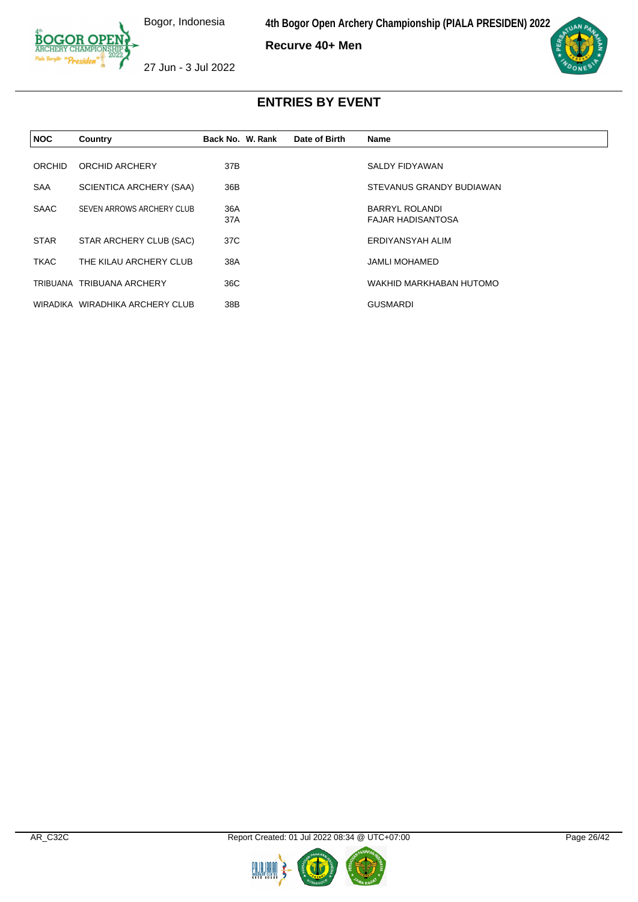## Recurve 40+ Men

## ENTRIES BY EVENT

| NOC | Country | Back No. | W. Rank | Date of Birth | Name |
|---|---|---|---|---|---|
| ORCHID | ORCHID ARCHERY | 37B | | | SALDY FIDYAWAN |
| SAA | SCIENTICA ARCHERY (SAA) | 36B | | | STEVANUS GRANDY BUDIAWAN |
| SAAC | SEVEN ARROWS ARCHERY CLUB | 36A | | | BARRYL ROLANDI |
| | | 37A | | | FAJAR HADISANTOSA |
| STAR | STAR ARCHERY CLUB (SAC) | 37C | | | ERDIYANSYAH ALIM |
| TKAC | THE KILAU ARCHERY CLUB | 38A | | | JAMLI MOHAMED |
| TRIBUANA | TRIBUANA ARCHERY | 36C | | | WAKHID MARKHABAN HUTOMO |
| WIRADIKA | WIRADHIKA ARCHERY CLUB | 38B | | | GUSMARDI |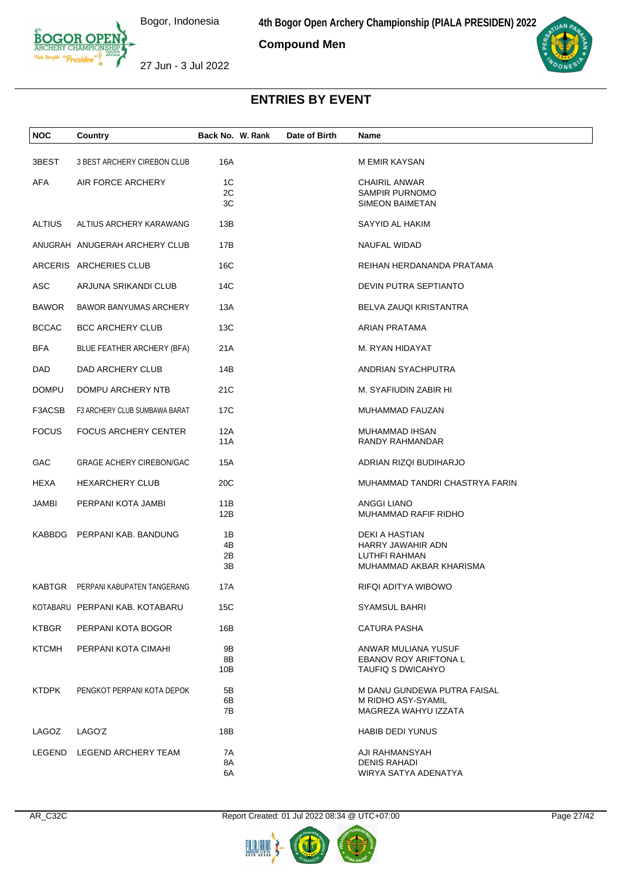# ENTRIES BY EVENT

## Compound Men

| NOC | Country | Back No. | W. Rank | Date of Birth | Name |
|---|---|---|---|---|---|
| 3BEST | 3 BEST ARCHERY CIREBON CLUB | 16A | | | M EMIR KAYSAN |
| AFA | AIR FORCE ARCHERY | 1C | | | CHAIRIL ANWAR |
| | | 2C | | | SAMPIR PURNOMO |
| | | 3C | | | SIMEON BAIMETAN |
| ALTIUS | ALTIUS ARCHERY KARAWANG | 13B | | | SAYYID AL HAKIM |
| ANUGRAH | ANUGERAH ARCHERY CLUB | 17B | | | NAUFAL WIDAD |
| ARCERIS | ARCHERIES CLUB | 16C | | | REIHAN HERDANANDA PRATAMA |
| ASC | ARJUNA SRIKANDI CLUB | 14C | | | DEVIN PUTRA SEPTIANTO |
| BAWOR | BAWOR BANYUMAS ARCHERY | 13A | | | BELVA ZAUQI KRISTANTRA |
| BCCAC | BCC ARCHERY CLUB | 13C | | | ARIAN PRATAMA |
| BFA | BLUE FEATHER ARCHERY (BFA) | 21A | | | M. RYAN HIDAYAT |
| DAD | DAD ARCHERY CLUB | 14B | | | ANDRIAN SYACHPUTRA |
| DOMPU | DOMPU ARCHERY NTB | 21C | | | M. SYAFIUDIN ZABIR HI |
| F3ACSB | F3 ARCHERY CLUB SUMBAWA BARAT | 17C | | | MUHAMMAD FAUZAN |
| FOCUS | FOCUS ARCHERY CENTER | 12A | | | MUHAMMAD IHSAN |
| | | 11A | | | RANDY RAHMANDAR |
| GAC | GRAGE ACHERY CIREBON/GAC | 15A | | | ADRIAN RIZQI BUDIHARJO |
| HEXA | HEXARCHERY CLUB | 20C | | | MUHAMMAD TANDRI CHASTRYA FARIN |
| JAMBI | PERPANI KOTA JAMBI | 11B | | | ANGGI LIANO |
| | | 12B | | | MUHAMMAD RAFIF RIDHO |
| KABBDG | PERPANI KAB. BANDUNG | 1B | | | DEKI A HASTIAN |
| | | 4B | | | HARRY JAWAHIR ADN |
| | | 2B | | | LUTHFI RAHMAN |
| | | 3B | | | MUHAMMAD AKBAR KHARISMA |
| KABTGR | PERPANI KABUPATEN TANGERANG | 17A | | | RIFQI ADITYA WIBOWO |
| KOTABARU | PERPANI KAB. KOTABARU | 15C | | | SYAMSUL BAHRI |
| KTBGR | PERPANI KOTA BOGOR | 16B | | | CATURA PASHA |
| KTCMH | PERPANI KOTA CIMAHI | 9B | | | ANWAR MULIANA YUSUF |
| | | 8B | | | EBANOV ROY ARIFTONA L |
| | | 10B | | | TAUFIQ S DWICAHYO |
| KTDPK | PENGKOT PERPANI KOTA DEPOK | 5B | | | M DANU GUNDEWA PUTRA FAISAL |
| | | 6B | | | M RIDHO ASY-SYAMIL |
| | | 7B | | | MAGREZA WAHYU IZZATA |
| LAGOZ | LAGO'Z | 18B | | | HABIB DEDI YUNUS |
| LEGEND | LEGEND ARCHERY TEAM | 7A | | | AJI RAHMANSYAH |
| | | 8A | | | DENIS RAHADI |
| | | 6A | | | WIRYA SATYA ADENATYA |

AR_C32C Report Created: 01 Jul 2022 08:34 @ UTC+07:00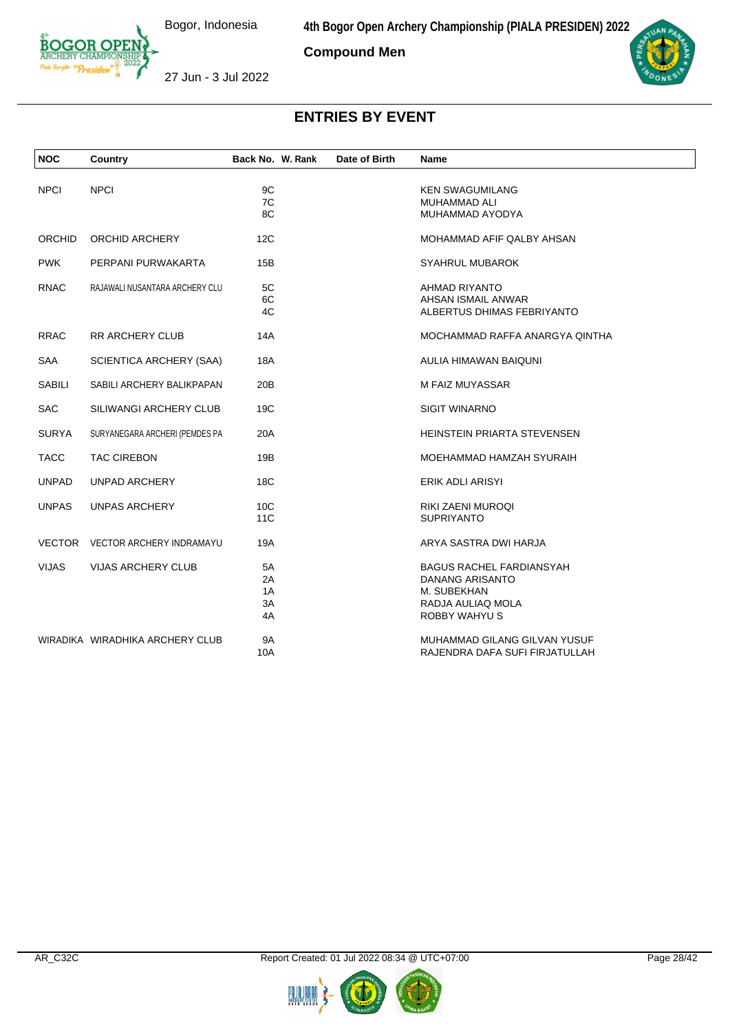4th Bogor Open Archery Championship (PIALA PRESIDEN) 2022

**Compound Men**

Bogor, Indonesia

27 Jun - 3 Jul 2022

## ENTRIES BY EVENT

| NOC | Country | Back No. | W. Rank | Date of Birth | Name |
|---|---|---|---|---|---|
| NPCI | NPCI | 9C | | | KEN SWAGUMILANG |
| | | 7C | | | MUHAMMAD ALI |
| | | 8C | | | MUHAMMAD AYODYA |
| ORCHID | ORCHID ARCHERY | 12C | | | MOHAMMAD AFIF QALBY AHSAN |
| PWK | PERPANI PURWAKARTA | 15B | | | SYAHRUL MUBAROK |
| RNAC | RAJAWALI NUSANTARA ARCHERY CLU | 5C | | | AHMAD RIYANTO |
| | | 6C | | | AHSAN ISMAIL ANWAR |
| | | 4C | | | ALBERTUS DHIMAS FEBRIYANTO |
| RRAC | RR ARCHERY CLUB | 14A | | | MOCHAMMAD RAFFA ANARGYA QINTHA |
| SAA | SCIENTICA ARCHERY (SAA) | 18A | | | AULIA HIMAWAN BAIQUNI |
| SABILI | SABILI ARCHERY BALIKPAPAN | 20B | | | M FAIZ MUYASSAR |
| SAC | SILIWANGI ARCHERY CLUB | 19C | | | SIGIT WINARNO |
| SURYA | SURYANEGARA ARCHERI (PEMDES PA | 20A | | | HEINSTEIN PRIARTA STEVENSEN |
| TACC | TAC CIREBON | 19B | | | MOEHAMMAD HAMZAH SYURAIH |
| UNPAD | UNPAD ARCHERY | 18C | | | ERIK ADLI ARISYI |
| UNPAS | UNPAS ARCHERY | 10C | | | RIKI ZAENI MUROQI |
| | | 11C | | | SUPRIYANTO |
| VECTOR | VECTOR ARCHERY INDRAMAYU | 19A | | | ARYA SASTRA DWI HARJA |
| VIJAS | VIJAS ARCHERY CLUB | 5A | | | BAGUS RACHEL FARDIANSYAH |
| | | 2A | | | DANANG ARISANTO |
| | | 1A | | | M. SUBEKHAN |
| | | 3A | | | RADJA AULIAQ MOLA |
| | | 4A | | | ROBBY WAHYU S |
| WIRADIKA | WIRADHIKA ARCHERY CLUB | 9A | | | MUHAMMAD GILANG GILVAN YUSUF |
| | | 10A | | | RAJENDRA DAFA SUFI FIRJATULLAH |

AR_C32C

Report Created: 01 Jul 2022 08:34 @ UTC+07:00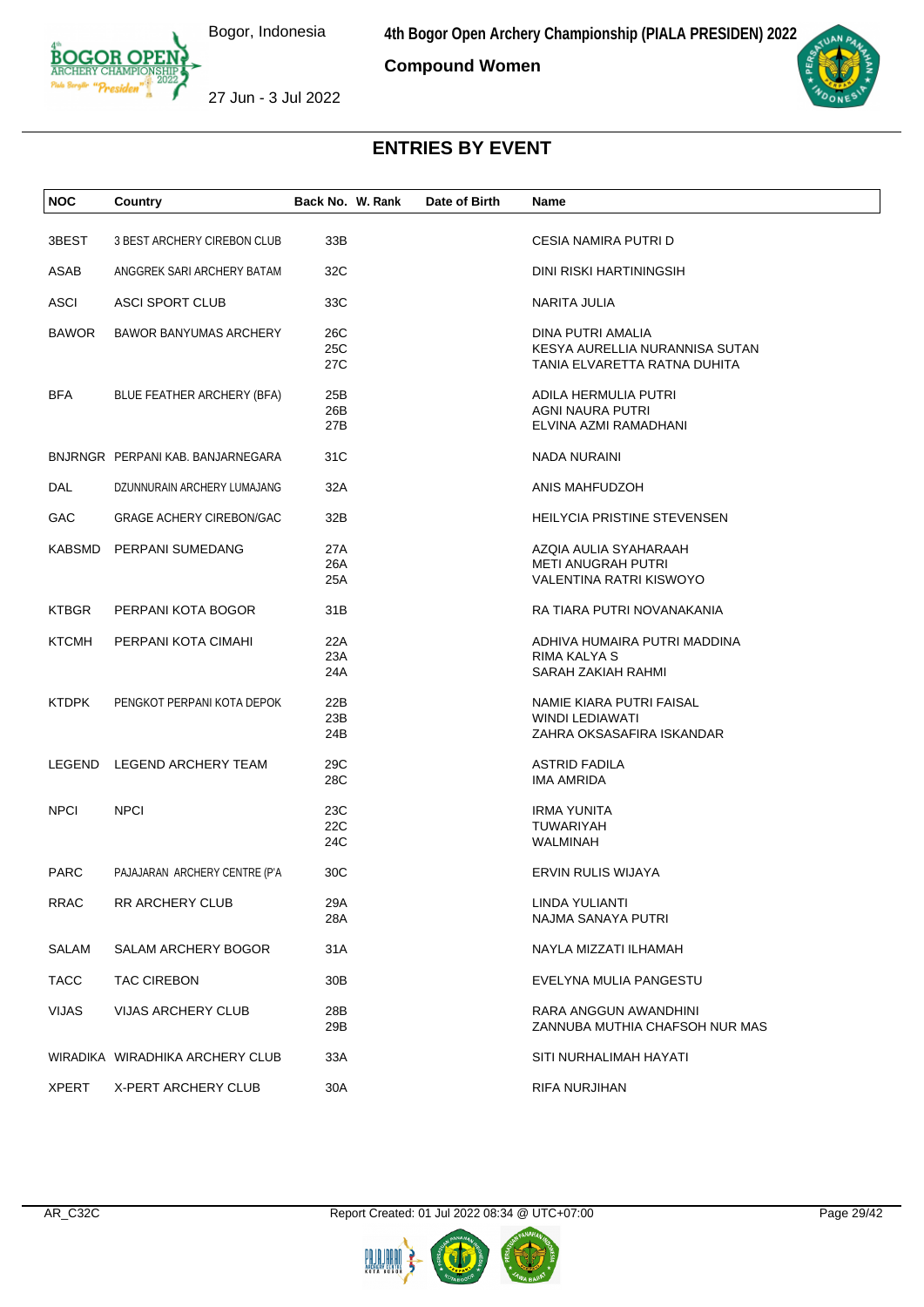# ENTRIES BY EVENT

Compound Women

| NOC | Country | Back No. | W. Rank | Date of Birth | Name |
|---|---|---|---|---|---|
| 3BEST | 3 BEST ARCHERY CIREBON CLUB | 33B | | | CESIA NAMIRA PUTRI D |
| ASAB | ANGGREK SARI ARCHERY BATAM | 32C | | | DINI RISKI HARTININGSIH |
| ASCI | ASCI SPORT CLUB | 33C | | | NARITA JULIA |
| BAWOR | BAWOR BANYUMAS ARCHERY | 26C | | | DINA PUTRI AMALIA |
| | | 25C | | | KESYA AURELLIA NURANNISA SUTAN |
| | | 27C | | | TANIA ELVARETTA RATNA DUHITA |
| BFA | BLUE FEATHER ARCHERY (BFA) | 25B | | | ADILA HERMULIA PUTRI |
| | | 26B | | | AGNI NAURA PUTRI |
| | | 27B | | | ELVINA AZMI RAMADHANI |
| BNJRNGR | PERPANI KAB. BANJARNEGARA | 31C | | | NADA NURAINI |
| DAL | DZUNNURAIN ARCHERY LUMAJANG | 32A | | | ANIS MAHFUDZOH |
| GAC | GRAGE ACHERY CIREBON/GAC | 32B | | | HEILYCIA PRISTINE STEVENSEN |
| KABSMD | PERPANI SUMEDANG | 27A | | | AZQIA AULIA SYAHARAAH |
| | | 26A | | | METI ANUGRAH PUTRI |
| | | 25A | | | VALENTINA RATRI KISWOYO |
| KTBGR | PERPANI KOTA BOGOR | 31B | | | RA TIARA PUTRI NOVANAKANIA |
| KTCMH | PERPANI KOTA CIMAHI | 22A | | | ADHIVA HUMAIRA PUTRI MADDINA |
| | | 23A | | | RIMA KALYA S |
| | | 24A | | | SARAH ZAKIAH RAHMI |
| KTDPK | PENGKOT PERPANI KOTA DEPOK | 22B | | | NAMIE KIARA PUTRI FAISAL |
| | | 23B | | | WINDI LEDIAWATI |
| | | 24B | | | ZAHRA OKSASAFIRA ISKANDAR |
| LEGEND | LEGEND ARCHERY TEAM | 29C | | | ASTRID FADILA |
| | | 28C | | | IMA AMRIDA |
| NPCI | NPCI | 23C | | | IRMA YUNITA |
| | | 22C | | | TUWARIYAH |
| | | 24C | | | WALMINAH |
| PARC | PAJAJARAN ARCHERY CENTRE (P'A | 30C | | | ERVIN RULIS WIJAYA |
| RRAC | RR ARCHERY CLUB | 29A | | | LINDA YULIANTI |
| | | 28A | | | NAJMA SANAYA PUTRI |
| SALAM | SALAM ARCHERY BOGOR | 31A | | | NAYLA MIZZATI ILHAMAH |
| TACC | TAC CIREBON | 30B | | | EVELYNA MULIA PANGESTU |
| VIJAS | VIJAS ARCHERY CLUB | 28B | | | RARA ANGGUN AWANDHINI |
| | | 29B | | | ZANNUBA MUTHIA CHAFSOH NUR MAS |
| WIRADIKA | WIRADHIKA ARCHERY CLUB | 33A | | | SITI NURHALIMAH HAYATI |
| XPERT | X-PERT ARCHERY CLUB | 30A | | | RIFA NURJIHAN |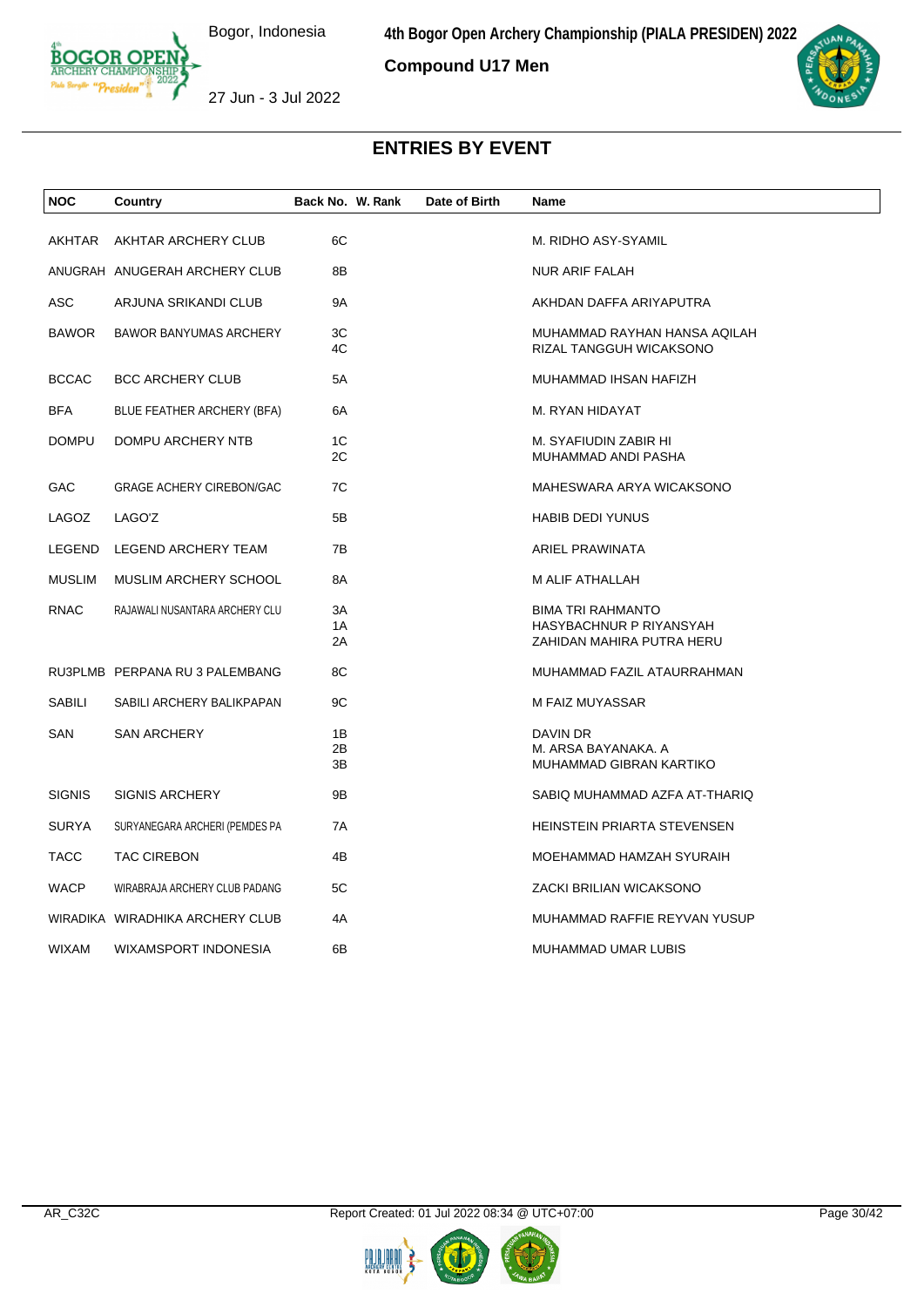## Compound U17 Men

# ENTRIES BY EVENT

| NOC | Country | Back No. | W. Rank | Date of Birth | Name |
|---|---|---|---|---|---|
| AKHTAR | AKHTAR ARCHERY CLUB | 6C | | | M. RIDHO ASY-SYAMIL |
| ANUGRAH | ANUGERAH ARCHERY CLUB | 8B | | | NUR ARIF FALAH |
| ASC | ARJUNA SRIKANDI CLUB | 9A | | | AKHDAN DAFFA ARIYAPUTRA |
| BAWOR | BAWOR BANYUMAS ARCHERY | 3C | | | MUHAMMAD RAYHAN HANSA AQILAH |
| | | 4C | | | RIZAL TANGGUH WICAKSONO |
| BCCAC | BCC ARCHERY CLUB | 5A | | | MUHAMMAD IHSAN HAFIZH |
| BFA | BLUE FEATHER ARCHERY (BFA) | 6A | | | M. RYAN HIDAYAT |
| DOMPU | DOMPU ARCHERY NTB | 1C | | | M. SYAFIUDIN ZABIR HI |
| | | 2C | | | MUHAMMAD ANDI PASHA |
| GAC | GRAGE ACHERY CIREBON/GAC | 7C | | | MAHESWARA ARYA WICAKSONO |
| LAGOZ | LAGO'Z | 5B | | | HABIB DEDI YUNUS |
| LEGEND | LEGEND ARCHERY TEAM | 7B | | | ARIEL PRAWINATA |
| MUSLIM | MUSLIM ARCHERY SCHOOL | 8A | | | M ALIF ATHALLAH |
| RNAC | RAJAWALI NUSANTARA ARCHERY CLU | 3A | | | BIMA TRI RAHMANTO |
| | | 1A | | | HASYBACHNUR P RIYANSYAH |
| | | 2A | | | ZAHIDAN MAHIRA PUTRA HERU |
| RU3PLMB | PERPANA RU 3 PALEMBANG | 8C | | | MUHAMMAD FAZIL ATAURRAHMAN |
| SABILI | SABILI ARCHERY BALIKPAPAN | 9C | | | M FAIZ MUYASSAR |
| SAN | SAN ARCHERY | 1B | | | DAVIN DR |
| | | 2B | | | M. ARSA BAYANAKA. A |
| | | 3B | | | MUHAMMAD GIBRAN KARTIKO |
| SIGNIS | SIGNIS ARCHERY | 9B | | | SABIQ MUHAMMAD AZFA AT-THARIQ |
| SURYA | SURYANEGARA ARCHERI (PEMDES PA | 7A | | | HEINSTEIN PRIARTA STEVENSEN |
| TACC | TAC CIREBON | 4B | | | MOEHAMMAD HAMZAH SYURAIH |
| WACP | WIRABRAJA ARCHERY CLUB PADANG | 5C | | | ZACKI BRILIAN WICAKSONO |
| WIRADIKA | WIRADHIKA ARCHERY CLUB | 4A | | | MUHAMMAD RAFFIE REYVAN YUSUP |
| WIXAM | WIXAMSPORT INDONESIA | 6B | | | MUHAMMAD UMAR LUBIS |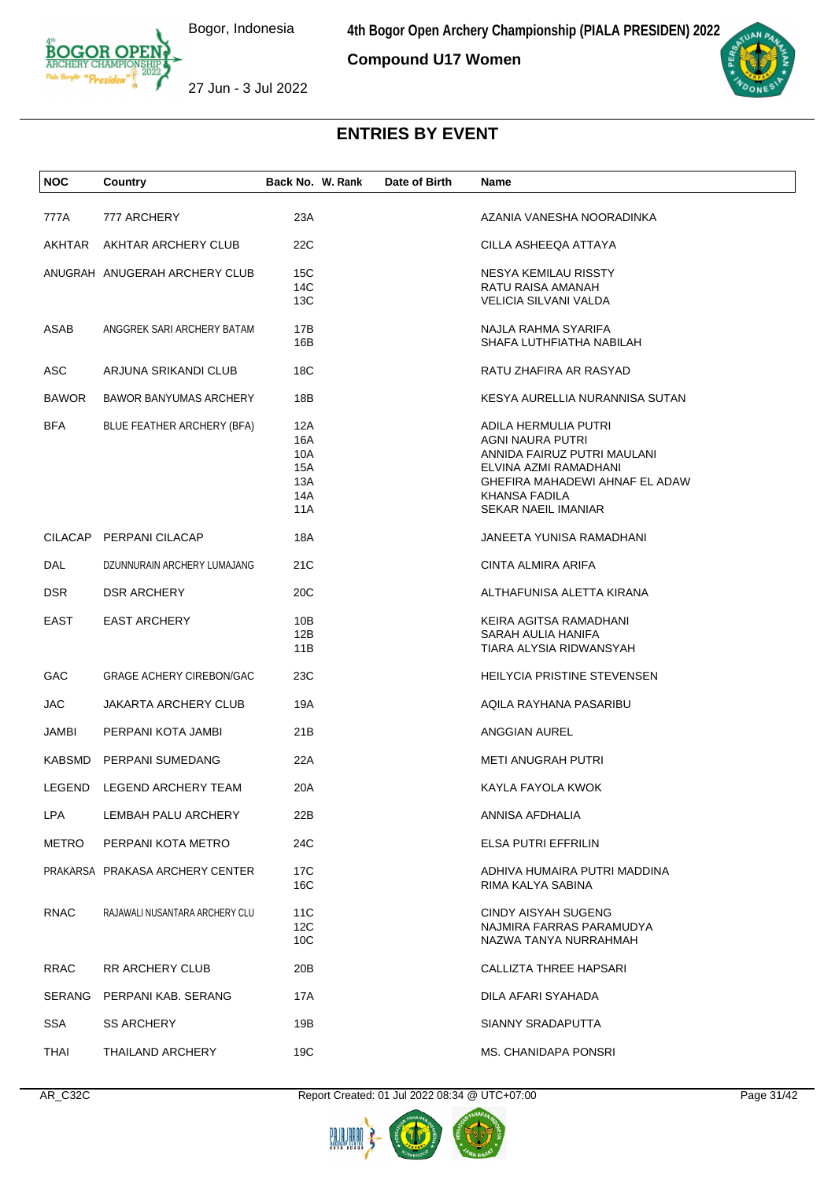# 4th Bogor Open Archery Championship (PIALA PRESIDEN) 2022

## Compound U17 Women

Bogor, Indonesia

27 Jun - 3 Jul 2022

## ENTRIES BY EVENT

| NOC | Country | Back No. | W. Rank | Date of Birth | Name |
|---|---|---|---|---|---|
| 777A | 777 ARCHERY | 23A | | | AZANIA VANESHA NOORADINKA |
| AKHTAR | AKHTAR ARCHERY CLUB | 22C | | | CILLA ASHEEQA ATTAYA |
| ANUGRAH | ANUGERAH ARCHERY CLUB | 15C | | | NESYA KEMILAU RISSTY |
| | | 14C | | | RATU RAISA AMANAH |
| | | 13C | | | VELICIA SILVANI VALDA |
| ASAB | ANGGREK SARI ARCHERY BATAM | 17B | | | NAJLA RAHMA SYARIFA |
| | | 16B | | | SHAFA LUTHFIATHA NABILAH |
| ASC | ARJUNA SRIKANDI CLUB | 18C | | | RATU ZHAFIRA AR RASYAD |
| BAWOR | BAWOR BANYUMAS ARCHERY | 18B | | | KESYA AURELLIA NURANNISA SUTAN |
| BFA | BLUE FEATHER ARCHERY (BFA) | 12A | | | ADILA HERMULIA PUTRI |
| | | 16A | | | AGNI NAURA PUTRI |
| | | 10A | | | ANNIDA FAIRUZ PUTRI MAULANI |
| | | 15A | | | ELVINA AZMI RAMADHANI |
| | | 13A | | | GHEFIRA MAHADEWI AHNAF EL ADAW |
| | | 14A | | | KHANSA FADILA |
| | | 11A | | | SEKAR NAEIL IMANIAR |
| CILACAP | PERPANI CILACAP | 18A | | | JANEETA YUNISA RAMADHANI |
| DAL | DZUNNURAIN ARCHERY LUMAJANG | 21C | | | CINTA ALMIRA ARIFA |
| DSR | DSR ARCHERY | 20C | | | ALTHAFUNISA ALETTA KIRANA |
| EAST | EAST ARCHERY | 10B | | | KEIRA AGITSA RAMADHANI |
| | | 12B | | | SARAH AULIA HANIFA |
| | | 11B | | | TIARA ALYSIA RIDWANSYAH |
| GAC | GRAGE ACHERY CIREBON/GAC | 23C | | | HEILYCIA PRISTINE STEVENSEN |
| JAC | JAKARTA ARCHERY CLUB | 19A | | | AQILA RAYHANA PASARIBU |
| JAMBI | PERPANI KOTA JAMBI | 21B | | | ANGGIAN AUREL |
| KABSMD | PERPANI SUMEDANG | 22A | | | METI ANUGRAH PUTRI |
| LEGEND | LEGEND ARCHERY TEAM | 20A | | | KAYLA FAYOLA KWOK |
| LPA | LEMBAH PALU ARCHERY | 22B | | | ANNISA AFDHALIA |
| METRO | PERPANI KOTA METRO | 24C | | | ELSA PUTRI EFFRILIN |
| PRAKARSA | PRAKASA ARCHERY CENTER | 17C | | | ADHIVA HUMAIRA PUTRI MADDINA |
| | | 16C | | | RIMA KALYA SABINA |
| RNAC | RAJAWALI NUSANTARA ARCHERY CLU | 11C | | | CINDY AISYAH SUGENG |
| | | 12C | | | NAJMIRA FARRAS PARAMUDYA |
| | | 10C | | | NAZWA TANYA NURRAHMAH |
| RRAC | RR ARCHERY CLUB | 20B | | | CALLIZTA THREE HAPSARI |
| SERANG | PERPANI KAB. SERANG | 17A | | | DILA AFARI SYAHADA |
| SSA | SS ARCHERY | 19B | | | SIANNY SRADAPUTTA |
| THAI | THAILAND ARCHERY | 19C | | | MS. CHANIDAPA PONSRI |

AR_C32C Report Created: 01 Jul 2022 08:34 @ UTC+07:00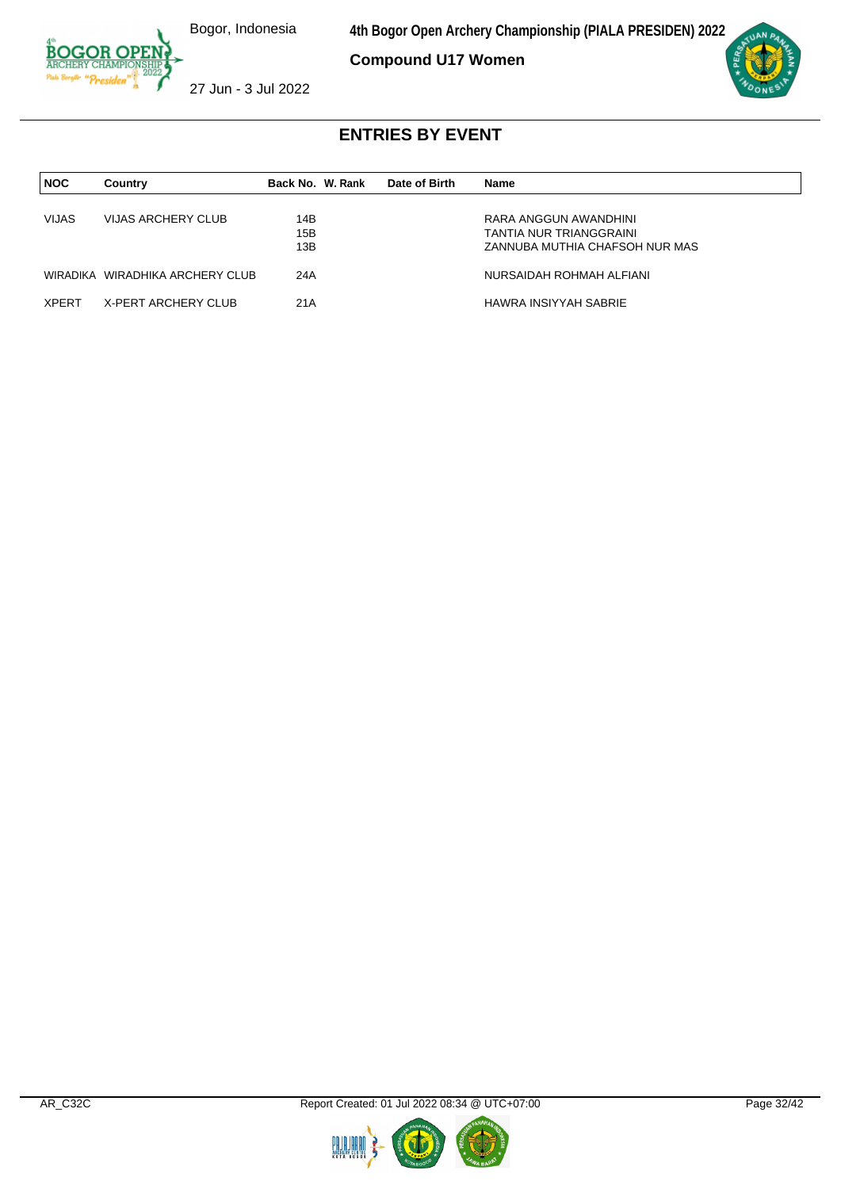## Compound U17 Women

# ENTRIES BY EVENT

| NOC | Country | Back No. | W. Rank | Date of Birth | Name |
|---|---|---|---|---|---|
| VIJAS | VIJAS ARCHERY CLUB | 14B | | | RARA ANGGUN AWANDHINI |
| | | 15B | | | TANTIA NUR TRIANGGRAINI |
| | | 13B | | | ZANNUBA MUTHIA CHAFSOH NUR MAS |
| WIRADIKA | WIRADHIKA ARCHERY CLUB | 24A | | | NURSAIDAH ROHMAH ALFIANI |
| XPERT | X-PERT ARCHERY CLUB | 21A | | | HAWRA INSIYYAH SABRIE |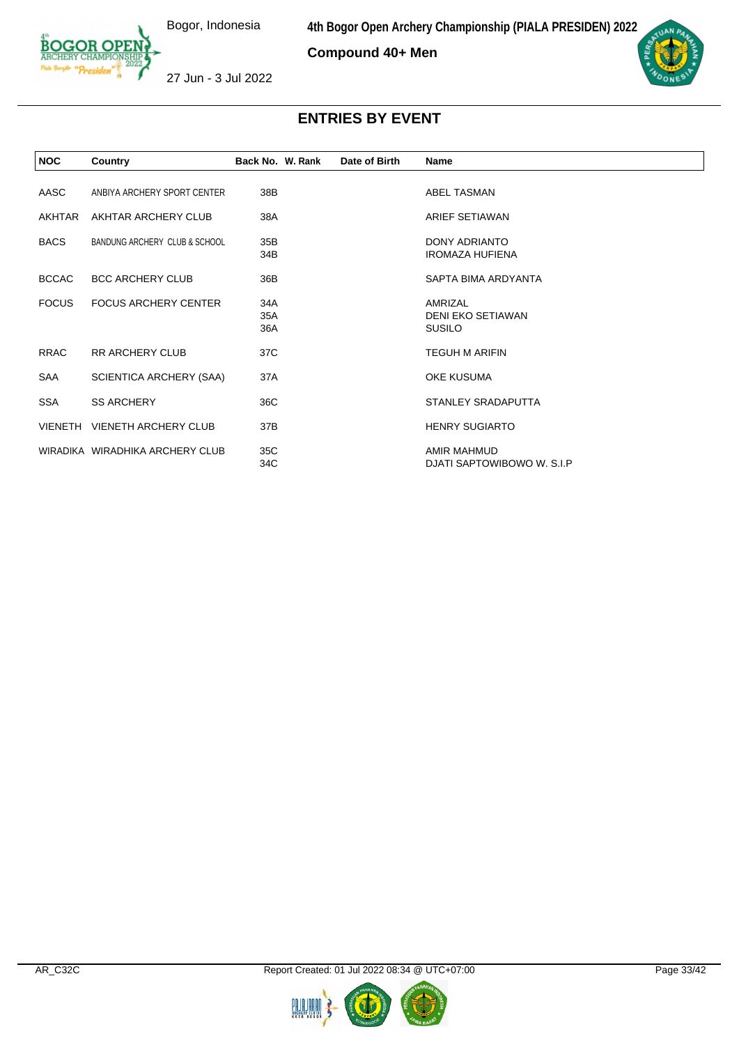# Compound 40+ Men

## ENTRIES BY EVENT

| NOC | Country | Back No. | W. Rank | Date of Birth | Name |
|---|---|---|---|---|---|
| AASC | ANBIYA ARCHERY SPORT CENTER | 38B | | | ABEL TASMAN |
| AKHTAR | AKHTAR ARCHERY CLUB | 38A | | | ARIEF SETIAWAN |
| BACS | BANDUNG ARCHERY CLUB & SCHOOL | 35B | | | DONY ADRIANTO |
| | | 34B | | | IROMAZA HUFIENA |
| BCCAC | BCC ARCHERY CLUB | 36B | | | SAPTA BIMA ARDYANTA |
| FOCUS | FOCUS ARCHERY CENTER | 34A | | | AMRIZAL |
| | | 35A | | | DENI EKO SETIAWAN |
| | | 36A | | | SUSILO |
| RRAC | RR ARCHERY CLUB | 37C | | | TEGUH M ARIFIN |
| SAA | SCIENTICA ARCHERY (SAA) | 37A | | | OKE KUSUMA |
| SSA | SS ARCHERY | 36C | | | STANLEY SRADAPUTTA |
| VIENETH | VIENETH ARCHERY CLUB | 37B | | | HENRY SUGIARTO |
| WIRADIKA | WIRADHIKA ARCHERY CLUB | 35C | | | AMIR MAHMUD |
| | | 34C | | | DJATI SAPTOWIBOWO W. S.I.P |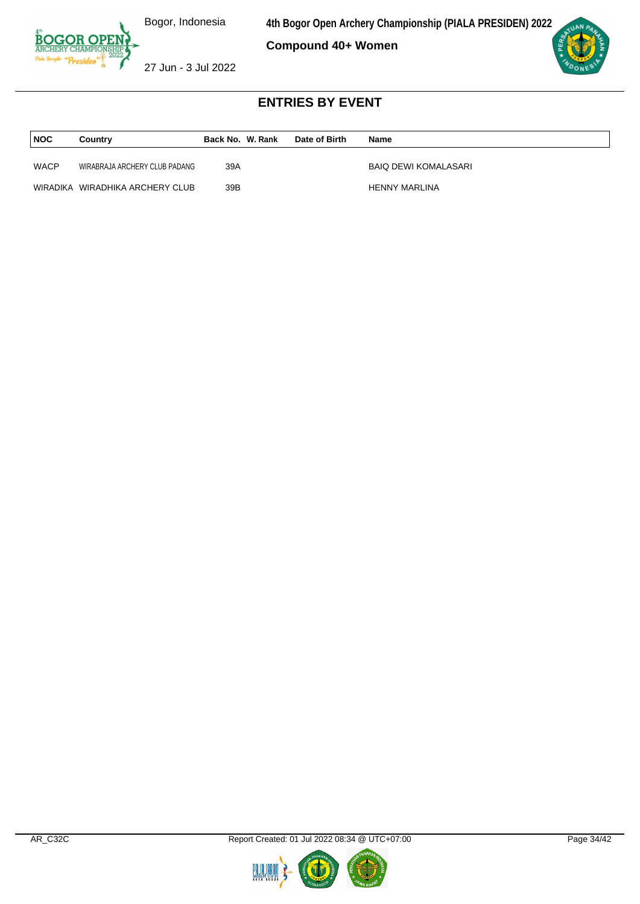# Compound 40+ Women

## ENTRIES BY EVENT

| NOC | Country | Back No. | W. Rank | Date of Birth | Name |
|---|---|---|---|---|---|
| WACP | WIRABRAJA ARCHERY CLUB PADANG | 39A | | | BAIQ DEWI KOMALASARI |
| WIRADIKA | WIRADHIKA ARCHERY CLUB | 39B | | | HENNY MARLINA |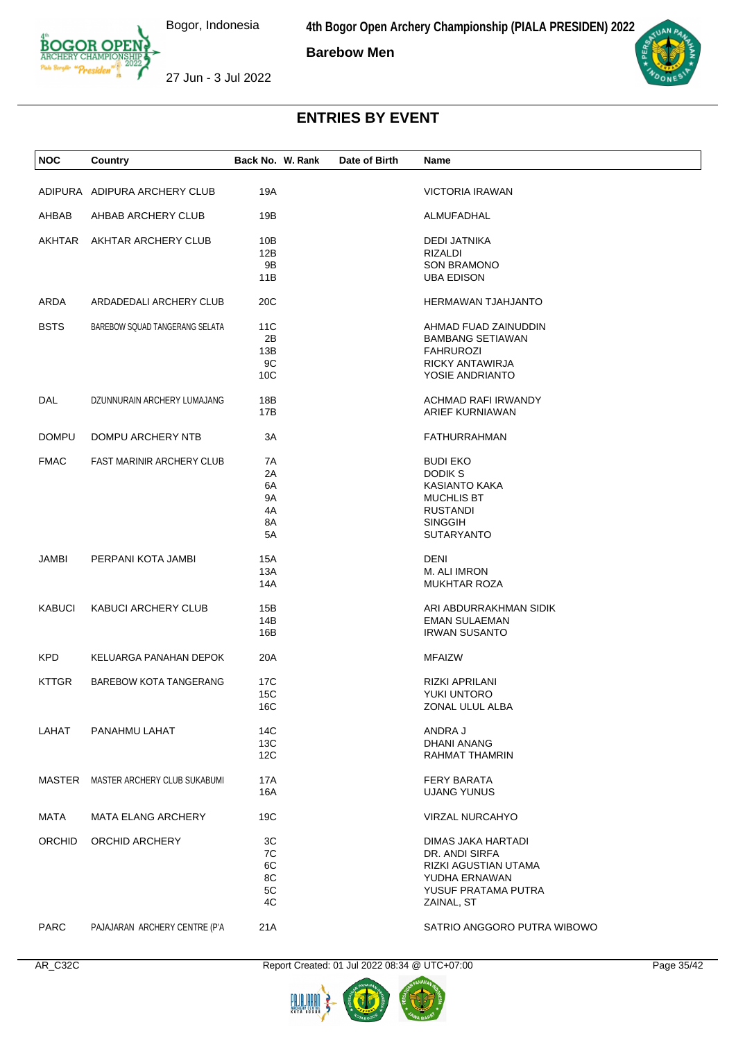## Barebow Men

# ENTRIES BY EVENT

| NOC | Country | Back No. | W. Rank | Date of Birth | Name |
|---|---|---|---|---|---|
| ADIPURA | ADIPURA ARCHERY CLUB | 19A | | | VICTORIA IRAWAN |
| AHBAB | AHBAB ARCHERY CLUB | 19B | | | ALMUFADHAL |
| AKHTAR | AKHTAR ARCHERY CLUB | 10B | | | DEDI JATNIKA |
| | | 12B | | | RIZALDI |
| | | 9B | | | SON BRAMONO |
| | | 11B | | | UBA EDISON |
| ARDA | ARDADEDALI ARCHERY CLUB | 20C | | | HERMAWAN TJAHJANTO |
| BSTS | BAREBOW SQUAD TANGERANG SELATA | 11C | | | AHMAD FUAD ZAINUDDIN |
| | | 2B | | | BAMBANG SETIAWAN |
| | | 13B | | | FAHRUROZI |
| | | 9C | | | RICKY ANTAWIRJA |
| | | 10C | | | YOSIE ANDRIANTO |
| DAL | DZUNNURAIN ARCHERY LUMAJANG | 18B | | | ACHMAD RAFI IRWANDY |
| | | 17B | | | ARIEF KURNIAWAN |
| DOMPU | DOMPU ARCHERY NTB | 3A | | | FATHURRAHMAN |
| FMAC | FAST MARINIR ARCHERY CLUB | 7A | | | BUDI EKO |
| | | 2A | | | DODIK S |
| | | 6A | | | KASIANTO KAKA |
| | | 9A | | | MUCHLIS BT |
| | | 4A | | | RUSTANDI |
| | | 8A | | | SINGGIH |
| | | 5A | | | SUTARYANTO |
| JAMBI | PERPANI KOTA JAMBI | 15A | | | DENI |
| | | 13A | | | M. ALI IMRON |
| | | 14A | | | MUKHTAR ROZA |
| KABUCI | KABUCI ARCHERY CLUB | 15B | | | ARI ABDURRAKHMAN SIDIK |
| | | 14B | | | EMAN SULAEMAN |
| | | 16B | | | IRWAN SUSANTO |
| KPD | KELUARGA PANAHAN DEPOK | 20A | | | MFAIZW |
| KTTGR | BAREBOW KOTA TANGERANG | 17C | | | RIZKI APRILANI |
| | | 15C | | | YUKI UNTORO |
| | | 16C | | | ZONAL ULUL ALBA |
| LAHAT | PANAHMU LAHAT | 14C | | | ANDRA J |
| | | 13C | | | DHANI ANANG |
| | | 12C | | | RAHMAT THAMRIN |
| MASTER | MASTER ARCHERY CLUB SUKABUMI | 17A | | | FERY BARATA |
| | | 16A | | | UJANG YUNUS |
| MATA | MATA ELANG ARCHERY | 19C | | | VIRZAL NURCAHYO |
| ORCHID | ORCHID ARCHERY | 3C | | | DIMAS JAKA HARTADI |
| | | 7C | | | DR. ANDI SIRFA |
| | | 6C | | | RIZKI AGUSTIAN UTAMA |
| | | 8C | | | YUDHA ERNAWAN |
| | | 5C | | | YUSUF PRATAMA PUTRA |
| | | 4C | | | ZAINAL, ST |
| PARC | PAJAJARAN ARCHERY CENTRE (P'A | 21A | | | SATRIO ANGGORO PUTRA WIBOWO |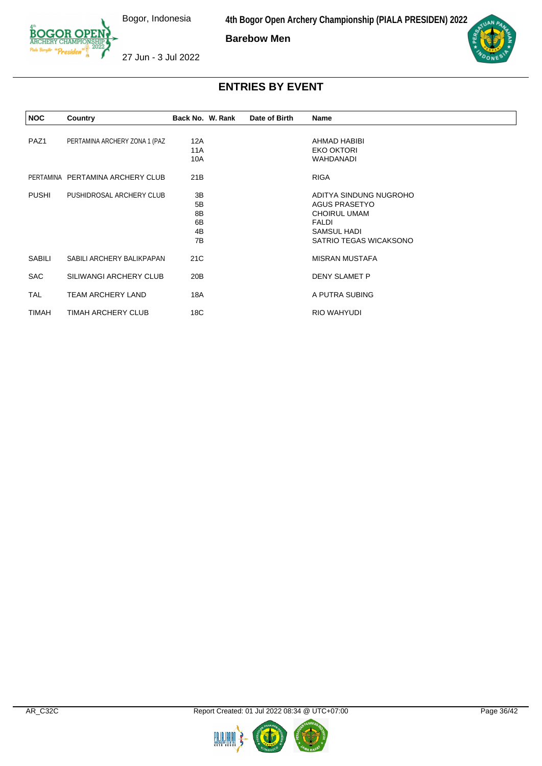## Barebow Men

## ENTRIES BY EVENT

| NOC | Country | Back No. | W. Rank | Date of Birth | Name |
|---|---|---|---|---|---|
| PAZ1 | PERTAMINA ARCHERY ZONA 1 (PAZ | 12A | | | AHMAD HABIBI |
| | | 11A | | | EKO OKTORI |
| | | 10A | | | WAHDANADI |
| PERTAMINA | PERTAMINA ARCHERY CLUB | 21B | | | RIGA |
| PUSHI | PUSHIDROSAL ARCHERY CLUB | 3B | | | ADITYA SINDUNG NUGROHO |
| | | 5B | | | AGUS PRASETYO |
| | | 8B | | | CHOIRUL UMAM |
| | | 6B | | | FALDI |
| | | 4B | | | SAMSUL HADI |
| | | 7B | | | SATRIO TEGAS WICAKSONO |
| SABILI | SABILI ARCHERY BALIKPAPAN | 21C | | | MISRAN MUSTAFA |
| SAC | SILIWANGI ARCHERY CLUB | 20B | | | DENY SLAMET P |
| TAL | TEAM ARCHERY LAND | 18A | | | A PUTRA SUBING |
| TIMAH | TIMAH ARCHERY CLUB | 18C | | | RIO WAHYUDI |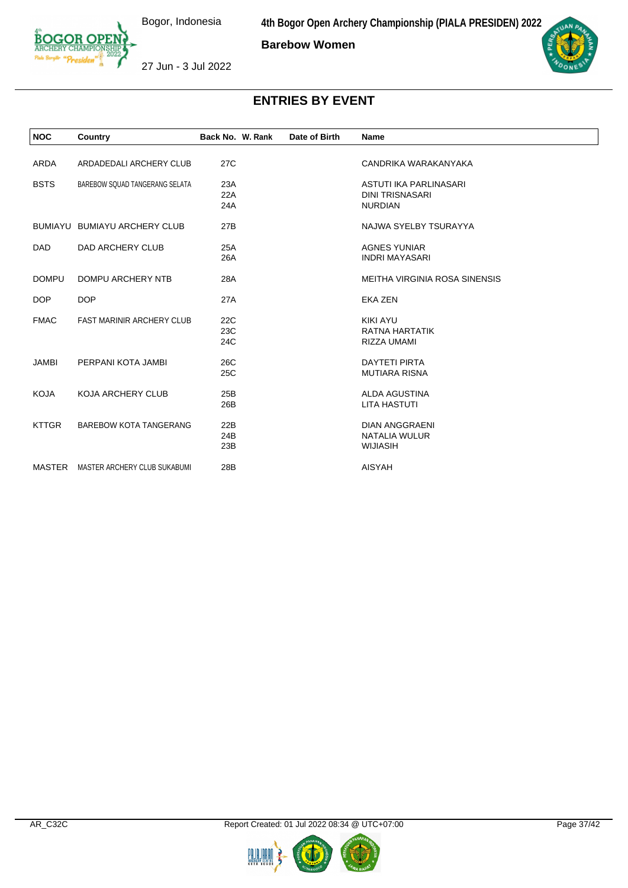# Barebow Women

## ENTRIES BY EVENT

| NOC | Country | Back No. | W. Rank | Date of Birth | Name |
|---|---|---|---|---|---|
| ARDA | ARDADEDALI ARCHERY CLUB | 27C | | | CANDRIKA WARAKANYAKA |
| BSTS | BAREBOW SQUAD TANGERANG SELATA | 23A | | | ASTUTI IKA PARLINASARI |
| | | 22A | | | DINI TRISNASARI |
| | | 24A | | | NURDIAN |
| BUMIAYU | BUMIAYU ARCHERY CLUB | 27B | | | NAJWA SYELBY TSURAYYA |
| DAD | DAD ARCHERY CLUB | 25A | | | AGNES YUNIAR |
| | | 26A | | | INDRI MAYASARI |
| DOMPU | DOMPU ARCHERY NTB | 28A | | | MEITHA VIRGINIA ROSA SINENSIS |
| DOP | DOP | 27A | | | EKA ZEN |
| FMAC | FAST MARINIR ARCHERY CLUB | 22C | | | KIKI AYU |
| | | 23C | | | RATNA HARTATIK |
| | | 24C | | | RIZZA UMAMI |
| JAMBI | PERPANI KOTA JAMBI | 26C | | | DAYTETI PIRTA |
| | | 25C | | | MUTIARA RISNA |
| KOJA | KOJA ARCHERY CLUB | 25B | | | ALDA AGUSTINA |
| | | 26B | | | LITA HASTUTI |
| KTTGR | BAREBOW KOTA TANGERANG | 22B | | | DIAN ANGGRAENI |
| | | 24B | | | NATALIA WULUR |
| | | 23B | | | WIJIASIH |
| MASTER | MASTER ARCHERY CLUB SUKABUMI | 28B | | | AISYAH |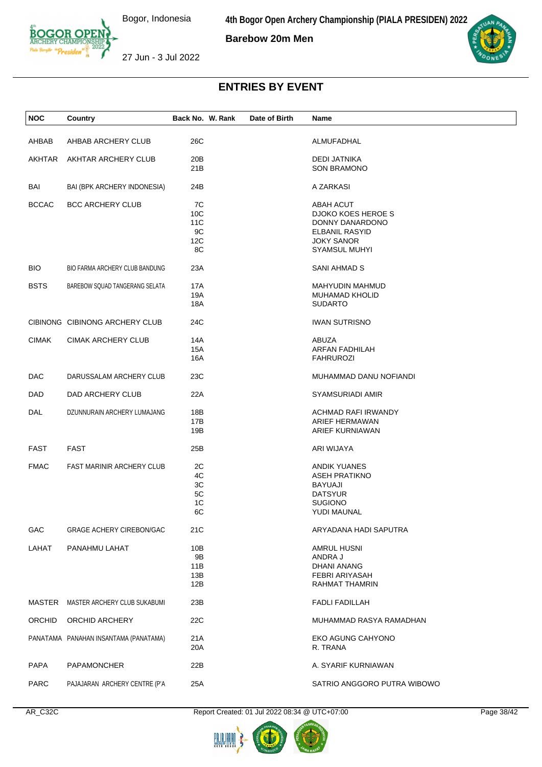# 4th Bogor Open Archery Championship (PIALA PRESIDEN) 2022

**Barebow 20m Men**

Bogor, Indonesia

27 Jun - 3 Jul 2022

## ENTRIES BY EVENT

| NOC | Country | Back No. | W. Rank | Date of Birth | Name |
|---|---|---|---|---|---|
| AHBAB | AHBAB ARCHERY CLUB | 26C | | | ALMUFADHAL |
| AKHTAR | AKHTAR ARCHERY CLUB | 20B | | | DEDI JATNIKA |
| | | 21B | | | SON BRAMONO |
| BAI | BAI (BPK ARCHERY INDONESIA) | 24B | | | A ZARKASI |
| BCCAC | BCC ARCHERY CLUB | 7C | | | ABAH ACUT |
| | | 10C | | | DJOKO KOES HEROE S |
| | | 11C | | | DONNY DANARDONO |
| | | 9C | | | ELBANIL RASYID |
| | | 12C | | | JOKY SANOR |
| | | 8C | | | SYAMSUL MUHYI |
| BIO | BIO FARMA ARCHERY CLUB BANDUNG | 23A | | | SANI AHMAD S |
| BSTS | BAREBOW SQUAD TANGERANG SELATA | 17A | | | MAHYUDIN MAHMUD |
| | | 19A | | | MUHAMAD KHOLID |
| | | 18A | | | SUDARTO |
| CIBINONG | CIBINONG ARCHERY CLUB | 24C | | | IWAN SUTRISNO |
| CIMAK | CIMAK ARCHERY CLUB | 14A | | | ABUZA |
| | | 15A | | | ARFAN FADHILAH |
| | | 16A | | | FAHRUROZI |
| DAC | DARUSSALAM ARCHERY CLUB | 23C | | | MUHAMMAD DANU NOFIANDI |
| DAD | DAD ARCHERY CLUB | 22A | | | SYAMSURIADI AMIR |
| DAL | DZUNNURAIN ARCHERY LUMAJANG | 18B | | | ACHMAD RAFI IRWANDY |
| | | 17B | | | ARIEF HERMAWAN |
| | | 19B | | | ARIEF KURNIAWAN |
| FAST | FAST | 25B | | | ARI WIJAYA |
| FMAC | FAST MARINIR ARCHERY CLUB | 2C | | | ANDIK YUANES |
| | | 4C | | | ASEH PRATIKNO |
| | | 3C | | | BAYUAJI |
| | | 5C | | | DATSYUR |
| | | 1C | | | SUGIONO |
| | | 6C | | | YUDI MAUNAL |
| GAC | GRAGE ACHERY CIREBON/GAC | 21C | | | ARYADANA HADI SAPUTRA |
| LAHAT | PANAHMU LAHAT | 10B | | | AMRUL HUSNI |
| | | 9B | | | ANDRA J |
| | | 11B | | | DHANI ANANG |
| | | 13B | | | FEBRI ARIYASAH |
| | | 12B | | | RAHMAT THAMRIN |
| MASTER | MASTER ARCHERY CLUB SUKABUMI | 23B | | | FADLI FADILLAH |
| ORCHID | ORCHID ARCHERY | 22C | | | MUHAMMAD RASYA RAMADHAN |
| PANATAMA | PANAHAN INSANTAMA (PANATAMA) | 21A | | | EKO AGUNG CAHYONO |
| | | 20A | | | R. TRANA |
| PAPA | PAPAMONCHER | 22B | | | A. SYARIF KURNIAWAN |
| PARC | PAJAJARAN ARCHERY CENTRE (P'A | 25A | | | SATRIO ANGGORO PUTRA WIBOWO |

AR_C32C

Report Created: 01 Jul 2022 08:34 @ UTC+07:00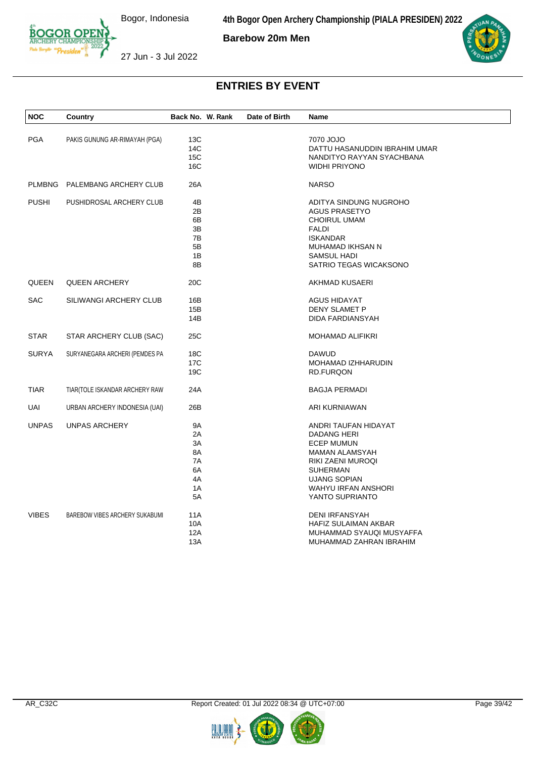## Barebow 20m Men

## ENTRIES BY EVENT

| NOC | Country | Back No. | W. Rank | Date of Birth | Name |
|---|---|---|---|---|---|
| PGA | PAKIS GUNUNG AR-RIMAYAH (PGA) | 13C | | | 7070 JOJO |
| | | 14C | | | DATTU HASANUDDIN IBRAHIM UMAR |
| | | 15C | | | NANDITYO RAYYAN SYACHBANA |
| | | 16C | | | WIDHI PRIYONO |
| PLMBNG | PALEMBANG ARCHERY CLUB | 26A | | | NARSO |
| PUSHI | PUSHIDROSAL ARCHERY CLUB | 4B | | | ADITYA SINDUNG NUGROHO |
| | | 2B | | | AGUS PRASETYO |
| | | 6B | | | CHOIRUL UMAM |
| | | 3B | | | FALDI |
| | | 7B | | | ISKANDAR |
| | | 5B | | | MUHAMAD IKHSAN N |
| | | 1B | | | SAMSUL HADI |
| | | 8B | | | SATRIO TEGAS WICAKSONO |
| QUEEN | QUEEN ARCHERY | 20C | | | AKHMAD KUSAERI |
| SAC | SILIWANGI ARCHERY CLUB | 16B | | | AGUS HIDAYAT |
| | | 15B | | | DENY SLAMET P |
| | | 14B | | | DIDA FARDIANSYAH |
| STAR | STAR ARCHERY CLUB (SAC) | 25C | | | MOHAMAD ALIFIKRI |
| SURYA | SURYANEGARA ARCHERI (PEMDES PA | 18C | | | DAWUD |
| | | 17C | | | MOHAMAD IZHHARUDIN |
| | | 19C | | | RD.FURQON |
| TIAR | TIAR(TOLE ISKANDAR ARCHERY RAW | 24A | | | BAGJA PERMADI |
| UAI | URBAN ARCHERY INDONESIA (UAI) | 26B | | | ARI KURNIAWAN |
| UNPAS | UNPAS ARCHERY | 9A | | | ANDRI TAUFAN HIDAYAT |
| | | 2A | | | DADANG HERI |
| | | 3A | | | ECEP MUMUN |
| | | 8A | | | MAMAN ALAMSYAH |
| | | 7A | | | RIKI ZAENI MUROQI |
| | | 6A | | | SUHERMAN |
| | | 4A | | | UJANG SOPIAN |
| | | 1A | | | WAHYU IRFAN ANSHORI |
| | | 5A | | | YANTO SUPRIANTO |
| VIBES | BAREBOW VIBES ARCHERY SUKABUMI | 11A | | | DENI IRFANSYAH |
| | | 10A | | | HAFIZ SULAIMAN AKBAR |
| | | 12A | | | MUHAMMAD SYAUQI MUSYAFFA |
| | | 13A | | | MUHAMMAD ZAHRAN IBRAHIM |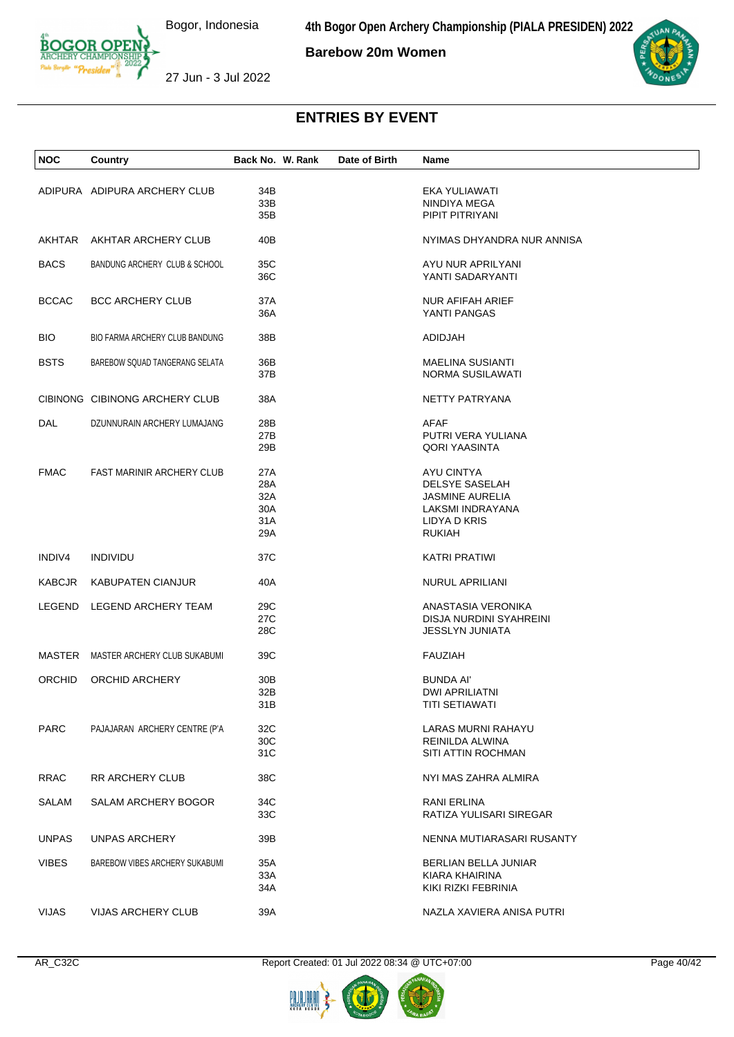# ENTRIES BY EVENT

Barebow 20m Women

| NOC | Country | Back No. | W. Rank | Date of Birth | Name |
|---|---|---|---|---|---|
| ADIPURA | ADIPURA ARCHERY CLUB | 34B | | | EKA YULIAWATI |
| | | 33B | | | NINDIYA MEGA |
| | | 35B | | | PIPIT PITRIYANI |
| AKHTAR | AKHTAR ARCHERY CLUB | 40B | | | NYIMAS DHYANDRA NUR ANNISA |
| BACS | BANDUNG ARCHERY CLUB & SCHOOL | 35C | | | AYU NUR APRILYANI |
| | | 36C | | | YANTI SADARYANTI |
| BCCAC | BCC ARCHERY CLUB | 37A | | | NUR AFIFAH ARIEF |
| | | 36A | | | YANTI PANGAS |
| BIO | BIO FARMA ARCHERY CLUB BANDUNG | 38B | | | ADIDJAH |
| BSTS | BAREBOW SQUAD TANGERANG SELATA | 36B | | | MAELINA SUSIANTI |
| | | 37B | | | NORMA SUSILAWATI |
| CIBINONG | CIBINONG ARCHERY CLUB | 38A | | | NETTY PATRYANA |
| DAL | DZUNNURAIN ARCHERY LUMAJANG | 28B | | | AFAF |
| | | 27B | | | PUTRI VERA YULIANA |
| | | 29B | | | QORI YAASINTA |
| FMAC | FAST MARINIR ARCHERY CLUB | 27A | | | AYU CINTYA |
| | | 28A | | | DELSYE SASELAH |
| | | 32A | | | JASMINE AURELIA |
| | | 30A | | | LAKSMI INDRAYANA |
| | | 31A | | | LIDYA D KRIS |
| | | 29A | | | RUKIAH |
| INDIV4 | INDIVIDU | 37C | | | KATRI PRATIWI |
| KABCJR | KABUPATEN CIANJUR | 40A | | | NURUL APRILIANI |
| LEGEND | LEGEND ARCHERY TEAM | 29C | | | ANASTASIA VERONIKA |
| | | 27C | | | DISJA NURDINI SYAHREINI |
| | | 28C | | | JESSLYN JUNIATA |
| MASTER | MASTER ARCHERY CLUB SUKABUMI | 39C | | | FAUZIAH |
| ORCHID | ORCHID ARCHERY | 30B | | | BUNDA AI' |
| | | 32B | | | DWI APRILIATNI |
| | | 31B | | | TITI SETIAWATI |
| PARC | PAJAJARAN ARCHERY CENTRE (P'A | 32C | | | LARAS MURNI RAHAYU |
| | | 30C | | | REINILDA ALWINA |
| | | 31C | | | SITI ATTIN ROCHMAN |
| RRAC | RR ARCHERY CLUB | 38C | | | NYI MAS ZAHRA ALMIRA |
| SALAM | SALAM ARCHERY BOGOR | 34C | | | RANI ERLINA |
| | | 33C | | | RATIZA YULISARI SIREGAR |
| UNPAS | UNPAS ARCHERY | 39B | | | NENNA MUTIARASARI RUSANTY |
| VIBES | BAREBOW VIBES ARCHERY SUKABUMI | 35A | | | BERLIAN BELLA JUNIAR |
| | | 33A | | | KIARA KHAIRINA |
| | | 34A | | | KIKI RIZKI FEBRINIA |
| VIJAS | VIJAS ARCHERY CLUB | 39A | | | NAZLA XAVIERA ANISA PUTRI |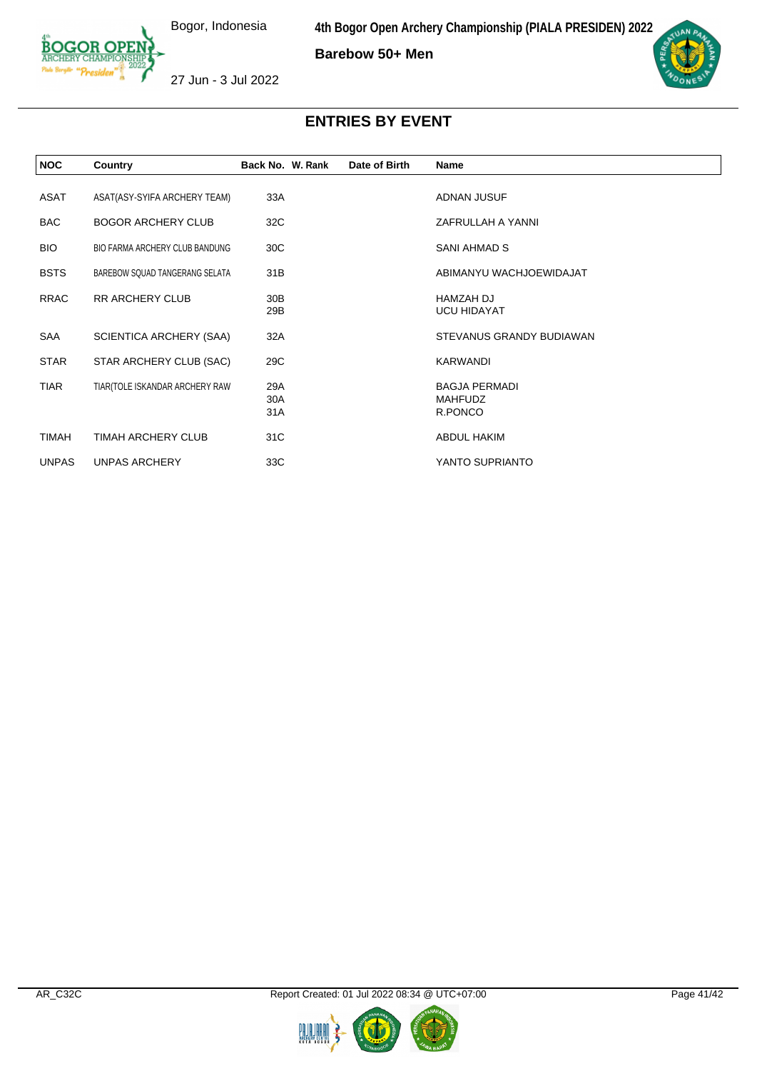## Barebow 50+ Men

# ENTRIES BY EVENT

| NOC | Country | Back No. | W. Rank | Date of Birth | Name |
|---|---|---|---|---|---|
| ASAT | ASAT(ASY-SYIFA ARCHERY TEAM) | 33A | | | ADNAN JUSUF |
| BAC | BOGOR ARCHERY CLUB | 32C | | | ZAFRULLAH A YANNI |
| BIO | BIO FARMA ARCHERY CLUB BANDUNG | 30C | | | SANI AHMAD S |
| BSTS | BAREBOW SQUAD TANGERANG SELATA | 31B | | | ABIMANYU WACHJOEWIDAJAT |
| RRAC | RR ARCHERY CLUB | 30B | | | HAMZAH DJ |
| | | 29B | | | UCU HIDAYAT |
| SAA | SCIENTICA ARCHERY (SAA) | 32A | | | STEVANUS GRANDY BUDIAWAN |
| STAR | STAR ARCHERY CLUB (SAC) | 29C | | | KARWANDI |
| TIAR | TIAR(TOLE ISKANDAR ARCHERY RAW | 29A | | | BAGJA PERMADI |
| | | 30A | | | MAHFUDZ |
| | | 31A | | | R.PONCO |
| TIMAH | TIMAH ARCHERY CLUB | 31C | | | ABDUL HAKIM |
| UNPAS | UNPAS ARCHERY | 33C | | | YANTO SUPRIANTO |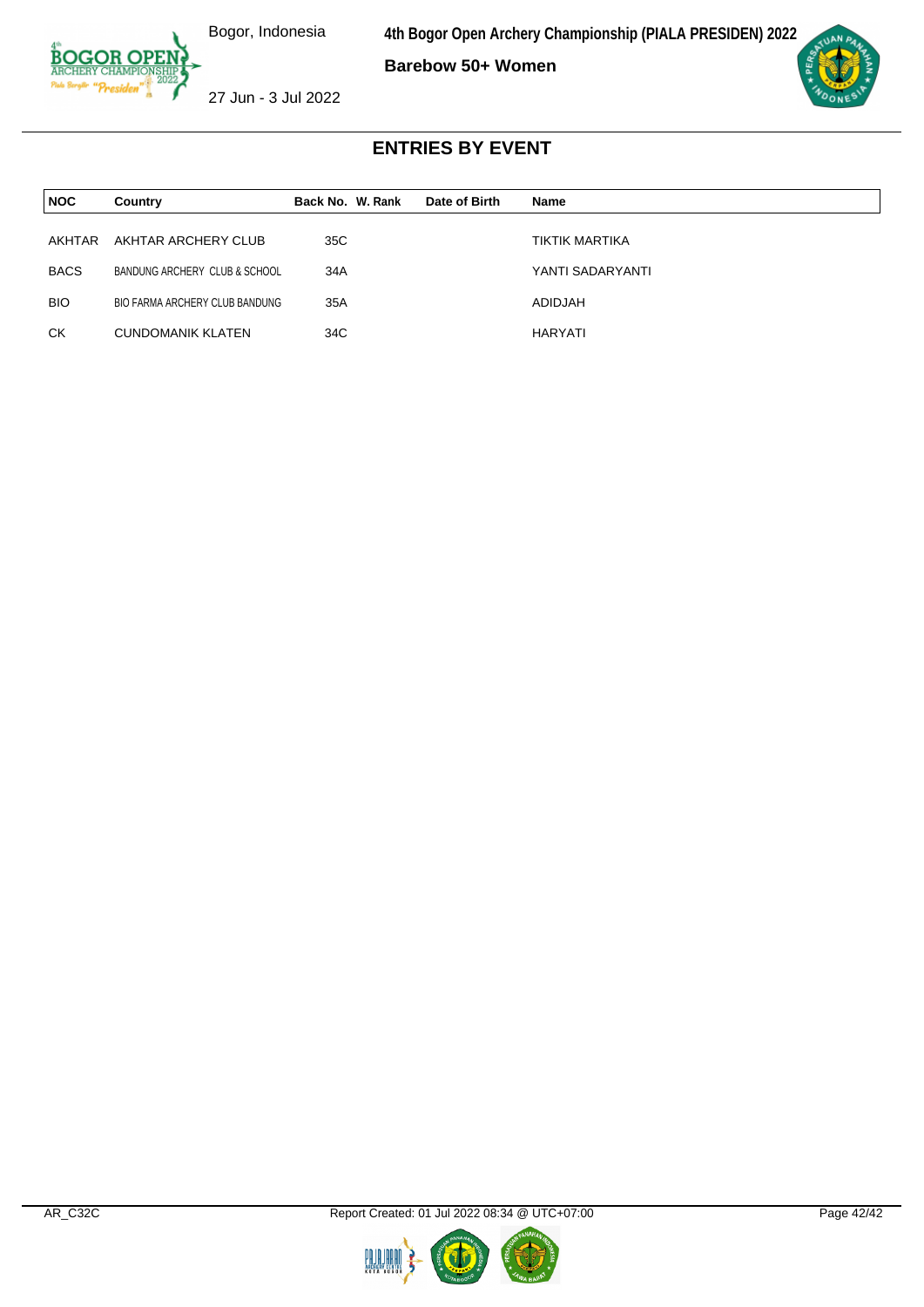# ENTRIES BY EVENT

**Barebow 50+ Women**

| NOC | Country | Back No. | W. Rank | Date of Birth | Name |
|---|---|---|---|---|---|
| AKHTAR | AKHTAR ARCHERY CLUB | 35C | | | TIKTIK MARTIKA |
| BACS | BANDUNG ARCHERY CLUB & SCHOOL | 34A | | | YANTI SADARYANTI |
| BIO | BIO FARMA ARCHERY CLUB BANDUNG | 35A | | | ADIDJAH |
| CK | CUNDOMANIK KLATEN | 34C | | | HARYATI |